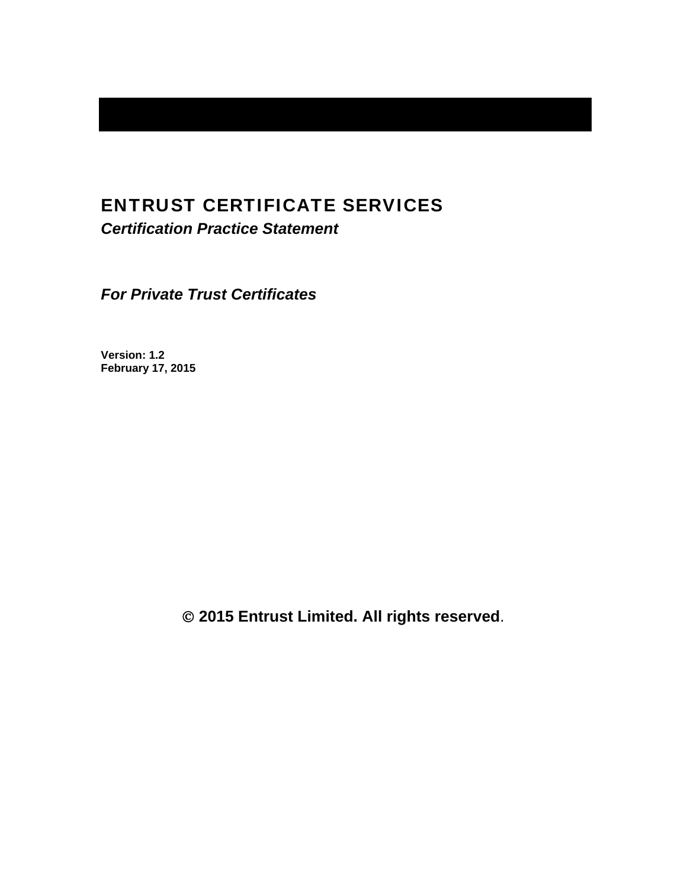# ENTRUST CERTIFICATE SERVICES

***Certification Practice Statement***

***For Private Trust Certificates***

**Version: 1.2**
**February 17, 2015**

**© 2015 Entrust Limited. All rights reserved**.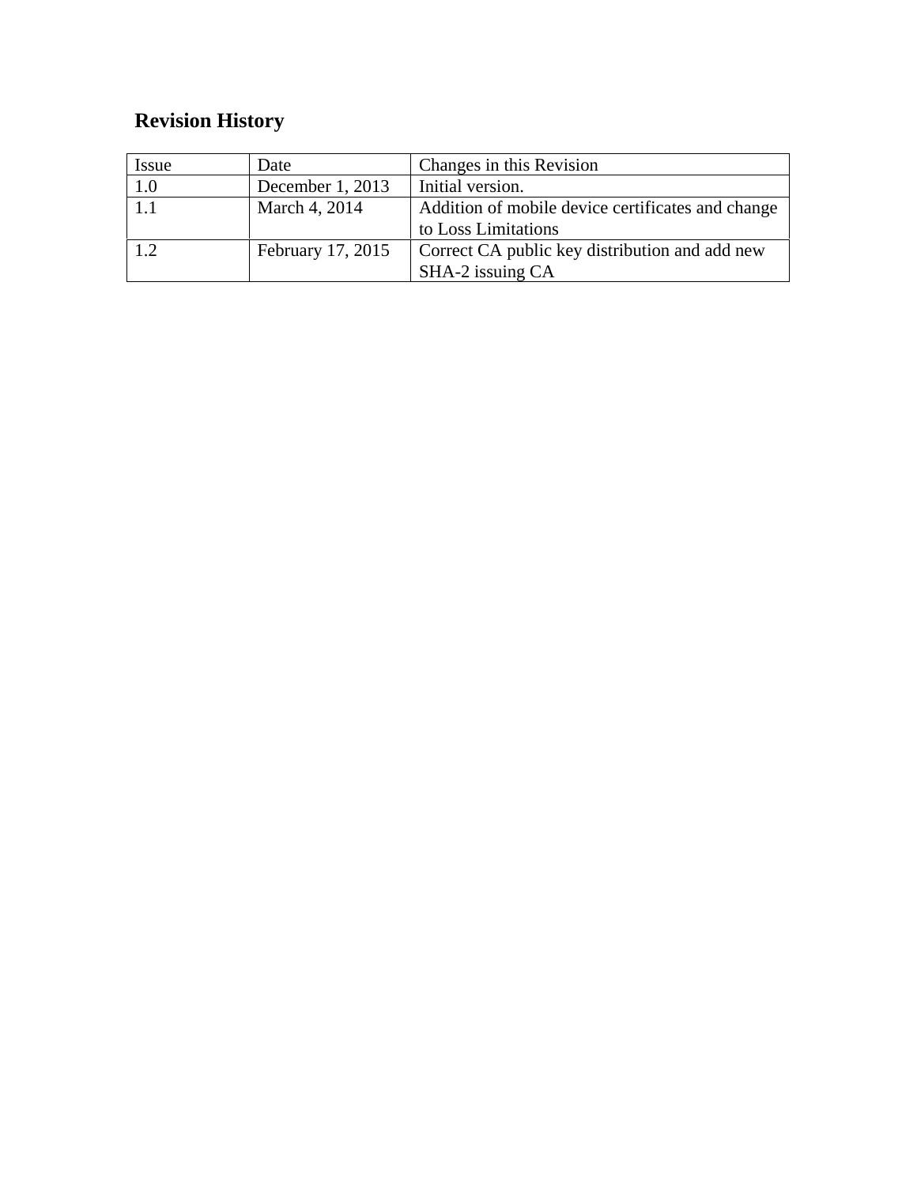## Revision History

| Issue | Date | Changes in this Revision |
|---|---|---|
| 1.0 | December 1, 2013 | Initial version. |
| 1.1 | March 4, 2014 | Addition of mobile device certificates and change to Loss Limitations |
| 1.2 | February 17, 2015 | Correct CA public key distribution and add new SHA-2 issuing CA |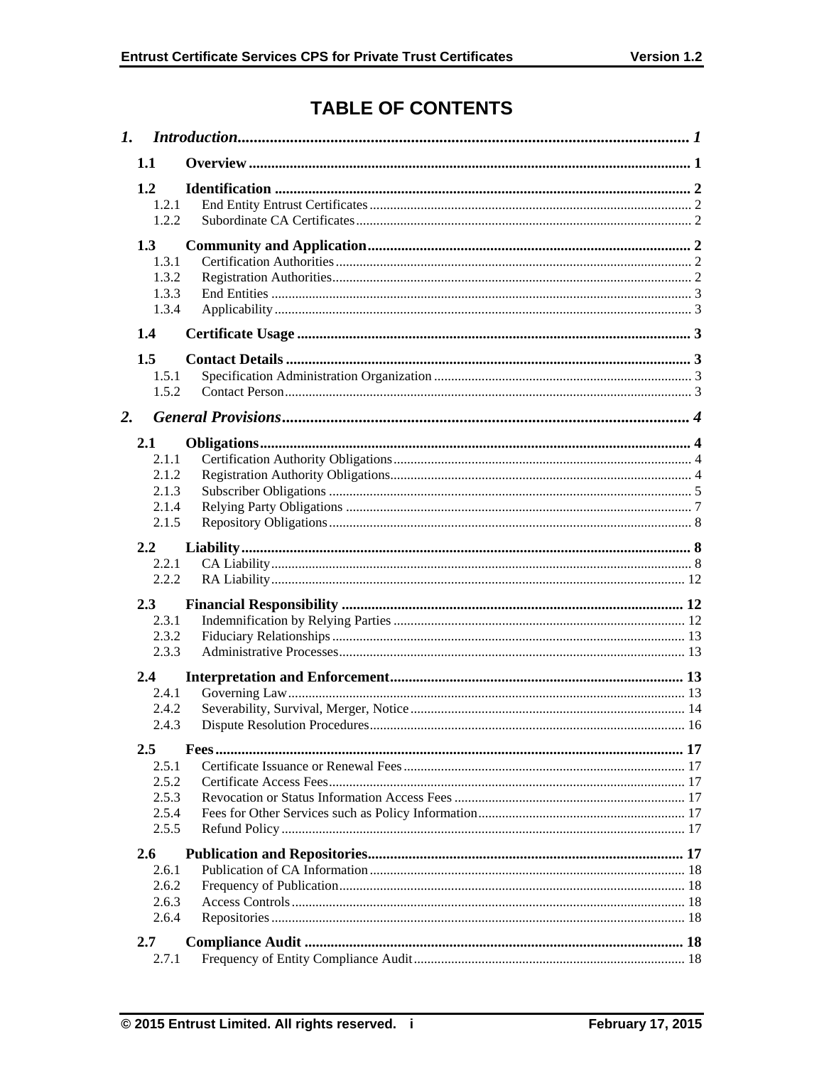# TABLE OF CONTENTS

*1. Introduction* ........................................................................................................ *1*

**1.1 Overview** ........................................................................................................ **1**

**1.2 Identification** ........................................................................................................ **2**
- 1.2.1 End Entity Entrust Certificates ........................................................................ 2
- 1.2.2 Subordinate CA Certificates ........................................................................ 2

**1.3 Community and Application** ........................................................................ **2**
- 1.3.1 Certification Authorities ........................................................................ 2
- 1.3.2 Registration Authorities ........................................................................ 2
- 1.3.3 End Entities ........................................................................ 3
- 1.3.4 Applicability ........................................................................ 3

**1.4 Certificate Usage** ........................................................................ **3**

**1.5 Contact Details** ........................................................................ **3**
- 1.5.1 Specification Administration Organization ........................................................................ 3
- 1.5.2 Contact Person ........................................................................ 3

*2. General Provisions* ........................................................................................................ *4*

**2.1 Obligations** ........................................................................ **4**
- 2.1.1 Certification Authority Obligations ........................................................................ 4
- 2.1.2 Registration Authority Obligations ........................................................................ 4
- 2.1.3 Subscriber Obligations ........................................................................ 5
- 2.1.4 Relying Party Obligations ........................................................................ 7
- 2.1.5 Repository Obligations ........................................................................ 8

**2.2 Liability** ........................................................................ **8**
- 2.2.1 CA Liability ........................................................................ 8
- 2.2.2 RA Liability ........................................................................ 12

**2.3 Financial Responsibility** ........................................................................ **12**
- 2.3.1 Indemnification by Relying Parties ........................................................................ 12
- 2.3.2 Fiduciary Relationships ........................................................................ 13
- 2.3.3 Administrative Processes ........................................................................ 13

**2.4 Interpretation and Enforcement** ........................................................................ **13**
- 2.4.1 Governing Law ........................................................................ 13
- 2.4.2 Severability, Survival, Merger, Notice ........................................................................ 14
- 2.4.3 Dispute Resolution Procedures ........................................................................ 16

**2.5 Fees** ........................................................................ **17**
- 2.5.1 Certificate Issuance or Renewal Fees ........................................................................ 17
- 2.5.2 Certificate Access Fees ........................................................................ 17
- 2.5.3 Revocation or Status Information Access Fees ........................................................................ 17
- 2.5.4 Fees for Other Services such as Policy Information ........................................................................ 17
- 2.5.5 Refund Policy ........................................................................ 17

**2.6 Publication and Repositories** ........................................................................ **17**
- 2.6.1 Publication of CA Information ........................................................................ 18
- 2.6.2 Frequency of Publication ........................................................................ 18
- 2.6.3 Access Controls ........................................................................ 18
- 2.6.4 Repositories ........................................................................ 18

**2.7 Compliance Audit** ........................................................................ **18**
- 2.7.1 Frequency of Entity Compliance Audit ........................................................................ 18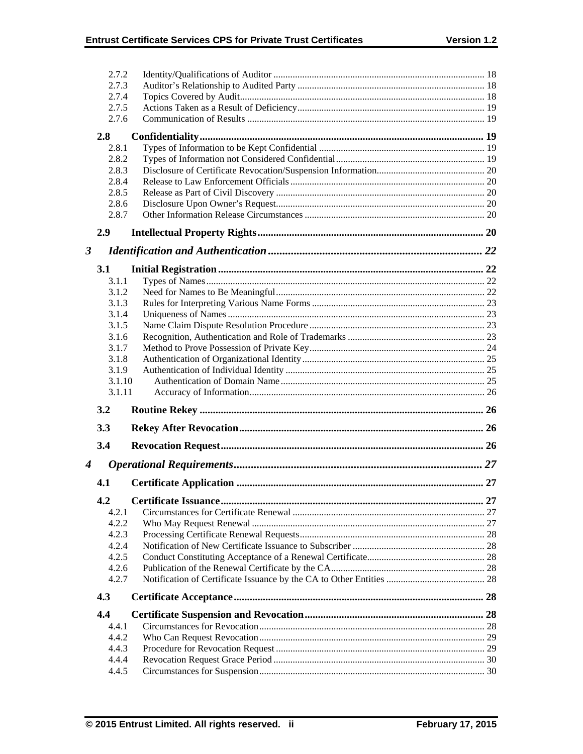2.7.2 Identity/Qualifications of Auditor ........ 18
2.7.3 Auditor's Relationship to Audited Party ........ 18
2.7.4 Topics Covered by Audit ........ 18
2.7.5 Actions Taken as a Result of Deficiency ........ 19
2.7.6 Communication of Results ........ 19

**2.8 Confidentiality ........ 19**

2.8.1 Types of Information to be Kept Confidential ........ 19
2.8.2 Types of Information not Considered Confidential ........ 19
2.8.3 Disclosure of Certificate Revocation/Suspension Information ........ 20
2.8.4 Release to Law Enforcement Officials ........ 20
2.8.5 Release as Part of Civil Discovery ........ 20
2.8.6 Disclosure Upon Owner's Request ........ 20
2.8.7 Other Information Release Circumstances ........ 20

**2.9 Intellectual Property Rights ........ 20**

***3 Identification and Authentication ........ 22***

**3.1 Initial Registration ........ 22**

3.1.1 Types of Names ........ 22
3.1.2 Need for Names to Be Meaningful ........ 22
3.1.3 Rules for Interpreting Various Name Forms ........ 23
3.1.4 Uniqueness of Names ........ 23
3.1.5 Name Claim Dispute Resolution Procedure ........ 23
3.1.6 Recognition, Authentication and Role of Trademarks ........ 23
3.1.7 Method to Prove Possession of Private Key ........ 24
3.1.8 Authentication of Organizational Identity ........ 25
3.1.9 Authentication of Individual Identity ........ 25
3.1.10 Authentication of Domain Name ........ 25
3.1.11 Accuracy of Information ........ 26

**3.2 Routine Rekey ........ 26**

**3.3 Rekey After Revocation ........ 26**

**3.4 Revocation Request ........ 26**

***4 Operational Requirements ........ 27***

**4.1 Certificate Application ........ 27**

**4.2 Certificate Issuance ........ 27**

4.2.1 Circumstances for Certificate Renewal ........ 27
4.2.2 Who May Request Renewal ........ 27
4.2.3 Processing Certificate Renewal Requests ........ 28
4.2.4 Notification of New Certificate Issuance to Subscriber ........ 28
4.2.5 Conduct Constituting Acceptance of a Renewal Certificate ........ 28
4.2.6 Publication of the Renewal Certificate by the CA ........ 28
4.2.7 Notification of Certificate Issuance by the CA to Other Entities ........ 28

**4.3 Certificate Acceptance ........ 28**

**4.4 Certificate Suspension and Revocation ........ 28**

4.4.1 Circumstances for Revocation ........ 28
4.4.2 Who Can Request Revocation ........ 29
4.4.3 Procedure for Revocation Request ........ 29
4.4.4 Revocation Request Grace Period ........ 30
4.4.5 Circumstances for Suspension ........ 30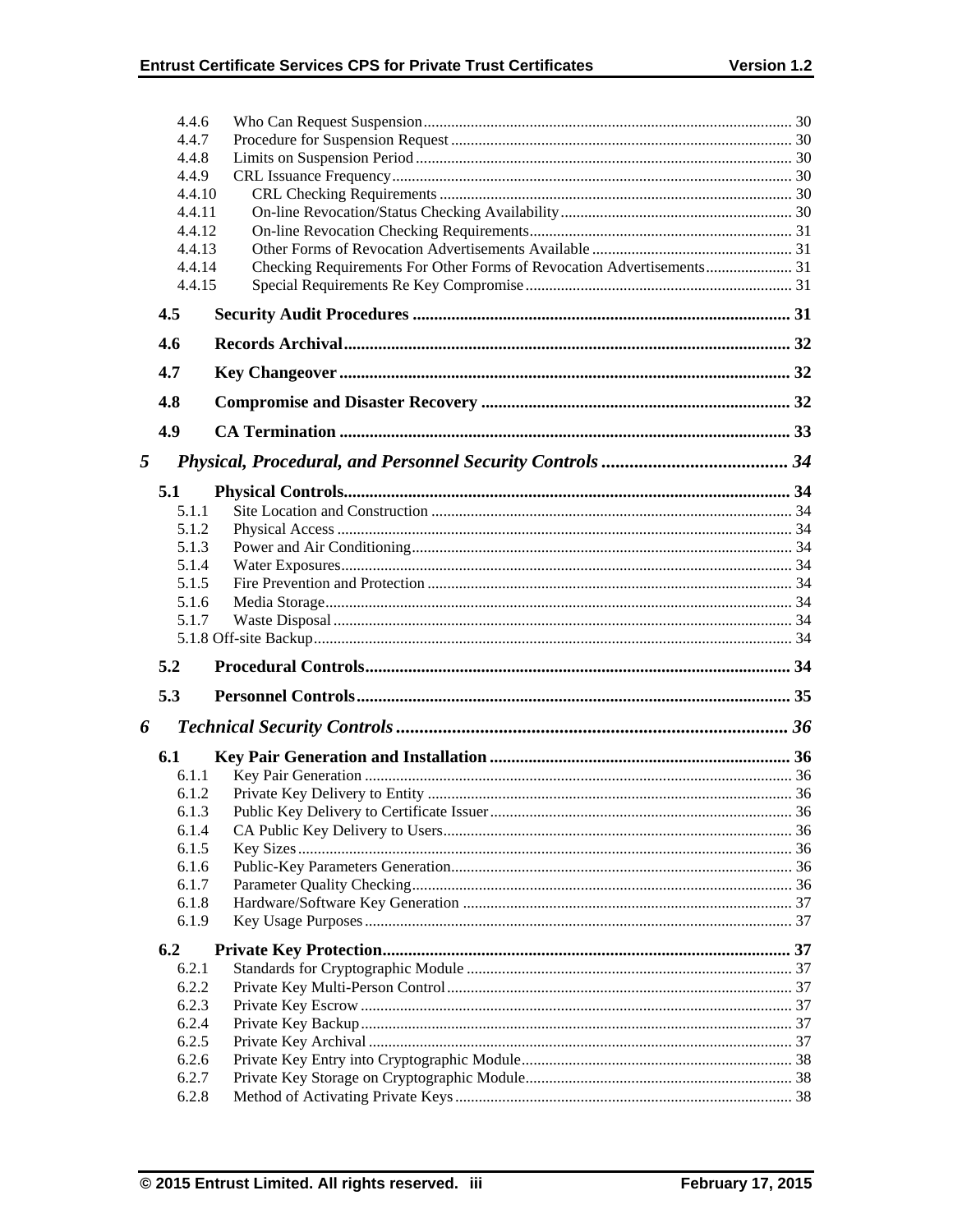4.4.6 Who Can Request Suspension ..... 30
4.4.7 Procedure for Suspension Request ..... 30
4.4.8 Limits on Suspension Period ..... 30
4.4.9 CRL Issuance Frequency ..... 30
4.4.10 CRL Checking Requirements ..... 30
4.4.11 On-line Revocation/Status Checking Availability ..... 30
4.4.12 On-line Revocation Checking Requirements ..... 31
4.4.13 Other Forms of Revocation Advertisements Available ..... 31
4.4.14 Checking Requirements For Other Forms of Revocation Advertisements ..... 31
4.4.15 Special Requirements Re Key Compromise ..... 31

**4.5 Security Audit Procedures ..... 31**

**4.6 Records Archival ..... 32**

**4.7 Key Changeover ..... 32**

**4.8 Compromise and Disaster Recovery ..... 32**

**4.9 CA Termination ..... 33**

***5 Physical, Procedural, and Personnel Security Controls ..... 34***

**5.1 Physical Controls ..... 34**

5.1.1 Site Location and Construction ..... 34
5.1.2 Physical Access ..... 34
5.1.3 Power and Air Conditioning ..... 34
5.1.4 Water Exposures ..... 34
5.1.5 Fire Prevention and Protection ..... 34
5.1.6 Media Storage ..... 34
5.1.7 Waste Disposal ..... 34
5.1.8 Off-site Backup ..... 34

**5.2 Procedural Controls ..... 34**

**5.3 Personnel Controls ..... 35**

***6 Technical Security Controls ..... 36***

**6.1 Key Pair Generation and Installation ..... 36**

6.1.1 Key Pair Generation ..... 36
6.1.2 Private Key Delivery to Entity ..... 36
6.1.3 Public Key Delivery to Certificate Issuer ..... 36
6.1.4 CA Public Key Delivery to Users ..... 36
6.1.5 Key Sizes ..... 36
6.1.6 Public-Key Parameters Generation ..... 36
6.1.7 Parameter Quality Checking ..... 36
6.1.8 Hardware/Software Key Generation ..... 37
6.1.9 Key Usage Purposes ..... 37

**6.2 Private Key Protection ..... 37**

6.2.1 Standards for Cryptographic Module ..... 37
6.2.2 Private Key Multi-Person Control ..... 37
6.2.3 Private Key Escrow ..... 37
6.2.4 Private Key Backup ..... 37
6.2.5 Private Key Archival ..... 37
6.2.6 Private Key Entry into Cryptographic Module ..... 38
6.2.7 Private Key Storage on Cryptographic Module ..... 38
6.2.8 Method of Activating Private Keys ..... 38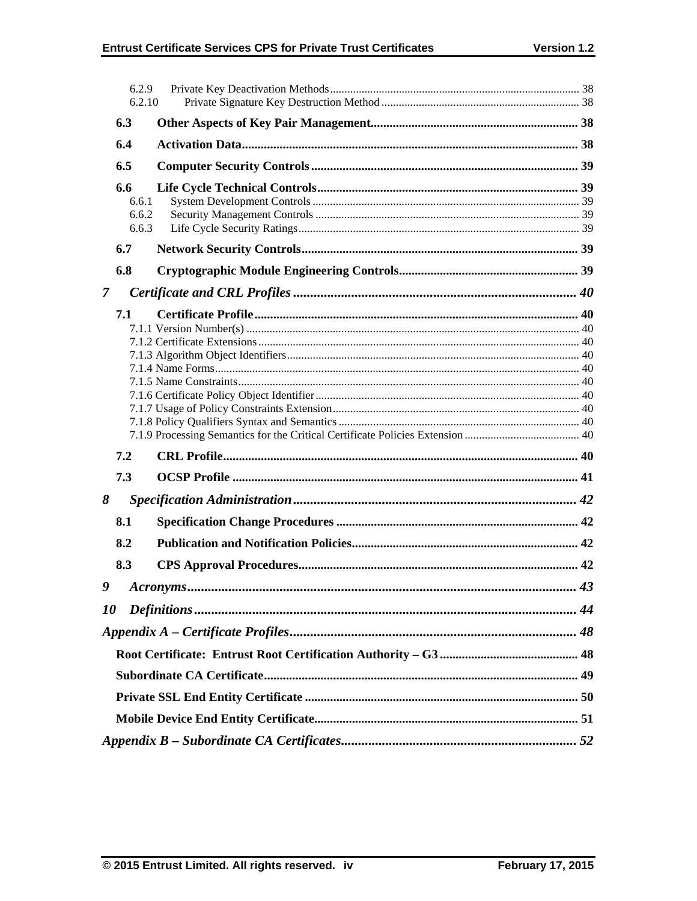6.2.9 Private Key Deactivation Methods ........ 38
6.2.10 Private Signature Key Destruction Method ........ 38

**6.3 Other Aspects of Key Pair Management ........ 38**

**6.4 Activation Data ........ 38**

**6.5 Computer Security Controls ........ 39**

**6.6 Life Cycle Technical Controls ........ 39**

6.6.1 System Development Controls ........ 39
6.6.2 Security Management Controls ........ 39
6.6.3 Life Cycle Security Ratings ........ 39

**6.7 Network Security Controls ........ 39**

**6.8 Cryptographic Module Engineering Controls ........ 39**

***7 Certificate and CRL Profiles ........ 40***

**7.1 Certificate Profile ........ 40**

7.1.1 Version Number(s) ........ 40
7.1.2 Certificate Extensions ........ 40
7.1.3 Algorithm Object Identifiers ........ 40
7.1.4 Name Forms ........ 40
7.1.5 Name Constraints ........ 40
7.1.6 Certificate Policy Object Identifier ........ 40
7.1.7 Usage of Policy Constraints Extension ........ 40
7.1.8 Policy Qualifiers Syntax and Semantics ........ 40
7.1.9 Processing Semantics for the Critical Certificate Policies Extension ........ 40

**7.2 CRL Profile ........ 40**

**7.3 OCSP Profile ........ 41**

***8 Specification Administration ........ 42***

**8.1 Specification Change Procedures ........ 42**

**8.2 Publication and Notification Policies ........ 42**

**8.3 CPS Approval Procedures ........ 42**

***9 Acronyms ........ 43***

***10 Definitions ........ 44***

***Appendix A – Certificate Profiles ........ 48***

**Root Certificate: Entrust Root Certification Authority – G3 ........ 48**

**Subordinate CA Certificate ........ 49**

**Private SSL End Entity Certificate ........ 50**

**Mobile Device End Entity Certificate ........ 51**

***Appendix B – Subordinate CA Certificates ........ 52***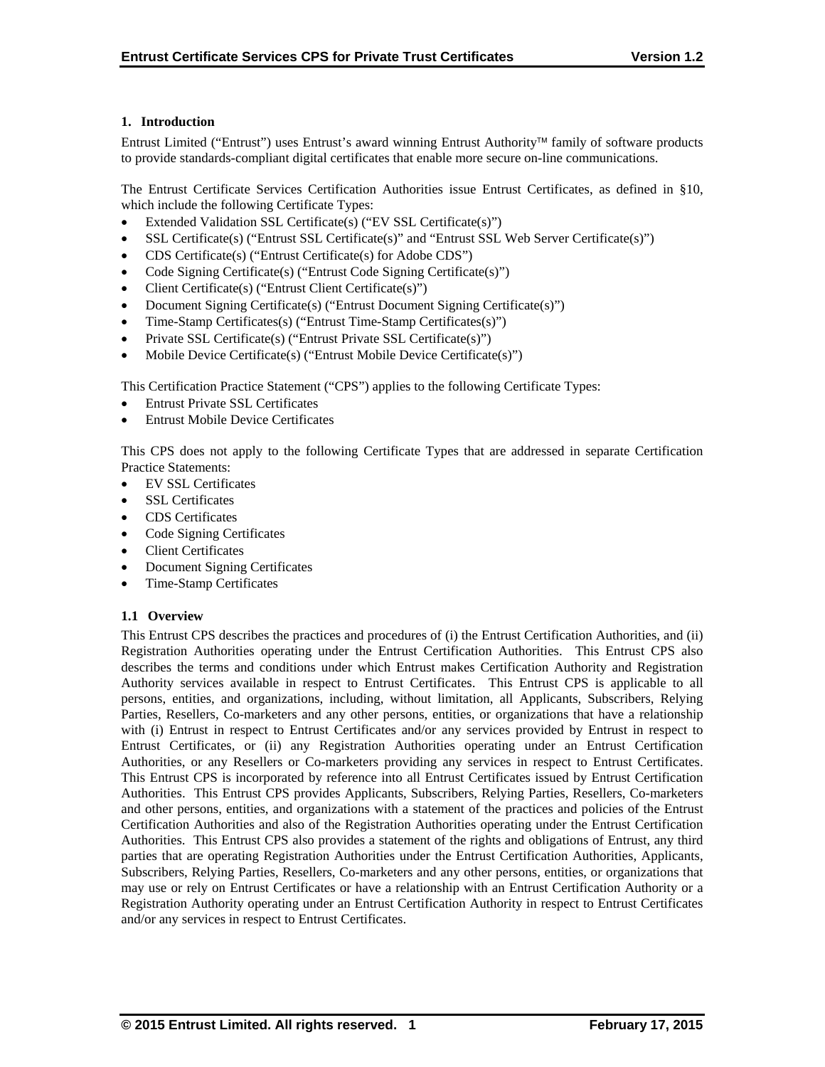## 1. Introduction

Entrust Limited ("Entrust") uses Entrust's award winning Entrust Authority™ family of software products to provide standards-compliant digital certificates that enable more secure on-line communications.

The Entrust Certificate Services Certification Authorities issue Entrust Certificates, as defined in §10, which include the following Certificate Types:

- Extended Validation SSL Certificate(s) ("EV SSL Certificate(s)")
- SSL Certificate(s) ("Entrust SSL Certificate(s)" and "Entrust SSL Web Server Certificate(s)")
- CDS Certificate(s) ("Entrust Certificate(s) for Adobe CDS")
- Code Signing Certificate(s) ("Entrust Code Signing Certificate(s)")
- Client Certificate(s) ("Entrust Client Certificate(s)")
- Document Signing Certificate(s) ("Entrust Document Signing Certificate(s)")
- Time-Stamp Certificates(s) ("Entrust Time-Stamp Certificates(s)")
- Private SSL Certificate(s) ("Entrust Private SSL Certificate(s)")
- Mobile Device Certificate(s) ("Entrust Mobile Device Certificate(s)")

This Certification Practice Statement ("CPS") applies to the following Certificate Types:

- Entrust Private SSL Certificates
- Entrust Mobile Device Certificates

This CPS does not apply to the following Certificate Types that are addressed in separate Certification Practice Statements:

- EV SSL Certificates
- SSL Certificates
- CDS Certificates
- Code Signing Certificates
- Client Certificates
- Document Signing Certificates
- Time-Stamp Certificates

### 1.1 Overview

This Entrust CPS describes the practices and procedures of (i) the Entrust Certification Authorities, and (ii) Registration Authorities operating under the Entrust Certification Authorities. This Entrust CPS also describes the terms and conditions under which Entrust makes Certification Authority and Registration Authority services available in respect to Entrust Certificates. This Entrust CPS is applicable to all persons, entities, and organizations, including, without limitation, all Applicants, Subscribers, Relying Parties, Resellers, Co-marketers and any other persons, entities, or organizations that have a relationship with (i) Entrust in respect to Entrust Certificates and/or any services provided by Entrust in respect to Entrust Certificates, or (ii) any Registration Authorities operating under an Entrust Certification Authorities, or any Resellers or Co-marketers providing any services in respect to Entrust Certificates. This Entrust CPS is incorporated by reference into all Entrust Certificates issued by Entrust Certification Authorities. This Entrust CPS provides Applicants, Subscribers, Relying Parties, Resellers, Co-marketers and other persons, entities, and organizations with a statement of the practices and policies of the Entrust Certification Authorities and also of the Registration Authorities operating under the Entrust Certification Authorities. This Entrust CPS also provides a statement of the rights and obligations of Entrust, any third parties that are operating Registration Authorities under the Entrust Certification Authorities, Applicants, Subscribers, Relying Parties, Resellers, Co-marketers and any other persons, entities, or organizations that may use or rely on Entrust Certificates or have a relationship with an Entrust Certification Authority or a Registration Authority operating under an Entrust Certification Authority in respect to Entrust Certificates and/or any services in respect to Entrust Certificates.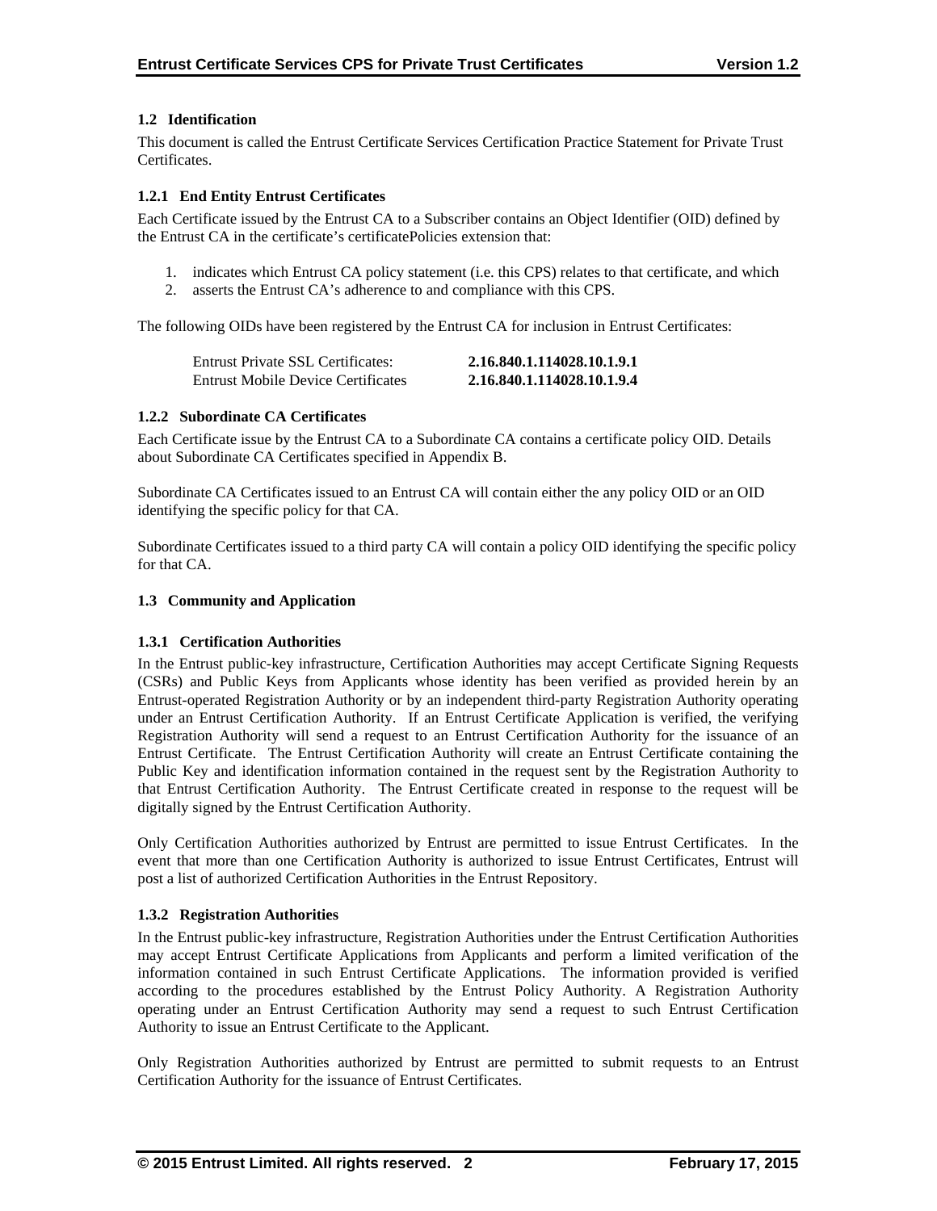### 1.2 Identification

This document is called the Entrust Certificate Services Certification Practice Statement for Private Trust Certificates.

#### 1.2.1 End Entity Entrust Certificates

Each Certificate issued by the Entrust CA to a Subscriber contains an Object Identifier (OID) defined by the Entrust CA in the certificate's certificatePolicies extension that:

1. indicates which Entrust CA policy statement (i.e. this CPS) relates to that certificate, and which
2. asserts the Entrust CA's adherence to and compliance with this CPS.

The following OIDs have been registered by the Entrust CA for inclusion in Entrust Certificates:

| | |
|---|---|
| Entrust Private SSL Certificates: | **2.16.840.1.114028.10.1.9.1** |
| Entrust Mobile Device Certificates | **2.16.840.1.114028.10.1.9.4** |

#### 1.2.2 Subordinate CA Certificates

Each Certificate issue by the Entrust CA to a Subordinate CA contains a certificate policy OID. Details about Subordinate CA Certificates specified in Appendix B.

Subordinate CA Certificates issued to an Entrust CA will contain either the any policy OID or an OID identifying the specific policy for that CA.

Subordinate Certificates issued to a third party CA will contain a policy OID identifying the specific policy for that CA.

### 1.3 Community and Application

#### 1.3.1 Certification Authorities

In the Entrust public-key infrastructure, Certification Authorities may accept Certificate Signing Requests (CSRs) and Public Keys from Applicants whose identity has been verified as provided herein by an Entrust-operated Registration Authority or by an independent third-party Registration Authority operating under an Entrust Certification Authority. If an Entrust Certificate Application is verified, the verifying Registration Authority will send a request to an Entrust Certification Authority for the issuance of an Entrust Certificate. The Entrust Certification Authority will create an Entrust Certificate containing the Public Key and identification information contained in the request sent by the Registration Authority to that Entrust Certification Authority. The Entrust Certificate created in response to the request will be digitally signed by the Entrust Certification Authority.

Only Certification Authorities authorized by Entrust are permitted to issue Entrust Certificates. In the event that more than one Certification Authority is authorized to issue Entrust Certificates, Entrust will post a list of authorized Certification Authorities in the Entrust Repository.

#### 1.3.2 Registration Authorities

In the Entrust public-key infrastructure, Registration Authorities under the Entrust Certification Authorities may accept Entrust Certificate Applications from Applicants and perform a limited verification of the information contained in such Entrust Certificate Applications. The information provided is verified according to the procedures established by the Entrust Policy Authority. A Registration Authority operating under an Entrust Certification Authority may send a request to such Entrust Certification Authority to issue an Entrust Certificate to the Applicant.

Only Registration Authorities authorized by Entrust are permitted to submit requests to an Entrust Certification Authority for the issuance of Entrust Certificates.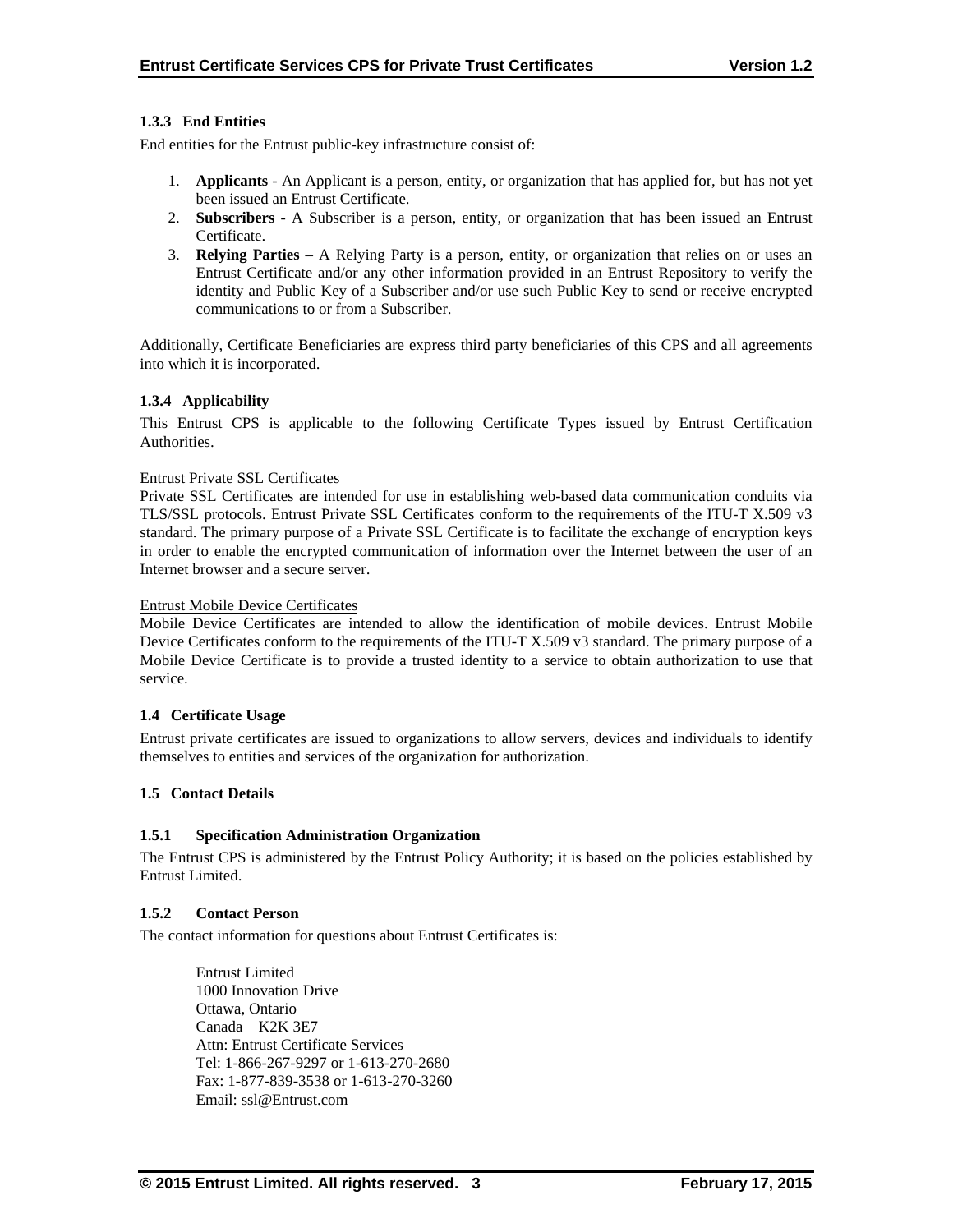### 1.3.3 End Entities

End entities for the Entrust public-key infrastructure consist of:

1. **Applicants** - An Applicant is a person, entity, or organization that has applied for, but has not yet been issued an Entrust Certificate.
2. **Subscribers** - A Subscriber is a person, entity, or organization that has been issued an Entrust Certificate.
3. **Relying Parties** – A Relying Party is a person, entity, or organization that relies on or uses an Entrust Certificate and/or any other information provided in an Entrust Repository to verify the identity and Public Key of a Subscriber and/or use such Public Key to send or receive encrypted communications to or from a Subscriber.

Additionally, Certificate Beneficiaries are express third party beneficiaries of this CPS and all agreements into which it is incorporated.

### 1.3.4 Applicability

This Entrust CPS is applicable to the following Certificate Types issued by Entrust Certification Authorities.

Entrust Private SSL Certificates

Private SSL Certificates are intended for use in establishing web-based data communication conduits via TLS/SSL protocols. Entrust Private SSL Certificates conform to the requirements of the ITU-T X.509 v3 standard. The primary purpose of a Private SSL Certificate is to facilitate the exchange of encryption keys in order to enable the encrypted communication of information over the Internet between the user of an Internet browser and a secure server.

Entrust Mobile Device Certificates

Mobile Device Certificates are intended to allow the identification of mobile devices. Entrust Mobile Device Certificates conform to the requirements of the ITU-T X.509 v3 standard. The primary purpose of a Mobile Device Certificate is to provide a trusted identity to a service to obtain authorization to use that service.

## 1.4 Certificate Usage

Entrust private certificates are issued to organizations to allow servers, devices and individuals to identify themselves to entities and services of the organization for authorization.

## 1.5 Contact Details

### 1.5.1 Specification Administration Organization

The Entrust CPS is administered by the Entrust Policy Authority; it is based on the policies established by Entrust Limited.

### 1.5.2 Contact Person

The contact information for questions about Entrust Certificates is:

Entrust Limited
1000 Innovation Drive
Ottawa, Ontario
Canada K2K 3E7
Attn: Entrust Certificate Services
Tel: 1-866-267-9297 or 1-613-270-2680
Fax: 1-877-839-3538 or 1-613-270-3260
Email: ssl@Entrust.com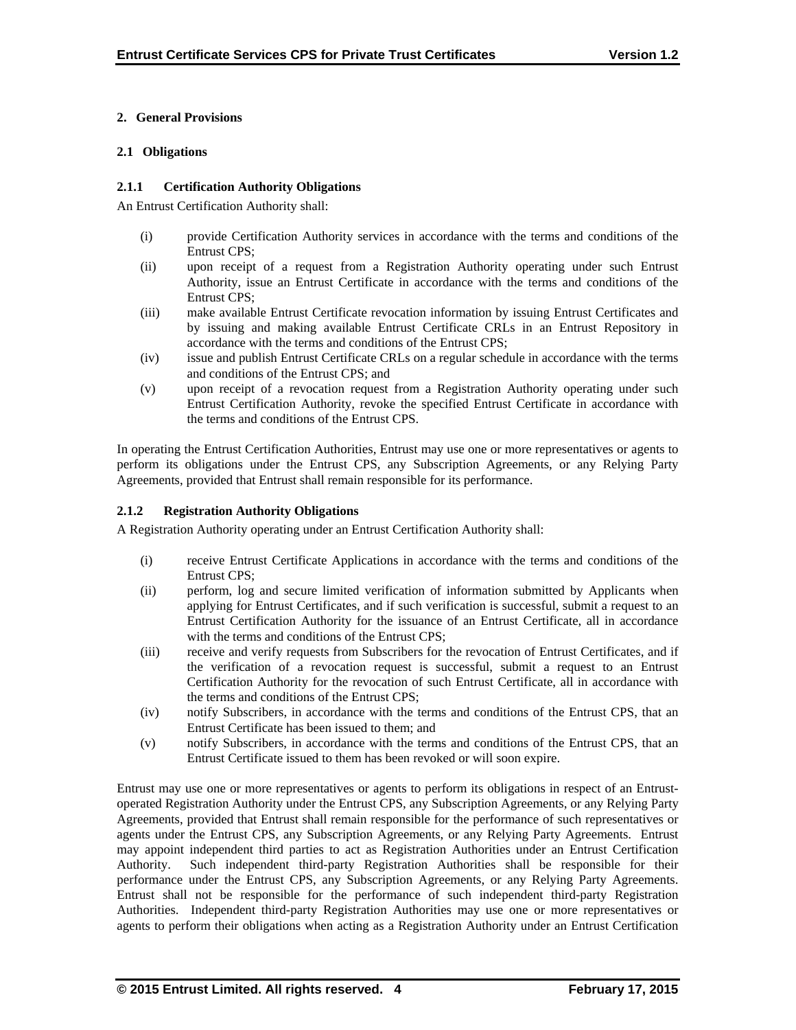## 2. General Provisions

### 2.1 Obligations

#### 2.1.1 Certification Authority Obligations

An Entrust Certification Authority shall:

(i) provide Certification Authority services in accordance with the terms and conditions of the Entrust CPS;

(ii) upon receipt of a request from a Registration Authority operating under such Entrust Authority, issue an Entrust Certificate in accordance with the terms and conditions of the Entrust CPS;

(iii) make available Entrust Certificate revocation information by issuing Entrust Certificates and by issuing and making available Entrust Certificate CRLs in an Entrust Repository in accordance with the terms and conditions of the Entrust CPS;

(iv) issue and publish Entrust Certificate CRLs on a regular schedule in accordance with the terms and conditions of the Entrust CPS; and

(v) upon receipt of a revocation request from a Registration Authority operating under such Entrust Certification Authority, revoke the specified Entrust Certificate in accordance with the terms and conditions of the Entrust CPS.

In operating the Entrust Certification Authorities, Entrust may use one or more representatives or agents to perform its obligations under the Entrust CPS, any Subscription Agreements, or any Relying Party Agreements, provided that Entrust shall remain responsible for its performance.

#### 2.1.2 Registration Authority Obligations

A Registration Authority operating under an Entrust Certification Authority shall:

(i) receive Entrust Certificate Applications in accordance with the terms and conditions of the Entrust CPS;

(ii) perform, log and secure limited verification of information submitted by Applicants when applying for Entrust Certificates, and if such verification is successful, submit a request to an Entrust Certification Authority for the issuance of an Entrust Certificate, all in accordance with the terms and conditions of the Entrust CPS;

(iii) receive and verify requests from Subscribers for the revocation of Entrust Certificates, and if the verification of a revocation request is successful, submit a request to an Entrust Certification Authority for the revocation of such Entrust Certificate, all in accordance with the terms and conditions of the Entrust CPS;

(iv) notify Subscribers, in accordance with the terms and conditions of the Entrust CPS, that an Entrust Certificate has been issued to them; and

(v) notify Subscribers, in accordance with the terms and conditions of the Entrust CPS, that an Entrust Certificate issued to them has been revoked or will soon expire.

Entrust may use one or more representatives or agents to perform its obligations in respect of an Entrust-operated Registration Authority under the Entrust CPS, any Subscription Agreements, or any Relying Party Agreements, provided that Entrust shall remain responsible for the performance of such representatives or agents under the Entrust CPS, any Subscription Agreements, or any Relying Party Agreements. Entrust may appoint independent third parties to act as Registration Authorities under an Entrust Certification Authority. Such independent third-party Registration Authorities shall be responsible for their performance under the Entrust CPS, any Subscription Agreements, or any Relying Party Agreements. Entrust shall not be responsible for the performance of such independent third-party Registration Authorities. Independent third-party Registration Authorities may use one or more representatives or agents to perform their obligations when acting as a Registration Authority under an Entrust Certification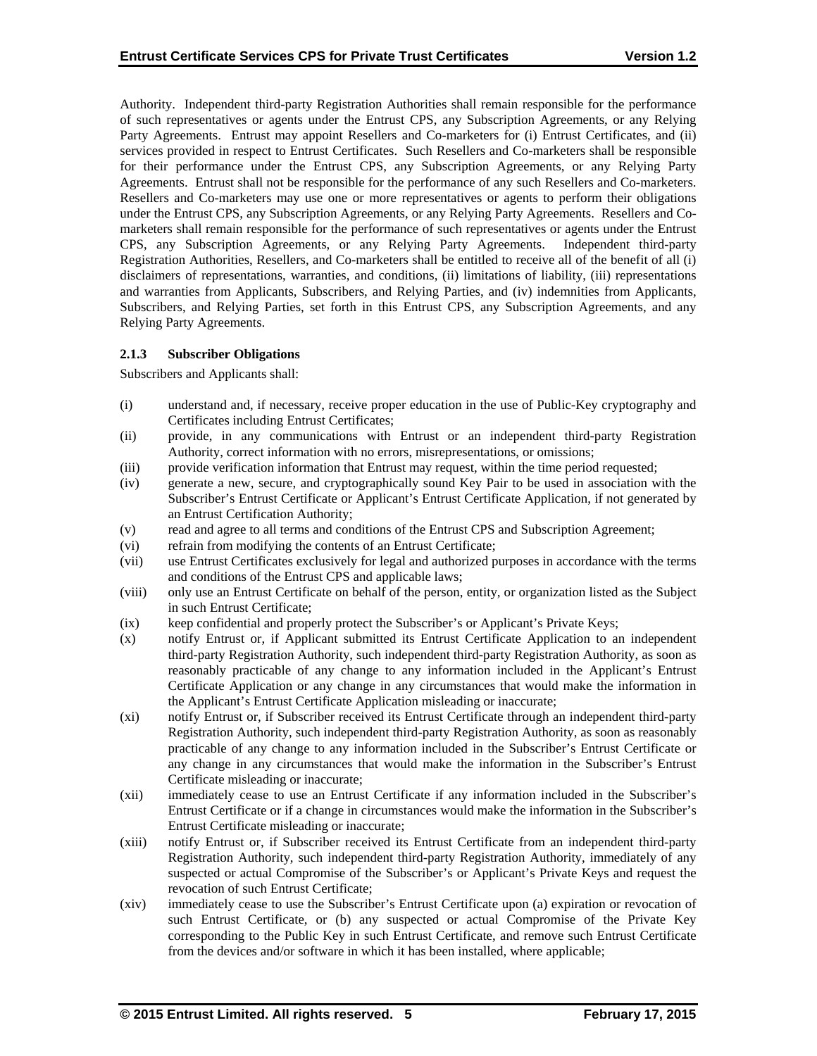Authority. Independent third-party Registration Authorities shall remain responsible for the performance of such representatives or agents under the Entrust CPS, any Subscription Agreements, or any Relying Party Agreements. Entrust may appoint Resellers and Co-marketers for (i) Entrust Certificates, and (ii) services provided in respect to Entrust Certificates. Such Resellers and Co-marketers shall be responsible for their performance under the Entrust CPS, any Subscription Agreements, or any Relying Party Agreements. Entrust shall not be responsible for the performance of any such Resellers and Co-marketers. Resellers and Co-marketers may use one or more representatives or agents to perform their obligations under the Entrust CPS, any Subscription Agreements, or any Relying Party Agreements. Resellers and Co-marketers shall remain responsible for the performance of such representatives or agents under the Entrust CPS, any Subscription Agreements, or any Relying Party Agreements. Independent third-party Registration Authorities, Resellers, and Co-marketers shall be entitled to receive all of the benefit of all (i) disclaimers of representations, warranties, and conditions, (ii) limitations of liability, (iii) representations and warranties from Applicants, Subscribers, and Relying Parties, and (iv) indemnities from Applicants, Subscribers, and Relying Parties, set forth in this Entrust CPS, any Subscription Agreements, and any Relying Party Agreements.

### 2.1.3 Subscriber Obligations

Subscribers and Applicants shall:

(i) understand and, if necessary, receive proper education in the use of Public-Key cryptography and Certificates including Entrust Certificates;

(ii) provide, in any communications with Entrust or an independent third-party Registration Authority, correct information with no errors, misrepresentations, or omissions;

(iii) provide verification information that Entrust may request, within the time period requested;

(iv) generate a new, secure, and cryptographically sound Key Pair to be used in association with the Subscriber's Entrust Certificate or Applicant's Entrust Certificate Application, if not generated by an Entrust Certification Authority;

(v) read and agree to all terms and conditions of the Entrust CPS and Subscription Agreement;

(vi) refrain from modifying the contents of an Entrust Certificate;

(vii) use Entrust Certificates exclusively for legal and authorized purposes in accordance with the terms and conditions of the Entrust CPS and applicable laws;

(viii) only use an Entrust Certificate on behalf of the person, entity, or organization listed as the Subject in such Entrust Certificate;

(ix) keep confidential and properly protect the Subscriber's or Applicant's Private Keys;

(x) notify Entrust or, if Applicant submitted its Entrust Certificate Application to an independent third-party Registration Authority, such independent third-party Registration Authority, as soon as reasonably practicable of any change to any information included in the Applicant's Entrust Certificate Application or any change in any circumstances that would make the information in the Applicant's Entrust Certificate Application misleading or inaccurate;

(xi) notify Entrust or, if Subscriber received its Entrust Certificate through an independent third-party Registration Authority, such independent third-party Registration Authority, as soon as reasonably practicable of any change to any information included in the Subscriber's Entrust Certificate or any change in any circumstances that would make the information in the Subscriber's Entrust Certificate misleading or inaccurate;

(xii) immediately cease to use an Entrust Certificate if any information included in the Subscriber's Entrust Certificate or if a change in circumstances would make the information in the Subscriber's Entrust Certificate misleading or inaccurate;

(xiii) notify Entrust or, if Subscriber received its Entrust Certificate from an independent third-party Registration Authority, such independent third-party Registration Authority, immediately of any suspected or actual Compromise of the Subscriber's or Applicant's Private Keys and request the revocation of such Entrust Certificate;

(xiv) immediately cease to use the Subscriber's Entrust Certificate upon (a) expiration or revocation of such Entrust Certificate, or (b) any suspected or actual Compromise of the Private Key corresponding to the Public Key in such Entrust Certificate, and remove such Entrust Certificate from the devices and/or software in which it has been installed, where applicable;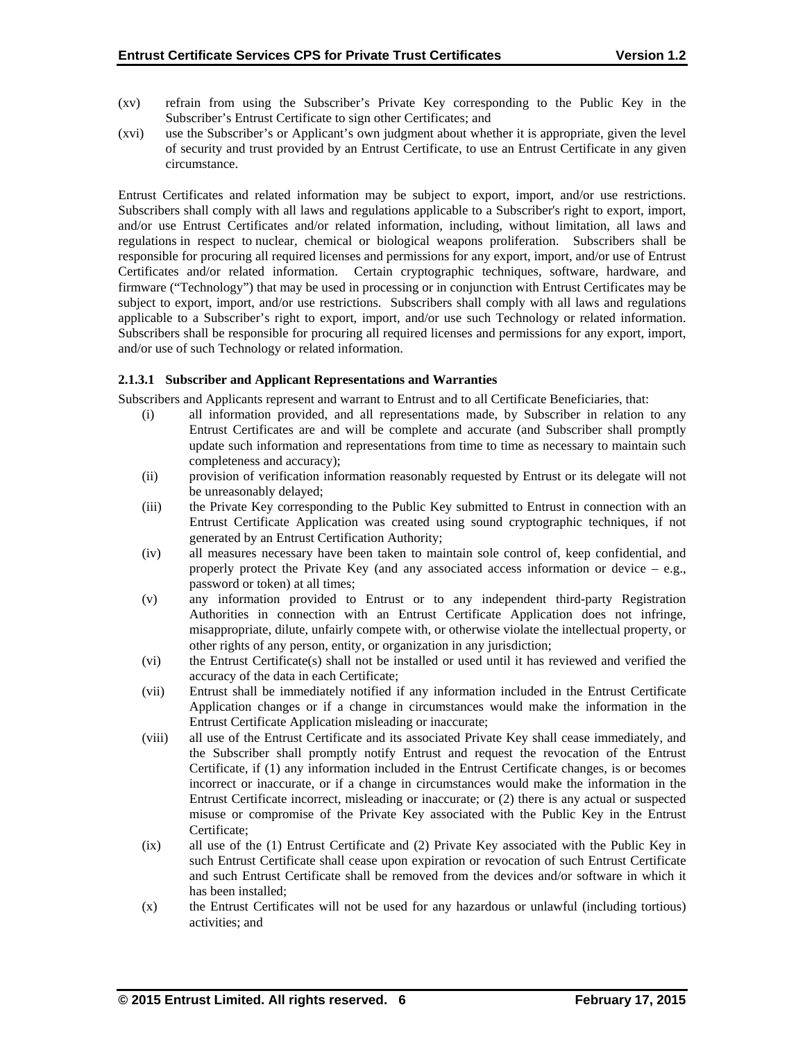(xv) refrain from using the Subscriber's Private Key corresponding to the Public Key in the Subscriber's Entrust Certificate to sign other Certificates; and

(xvi) use the Subscriber's or Applicant's own judgment about whether it is appropriate, given the level of security and trust provided by an Entrust Certificate, to use an Entrust Certificate in any given circumstance.

Entrust Certificates and related information may be subject to export, import, and/or use restrictions. Subscribers shall comply with all laws and regulations applicable to a Subscriber's right to export, import, and/or use Entrust Certificates and/or related information, including, without limitation, all laws and regulations in respect to nuclear, chemical or biological weapons proliferation. Subscribers shall be responsible for procuring all required licenses and permissions for any export, import, and/or use of Entrust Certificates and/or related information. Certain cryptographic techniques, software, hardware, and firmware ("Technology") that may be used in processing or in conjunction with Entrust Certificates may be subject to export, import, and/or use restrictions. Subscribers shall comply with all laws and regulations applicable to a Subscriber's right to export, import, and/or use such Technology or related information. Subscribers shall be responsible for procuring all required licenses and permissions for any export, import, and/or use of such Technology or related information.

#### 2.1.3.1 Subscriber and Applicant Representations and Warranties

Subscribers and Applicants represent and warrant to Entrust and to all Certificate Beneficiaries, that:

(i) all information provided, and all representations made, by Subscriber in relation to any Entrust Certificates are and will be complete and accurate (and Subscriber shall promptly update such information and representations from time to time as necessary to maintain such completeness and accuracy);

(ii) provision of verification information reasonably requested by Entrust or its delegate will not be unreasonably delayed;

(iii) the Private Key corresponding to the Public Key submitted to Entrust in connection with an Entrust Certificate Application was created using sound cryptographic techniques, if not generated by an Entrust Certification Authority;

(iv) all measures necessary have been taken to maintain sole control of, keep confidential, and properly protect the Private Key (and any associated access information or device – e.g., password or token) at all times;

(v) any information provided to Entrust or to any independent third-party Registration Authorities in connection with an Entrust Certificate Application does not infringe, misappropriate, dilute, unfairly compete with, or otherwise violate the intellectual property, or other rights of any person, entity, or organization in any jurisdiction;

(vi) the Entrust Certificate(s) shall not be installed or used until it has reviewed and verified the accuracy of the data in each Certificate;

(vii) Entrust shall be immediately notified if any information included in the Entrust Certificate Application changes or if a change in circumstances would make the information in the Entrust Certificate Application misleading or inaccurate;

(viii) all use of the Entrust Certificate and its associated Private Key shall cease immediately, and the Subscriber shall promptly notify Entrust and request the revocation of the Entrust Certificate, if (1) any information included in the Entrust Certificate changes, is or becomes incorrect or inaccurate, or if a change in circumstances would make the information in the Entrust Certificate incorrect, misleading or inaccurate; or (2) there is any actual or suspected misuse or compromise of the Private Key associated with the Public Key in the Entrust Certificate;

(ix) all use of the (1) Entrust Certificate and (2) Private Key associated with the Public Key in such Entrust Certificate shall cease upon expiration or revocation of such Entrust Certificate and such Entrust Certificate shall be removed from the devices and/or software in which it has been installed;

(x) the Entrust Certificates will not be used for any hazardous or unlawful (including tortious) activities; and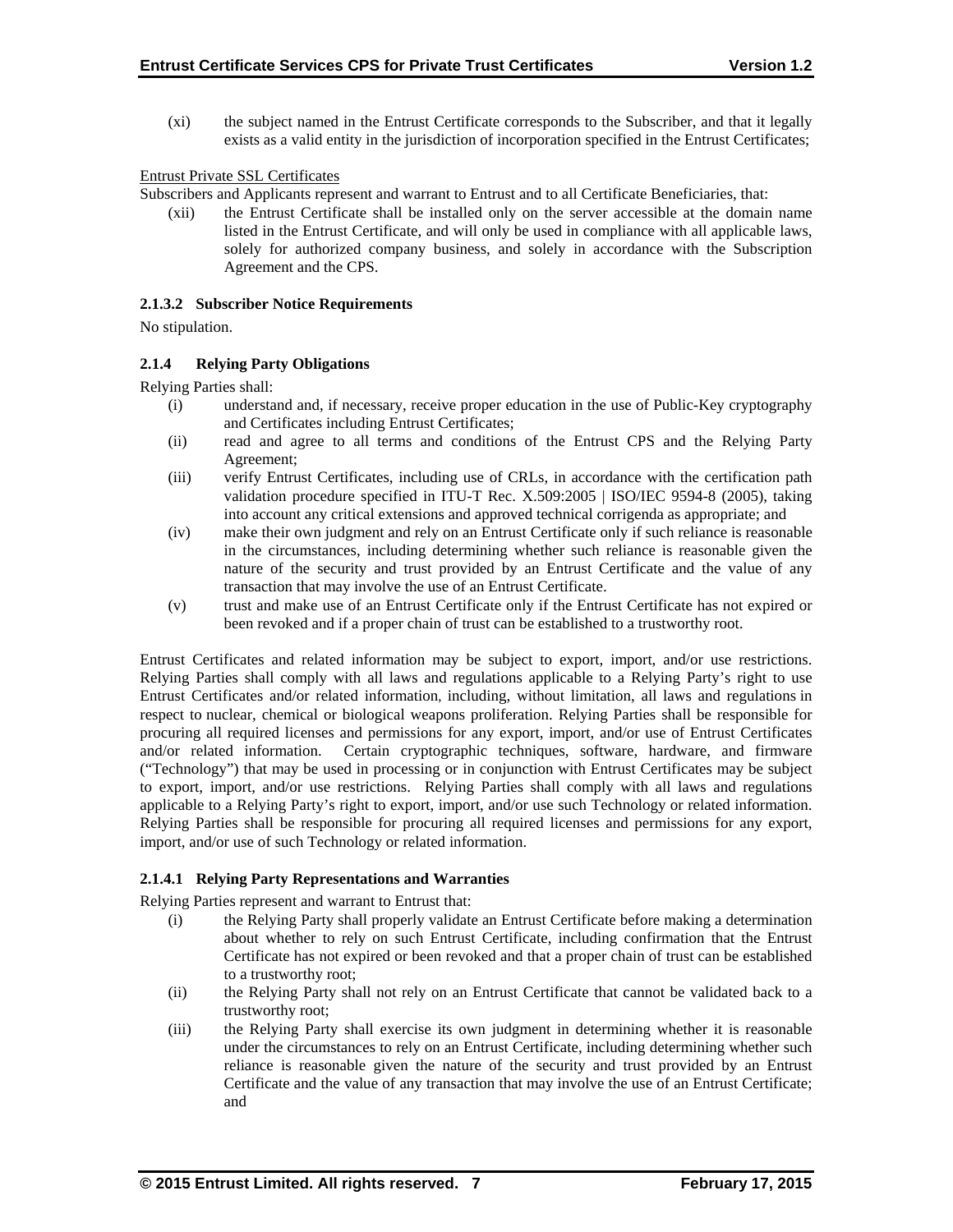(xi) the subject named in the Entrust Certificate corresponds to the Subscriber, and that it legally exists as a valid entity in the jurisdiction of incorporation specified in the Entrust Certificates;

Entrust Private SSL Certificates

Subscribers and Applicants represent and warrant to Entrust and to all Certificate Beneficiaries, that:

(xii) the Entrust Certificate shall be installed only on the server accessible at the domain name listed in the Entrust Certificate, and will only be used in compliance with all applicable laws, solely for authorized company business, and solely in accordance with the Subscription Agreement and the CPS.

#### 2.1.3.2 Subscriber Notice Requirements

No stipulation.

### 2.1.4 Relying Party Obligations

Relying Parties shall:

(i) understand and, if necessary, receive proper education in the use of Public-Key cryptography and Certificates including Entrust Certificates;

(ii) read and agree to all terms and conditions of the Entrust CPS and the Relying Party Agreement;

(iii) verify Entrust Certificates, including use of CRLs, in accordance with the certification path validation procedure specified in ITU-T Rec. X.509:2005 | ISO/IEC 9594-8 (2005), taking into account any critical extensions and approved technical corrigenda as appropriate; and

(iv) make their own judgment and rely on an Entrust Certificate only if such reliance is reasonable in the circumstances, including determining whether such reliance is reasonable given the nature of the security and trust provided by an Entrust Certificate and the value of any transaction that may involve the use of an Entrust Certificate.

(v) trust and make use of an Entrust Certificate only if the Entrust Certificate has not expired or been revoked and if a proper chain of trust can be established to a trustworthy root.

Entrust Certificates and related information may be subject to export, import, and/or use restrictions. Relying Parties shall comply with all laws and regulations applicable to a Relying Party's right to use Entrust Certificates and/or related information, including, without limitation, all laws and regulations in respect to nuclear, chemical or biological weapons proliferation. Relying Parties shall be responsible for procuring all required licenses and permissions for any export, import, and/or use of Entrust Certificates and/or related information. Certain cryptographic techniques, software, hardware, and firmware ("Technology") that may be used in processing or in conjunction with Entrust Certificates may be subject to export, import, and/or use restrictions. Relying Parties shall comply with all laws and regulations applicable to a Relying Party's right to export, import, and/or use such Technology or related information. Relying Parties shall be responsible for procuring all required licenses and permissions for any export, import, and/or use of such Technology or related information.

#### 2.1.4.1 Relying Party Representations and Warranties

Relying Parties represent and warrant to Entrust that:

(i) the Relying Party shall properly validate an Entrust Certificate before making a determination about whether to rely on such Entrust Certificate, including confirmation that the Entrust Certificate has not expired or been revoked and that a proper chain of trust can be established to a trustworthy root;

(ii) the Relying Party shall not rely on an Entrust Certificate that cannot be validated back to a trustworthy root;

(iii) the Relying Party shall exercise its own judgment in determining whether it is reasonable under the circumstances to rely on an Entrust Certificate, including determining whether such reliance is reasonable given the nature of the security and trust provided by an Entrust Certificate and the value of any transaction that may involve the use of an Entrust Certificate; and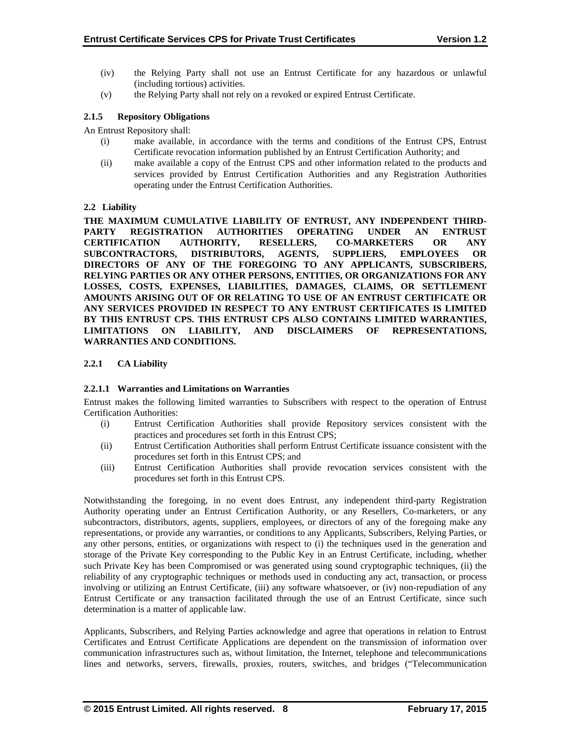(iv) the Relying Party shall not use an Entrust Certificate for any hazardous or unlawful (including tortious) activities.

(v) the Relying Party shall not rely on a revoked or expired Entrust Certificate.

#### 2.1.5 Repository Obligations

An Entrust Repository shall:

(i) make available, in accordance with the terms and conditions of the Entrust CPS, Entrust Certificate revocation information published by an Entrust Certification Authority; and

(ii) make available a copy of the Entrust CPS and other information related to the products and services provided by Entrust Certification Authorities and any Registration Authorities operating under the Entrust Certification Authorities.

### 2.2 Liability

**THE MAXIMUM CUMULATIVE LIABILITY OF ENTRUST, ANY INDEPENDENT THIRD-PARTY REGISTRATION AUTHORITIES OPERATING UNDER AN ENTRUST CERTIFICATION AUTHORITY, RESELLERS, CO-MARKETERS OR ANY SUBCONTRACTORS, DISTRIBUTORS, AGENTS, SUPPLIERS, EMPLOYEES OR DIRECTORS OF ANY OF THE FOREGOING TO ANY APPLICANTS, SUBSCRIBERS, RELYING PARTIES OR ANY OTHER PERSONS, ENTITIES, OR ORGANIZATIONS FOR ANY LOSSES, COSTS, EXPENSES, LIABILITIES, DAMAGES, CLAIMS, OR SETTLEMENT AMOUNTS ARISING OUT OF OR RELATING TO USE OF AN ENTRUST CERTIFICATE OR ANY SERVICES PROVIDED IN RESPECT TO ANY ENTRUST CERTIFICATES IS LIMITED BY THIS ENTRUST CPS. THIS ENTRUST CPS ALSO CONTAINS LIMITED WARRANTIES, LIMITATIONS ON LIABILITY, AND DISCLAIMERS OF REPRESENTATIONS, WARRANTIES AND CONDITIONS.**

#### 2.2.1 CA Liability

##### 2.2.1.1 Warranties and Limitations on Warranties

Entrust makes the following limited warranties to Subscribers with respect to the operation of Entrust Certification Authorities:

(i) Entrust Certification Authorities shall provide Repository services consistent with the practices and procedures set forth in this Entrust CPS;

(ii) Entrust Certification Authorities shall perform Entrust Certificate issuance consistent with the procedures set forth in this Entrust CPS; and

(iii) Entrust Certification Authorities shall provide revocation services consistent with the procedures set forth in this Entrust CPS.

Notwithstanding the foregoing, in no event does Entrust, any independent third-party Registration Authority operating under an Entrust Certification Authority, or any Resellers, Co-marketers, or any subcontractors, distributors, agents, suppliers, employees, or directors of any of the foregoing make any representations, or provide any warranties, or conditions to any Applicants, Subscribers, Relying Parties, or any other persons, entities, or organizations with respect to (i) the techniques used in the generation and storage of the Private Key corresponding to the Public Key in an Entrust Certificate, including, whether such Private Key has been Compromised or was generated using sound cryptographic techniques, (ii) the reliability of any cryptographic techniques or methods used in conducting any act, transaction, or process involving or utilizing an Entrust Certificate, (iii) any software whatsoever, or (iv) non-repudiation of any Entrust Certificate or any transaction facilitated through the use of an Entrust Certificate, since such determination is a matter of applicable law.

Applicants, Subscribers, and Relying Parties acknowledge and agree that operations in relation to Entrust Certificates and Entrust Certificate Applications are dependent on the transmission of information over communication infrastructures such as, without limitation, the Internet, telephone and telecommunications lines and networks, servers, firewalls, proxies, routers, switches, and bridges ("Telecommunication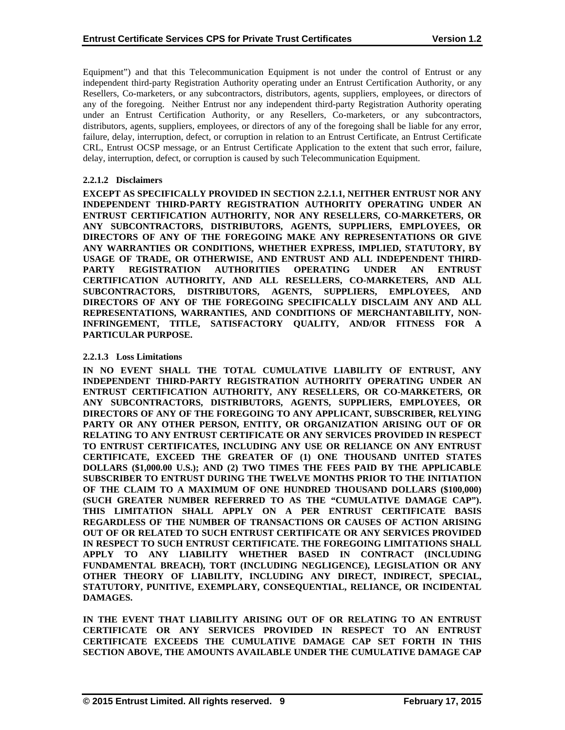Equipment") and that this Telecommunication Equipment is not under the control of Entrust or any independent third-party Registration Authority operating under an Entrust Certification Authority, or any Resellers, Co-marketers, or any subcontractors, distributors, agents, suppliers, employees, or directors of any of the foregoing. Neither Entrust nor any independent third-party Registration Authority operating under an Entrust Certification Authority, or any Resellers, Co-marketers, or any subcontractors, distributors, agents, suppliers, employees, or directors of any of the foregoing shall be liable for any error, failure, delay, interruption, defect, or corruption in relation to an Entrust Certificate, an Entrust Certificate CRL, Entrust OCSP message, or an Entrust Certificate Application to the extent that such error, failure, delay, interruption, defect, or corruption is caused by such Telecommunication Equipment.

#### 2.2.1.2 Disclaimers

**EXCEPT AS SPECIFICALLY PROVIDED IN SECTION 2.2.1.1, NEITHER ENTRUST NOR ANY INDEPENDENT THIRD-PARTY REGISTRATION AUTHORITY OPERATING UNDER AN ENTRUST CERTIFICATION AUTHORITY, NOR ANY RESELLERS, CO-MARKETERS, OR ANY SUBCONTRACTORS, DISTRIBUTORS, AGENTS, SUPPLIERS, EMPLOYEES, OR DIRECTORS OF ANY OF THE FOREGOING MAKE ANY REPRESENTATIONS OR GIVE ANY WARRANTIES OR CONDITIONS, WHETHER EXPRESS, IMPLIED, STATUTORY, BY USAGE OF TRADE, OR OTHERWISE, AND ENTRUST AND ALL INDEPENDENT THIRD-PARTY REGISTRATION AUTHORITIES OPERATING UNDER AN ENTRUST CERTIFICATION AUTHORITY, AND ALL RESELLERS, CO-MARKETERS, AND ALL SUBCONTRACTORS, DISTRIBUTORS, AGENTS, SUPPLIERS, EMPLOYEES, AND DIRECTORS OF ANY OF THE FOREGOING SPECIFICALLY DISCLAIM ANY AND ALL REPRESENTATIONS, WARRANTIES, AND CONDITIONS OF MERCHANTABILITY, NON-INFRINGEMENT, TITLE, SATISFACTORY QUALITY, AND/OR FITNESS FOR A PARTICULAR PURPOSE.**

#### 2.2.1.3 Loss Limitations

**IN NO EVENT SHALL THE TOTAL CUMULATIVE LIABILITY OF ENTRUST, ANY INDEPENDENT THIRD-PARTY REGISTRATION AUTHORITY OPERATING UNDER AN ENTRUST CERTIFICATION AUTHORITY, ANY RESELLERS, OR CO-MARKETERS, OR ANY SUBCONTRACTORS, DISTRIBUTORS, AGENTS, SUPPLIERS, EMPLOYEES, OR DIRECTORS OF ANY OF THE FOREGOING TO ANY APPLICANT, SUBSCRIBER, RELYING PARTY OR ANY OTHER PERSON, ENTITY, OR ORGANIZATION ARISING OUT OF OR RELATING TO ANY ENTRUST CERTIFICATE OR ANY SERVICES PROVIDED IN RESPECT TO ENTRUST CERTIFICATES, INCLUDING ANY USE OR RELIANCE ON ANY ENTRUST CERTIFICATE, EXCEED THE GREATER OF (1) ONE THOUSAND UNITED STATES DOLLARS ($1,000.00 U.S.); AND (2) TWO TIMES THE FEES PAID BY THE APPLICABLE SUBSCRIBER TO ENTRUST DURING THE TWELVE MONTHS PRIOR TO THE INITIATION OF THE CLAIM TO A MAXIMUM OF ONE HUNDRED THOUSAND DOLLARS ($100,000) (SUCH GREATER NUMBER REFERRED TO AS THE "CUMULATIVE DAMAGE CAP"). THIS LIMITATION SHALL APPLY ON A PER ENTRUST CERTIFICATE BASIS REGARDLESS OF THE NUMBER OF TRANSACTIONS OR CAUSES OF ACTION ARISING OUT OF OR RELATED TO SUCH ENTRUST CERTIFICATE OR ANY SERVICES PROVIDED IN RESPECT TO SUCH ENTRUST CERTIFICATE. THE FOREGOING LIMITATIONS SHALL APPLY TO ANY LIABILITY WHETHER BASED IN CONTRACT (INCLUDING FUNDAMENTAL BREACH), TORT (INCLUDING NEGLIGENCE), LEGISLATION OR ANY OTHER THEORY OF LIABILITY, INCLUDING ANY DIRECT, INDIRECT, SPECIAL, STATUTORY, PUNITIVE, EXEMPLARY, CONSEQUENTIAL, RELIANCE, OR INCIDENTAL DAMAGES.**

**IN THE EVENT THAT LIABILITY ARISING OUT OF OR RELATING TO AN ENTRUST CERTIFICATE OR ANY SERVICES PROVIDED IN RESPECT TO AN ENTRUST CERTIFICATE EXCEEDS THE CUMULATIVE DAMAGE CAP SET FORTH IN THIS SECTION ABOVE, THE AMOUNTS AVAILABLE UNDER THE CUMULATIVE DAMAGE CAP**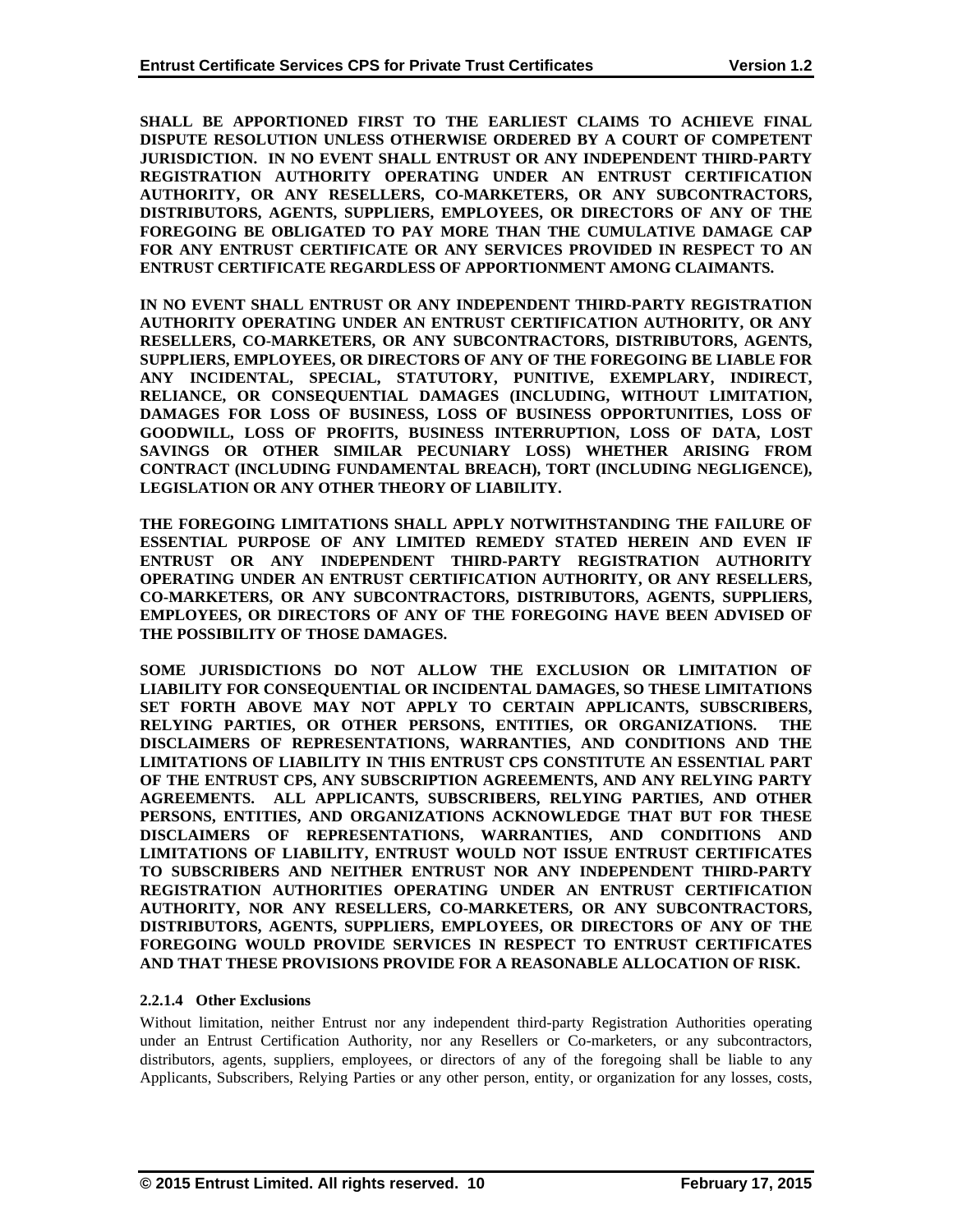**SHALL BE APPORTIONED FIRST TO THE EARLIEST CLAIMS TO ACHIEVE FINAL DISPUTE RESOLUTION UNLESS OTHERWISE ORDERED BY A COURT OF COMPETENT JURISDICTION. IN NO EVENT SHALL ENTRUST OR ANY INDEPENDENT THIRD-PARTY REGISTRATION AUTHORITY OPERATING UNDER AN ENTRUST CERTIFICATION AUTHORITY, OR ANY RESELLERS, CO-MARKETERS, OR ANY SUBCONTRACTORS, DISTRIBUTORS, AGENTS, SUPPLIERS, EMPLOYEES, OR DIRECTORS OF ANY OF THE FOREGOING BE OBLIGATED TO PAY MORE THAN THE CUMULATIVE DAMAGE CAP FOR ANY ENTRUST CERTIFICATE OR ANY SERVICES PROVIDED IN RESPECT TO AN ENTRUST CERTIFICATE REGARDLESS OF APPORTIONMENT AMONG CLAIMANTS.**

**IN NO EVENT SHALL ENTRUST OR ANY INDEPENDENT THIRD-PARTY REGISTRATION AUTHORITY OPERATING UNDER AN ENTRUST CERTIFICATION AUTHORITY, OR ANY RESELLERS, CO-MARKETERS, OR ANY SUBCONTRACTORS, DISTRIBUTORS, AGENTS, SUPPLIERS, EMPLOYEES, OR DIRECTORS OF ANY OF THE FOREGOING BE LIABLE FOR ANY INCIDENTAL, SPECIAL, STATUTORY, PUNITIVE, EXEMPLARY, INDIRECT, RELIANCE, OR CONSEQUENTIAL DAMAGES (INCLUDING, WITHOUT LIMITATION, DAMAGES FOR LOSS OF BUSINESS, LOSS OF BUSINESS OPPORTUNITIES, LOSS OF GOODWILL, LOSS OF PROFITS, BUSINESS INTERRUPTION, LOSS OF DATA, LOST SAVINGS OR OTHER SIMILAR PECUNIARY LOSS) WHETHER ARISING FROM CONTRACT (INCLUDING FUNDAMENTAL BREACH), TORT (INCLUDING NEGLIGENCE), LEGISLATION OR ANY OTHER THEORY OF LIABILITY.**

**THE FOREGOING LIMITATIONS SHALL APPLY NOTWITHSTANDING THE FAILURE OF ESSENTIAL PURPOSE OF ANY LIMITED REMEDY STATED HEREIN AND EVEN IF ENTRUST OR ANY INDEPENDENT THIRD-PARTY REGISTRATION AUTHORITY OPERATING UNDER AN ENTRUST CERTIFICATION AUTHORITY, OR ANY RESELLERS, CO-MARKETERS, OR ANY SUBCONTRACTORS, DISTRIBUTORS, AGENTS, SUPPLIERS, EMPLOYEES, OR DIRECTORS OF ANY OF THE FOREGOING HAVE BEEN ADVISED OF THE POSSIBILITY OF THOSE DAMAGES.**

**SOME JURISDICTIONS DO NOT ALLOW THE EXCLUSION OR LIMITATION OF LIABILITY FOR CONSEQUENTIAL OR INCIDENTAL DAMAGES, SO THESE LIMITATIONS SET FORTH ABOVE MAY NOT APPLY TO CERTAIN APPLICANTS, SUBSCRIBERS, RELYING PARTIES, OR OTHER PERSONS, ENTITIES, OR ORGANIZATIONS. THE DISCLAIMERS OF REPRESENTATIONS, WARRANTIES, AND CONDITIONS AND THE LIMITATIONS OF LIABILITY IN THIS ENTRUST CPS CONSTITUTE AN ESSENTIAL PART OF THE ENTRUST CPS, ANY SUBSCRIPTION AGREEMENTS, AND ANY RELYING PARTY AGREEMENTS. ALL APPLICANTS, SUBSCRIBERS, RELYING PARTIES, AND OTHER PERSONS, ENTITIES, AND ORGANIZATIONS ACKNOWLEDGE THAT BUT FOR THESE DISCLAIMERS OF REPRESENTATIONS, WARRANTIES, AND CONDITIONS AND LIMITATIONS OF LIABILITY, ENTRUST WOULD NOT ISSUE ENTRUST CERTIFICATES TO SUBSCRIBERS AND NEITHER ENTRUST NOR ANY INDEPENDENT THIRD-PARTY REGISTRATION AUTHORITIES OPERATING UNDER AN ENTRUST CERTIFICATION AUTHORITY, NOR ANY RESELLERS, CO-MARKETERS, OR ANY SUBCONTRACTORS, DISTRIBUTORS, AGENTS, SUPPLIERS, EMPLOYEES, OR DIRECTORS OF ANY OF THE FOREGOING WOULD PROVIDE SERVICES IN RESPECT TO ENTRUST CERTIFICATES AND THAT THESE PROVISIONS PROVIDE FOR A REASONABLE ALLOCATION OF RISK.**

#### 2.2.1.4 Other Exclusions

Without limitation, neither Entrust nor any independent third-party Registration Authorities operating under an Entrust Certification Authority, nor any Resellers or Co-marketers, or any subcontractors, distributors, agents, suppliers, employees, or directors of any of the foregoing shall be liable to any Applicants, Subscribers, Relying Parties or any other person, entity, or organization for any losses, costs,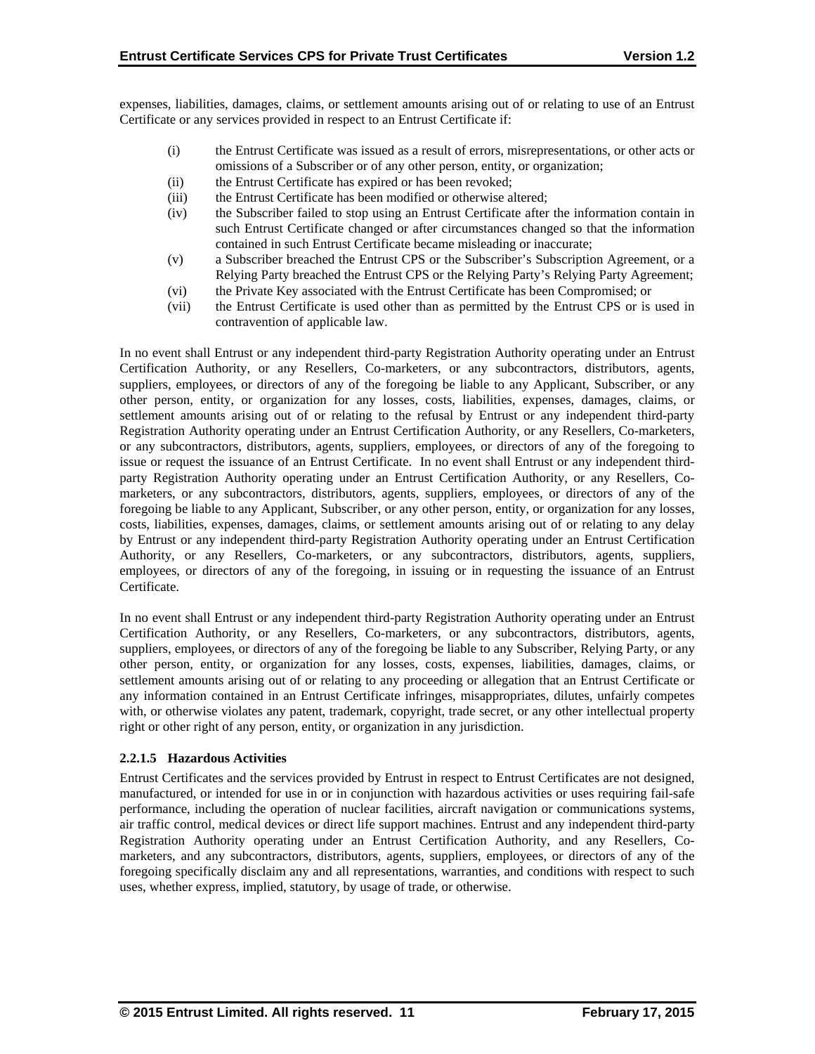expenses, liabilities, damages, claims, or settlement amounts arising out of or relating to use of an Entrust Certificate or any services provided in respect to an Entrust Certificate if:

(i) the Entrust Certificate was issued as a result of errors, misrepresentations, or other acts or omissions of a Subscriber or of any other person, entity, or organization;
(ii) the Entrust Certificate has expired or has been revoked;
(iii) the Entrust Certificate has been modified or otherwise altered;
(iv) the Subscriber failed to stop using an Entrust Certificate after the information contain in such Entrust Certificate changed or after circumstances changed so that the information contained in such Entrust Certificate became misleading or inaccurate;
(v) a Subscriber breached the Entrust CPS or the Subscriber's Subscription Agreement, or a Relying Party breached the Entrust CPS or the Relying Party's Relying Party Agreement;
(vi) the Private Key associated with the Entrust Certificate has been Compromised; or
(vii) the Entrust Certificate is used other than as permitted by the Entrust CPS or is used in contravention of applicable law.

In no event shall Entrust or any independent third-party Registration Authority operating under an Entrust Certification Authority, or any Resellers, Co-marketers, or any subcontractors, distributors, agents, suppliers, employees, or directors of any of the foregoing be liable to any Applicant, Subscriber, or any other person, entity, or organization for any losses, costs, liabilities, expenses, damages, claims, or settlement amounts arising out of or relating to the refusal by Entrust or any independent third-party Registration Authority operating under an Entrust Certification Authority, or any Resellers, Co-marketers, or any subcontractors, distributors, agents, suppliers, employees, or directors of any of the foregoing to issue or request the issuance of an Entrust Certificate. In no event shall Entrust or any independent third-party Registration Authority operating under an Entrust Certification Authority, or any Resellers, Co-marketers, or any subcontractors, distributors, agents, suppliers, employees, or directors of any of the foregoing be liable to any Applicant, Subscriber, or any other person, entity, or organization for any losses, costs, liabilities, expenses, damages, claims, or settlement amounts arising out of or relating to any delay by Entrust or any independent third-party Registration Authority operating under an Entrust Certification Authority, or any Resellers, Co-marketers, or any subcontractors, distributors, agents, suppliers, employees, or directors of any of the foregoing, in issuing or in requesting the issuance of an Entrust Certificate.

In no event shall Entrust or any independent third-party Registration Authority operating under an Entrust Certification Authority, or any Resellers, Co-marketers, or any subcontractors, distributors, agents, suppliers, employees, or directors of any of the foregoing be liable to any Subscriber, Relying Party, or any other person, entity, or organization for any losses, costs, expenses, liabilities, damages, claims, or settlement amounts arising out of or relating to any proceeding or allegation that an Entrust Certificate or any information contained in an Entrust Certificate infringes, misappropriates, dilutes, unfairly competes with, or otherwise violates any patent, trademark, copyright, trade secret, or any other intellectual property right or other right of any person, entity, or organization in any jurisdiction.

#### 2.2.1.5 Hazardous Activities

Entrust Certificates and the services provided by Entrust in respect to Entrust Certificates are not designed, manufactured, or intended for use in or in conjunction with hazardous activities or uses requiring fail-safe performance, including the operation of nuclear facilities, aircraft navigation or communications systems, air traffic control, medical devices or direct life support machines. Entrust and any independent third-party Registration Authority operating under an Entrust Certification Authority, and any Resellers, Co-marketers, and any subcontractors, distributors, agents, suppliers, employees, or directors of any of the foregoing specifically disclaim any and all representations, warranties, and conditions with respect to such uses, whether express, implied, statutory, by usage of trade, or otherwise.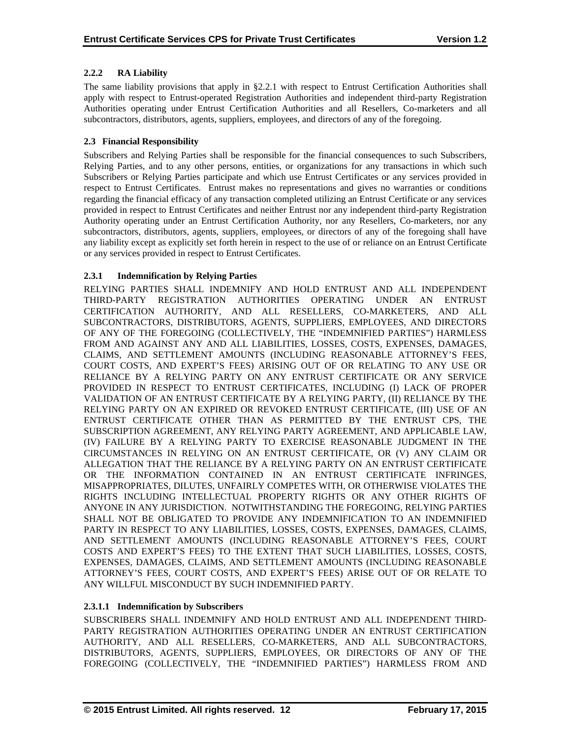### 2.2.2 RA Liability

The same liability provisions that apply in §2.2.1 with respect to Entrust Certification Authorities shall apply with respect to Entrust-operated Registration Authorities and independent third-party Registration Authorities operating under Entrust Certification Authorities and all Resellers, Co-marketers and all subcontractors, distributors, agents, suppliers, employees, and directors of any of the foregoing.

## 2.3 Financial Responsibility

Subscribers and Relying Parties shall be responsible for the financial consequences to such Subscribers, Relying Parties, and to any other persons, entities, or organizations for any transactions in which such Subscribers or Relying Parties participate and which use Entrust Certificates or any services provided in respect to Entrust Certificates. Entrust makes no representations and gives no warranties or conditions regarding the financial efficacy of any transaction completed utilizing an Entrust Certificate or any services provided in respect to Entrust Certificates and neither Entrust nor any independent third-party Registration Authority operating under an Entrust Certification Authority, nor any Resellers, Co-marketers, nor any subcontractors, distributors, agents, suppliers, employees, or directors of any of the foregoing shall have any liability except as explicitly set forth herein in respect to the use of or reliance on an Entrust Certificate or any services provided in respect to Entrust Certificates.

### 2.3.1 Indemnification by Relying Parties

RELYING PARTIES SHALL INDEMNIFY AND HOLD ENTRUST AND ALL INDEPENDENT THIRD-PARTY REGISTRATION AUTHORITIES OPERATING UNDER AN ENTRUST CERTIFICATION AUTHORITY, AND ALL RESELLERS, CO-MARKETERS, AND ALL SUBCONTRACTORS, DISTRIBUTORS, AGENTS, SUPPLIERS, EMPLOYEES, AND DIRECTORS OF ANY OF THE FOREGOING (COLLECTIVELY, THE "INDEMNIFIED PARTIES") HARMLESS FROM AND AGAINST ANY AND ALL LIABILITIES, LOSSES, COSTS, EXPENSES, DAMAGES, CLAIMS, AND SETTLEMENT AMOUNTS (INCLUDING REASONABLE ATTORNEY'S FEES, COURT COSTS, AND EXPERT'S FEES) ARISING OUT OF OR RELATING TO ANY USE OR RELIANCE BY A RELYING PARTY ON ANY ENTRUST CERTIFICATE OR ANY SERVICE PROVIDED IN RESPECT TO ENTRUST CERTIFICATES, INCLUDING (I) LACK OF PROPER VALIDATION OF AN ENTRUST CERTIFICATE BY A RELYING PARTY, (II) RELIANCE BY THE RELYING PARTY ON AN EXPIRED OR REVOKED ENTRUST CERTIFICATE, (III) USE OF AN ENTRUST CERTIFICATE OTHER THAN AS PERMITTED BY THE ENTRUST CPS, THE SUBSCRIPTION AGREEMENT, ANY RELYING PARTY AGREEMENT, AND APPLICABLE LAW, (IV) FAILURE BY A RELYING PARTY TO EXERCISE REASONABLE JUDGMENT IN THE CIRCUMSTANCES IN RELYING ON AN ENTRUST CERTIFICATE, OR (V) ANY CLAIM OR ALLEGATION THAT THE RELIANCE BY A RELYING PARTY ON AN ENTRUST CERTIFICATE OR THE INFORMATION CONTAINED IN AN ENTRUST CERTIFICATE INFRINGES, MISAPPROPRIATES, DILUTES, UNFAIRLY COMPETES WITH, OR OTHERWISE VIOLATES THE RIGHTS INCLUDING INTELLECTUAL PROPERTY RIGHTS OR ANY OTHER RIGHTS OF ANYONE IN ANY JURISDICTION. NOTWITHSTANDING THE FOREGOING, RELYING PARTIES SHALL NOT BE OBLIGATED TO PROVIDE ANY INDEMNIFICATION TO AN INDEMNIFIED PARTY IN RESPECT TO ANY LIABILITIES, LOSSES, COSTS, EXPENSES, DAMAGES, CLAIMS, AND SETTLEMENT AMOUNTS (INCLUDING REASONABLE ATTORNEY'S FEES, COURT COSTS AND EXPERT'S FEES) TO THE EXTENT THAT SUCH LIABILITIES, LOSSES, COSTS, EXPENSES, DAMAGES, CLAIMS, AND SETTLEMENT AMOUNTS (INCLUDING REASONABLE ATTORNEY'S FEES, COURT COSTS, AND EXPERT'S FEES) ARISE OUT OF OR RELATE TO ANY WILLFUL MISCONDUCT BY SUCH INDEMNIFIED PARTY.

#### 2.3.1.1 Indemnification by Subscribers

SUBSCRIBERS SHALL INDEMNIFY AND HOLD ENTRUST AND ALL INDEPENDENT THIRD-PARTY REGISTRATION AUTHORITIES OPERATING UNDER AN ENTRUST CERTIFICATION AUTHORITY, AND ALL RESELLERS, CO-MARKETERS, AND ALL SUBCONTRACTORS, DISTRIBUTORS, AGENTS, SUPPLIERS, EMPLOYEES, OR DIRECTORS OF ANY OF THE FOREGOING (COLLECTIVELY, THE "INDEMNIFIED PARTIES") HARMLESS FROM AND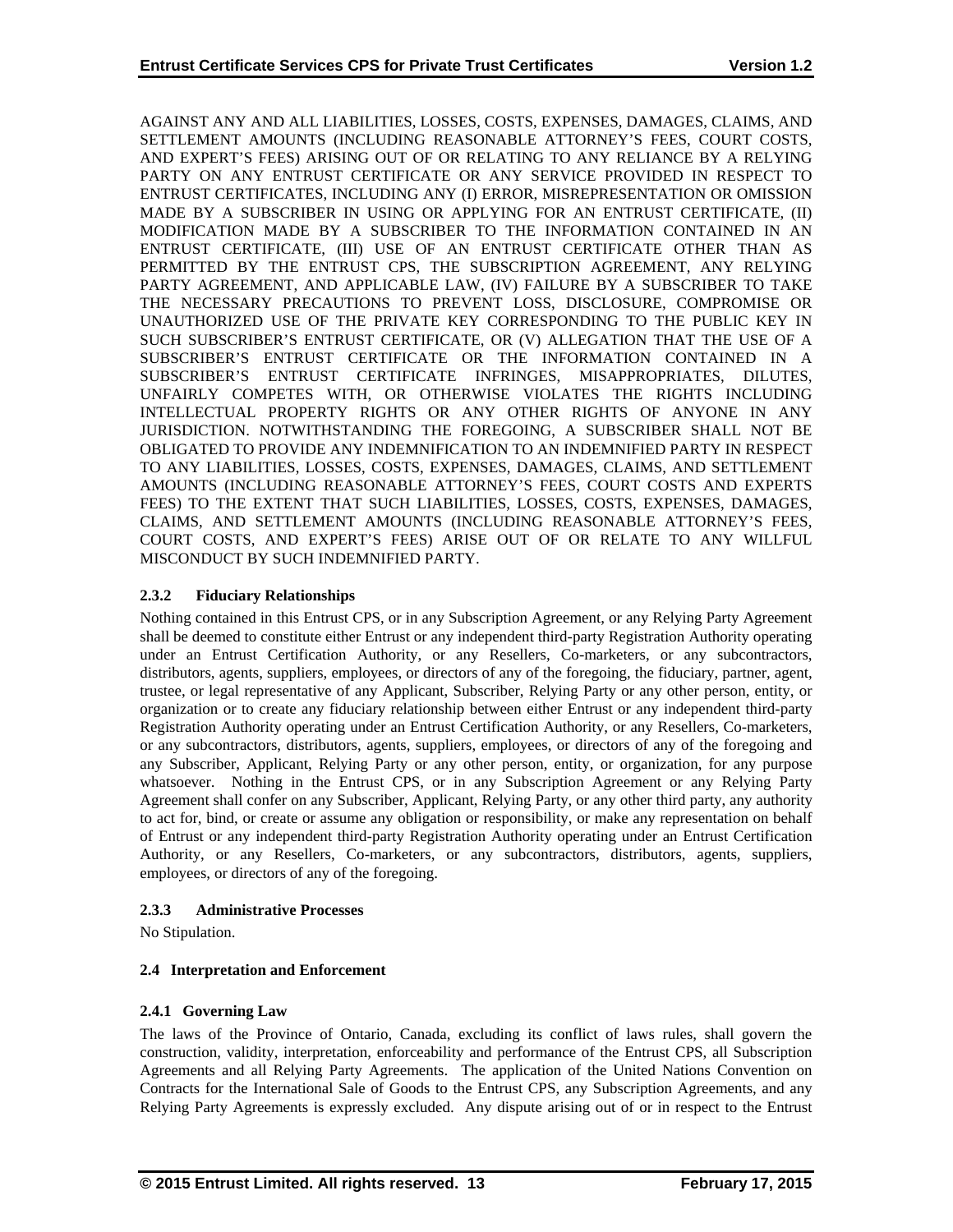AGAINST ANY AND ALL LIABILITIES, LOSSES, COSTS, EXPENSES, DAMAGES, CLAIMS, AND SETTLEMENT AMOUNTS (INCLUDING REASONABLE ATTORNEY'S FEES, COURT COSTS, AND EXPERT'S FEES) ARISING OUT OF OR RELATING TO ANY RELIANCE BY A RELYING PARTY ON ANY ENTRUST CERTIFICATE OR ANY SERVICE PROVIDED IN RESPECT TO ENTRUST CERTIFICATES, INCLUDING ANY (I) ERROR, MISREPRESENTATION OR OMISSION MADE BY A SUBSCRIBER IN USING OR APPLYING FOR AN ENTRUST CERTIFICATE, (II) MODIFICATION MADE BY A SUBSCRIBER TO THE INFORMATION CONTAINED IN AN ENTRUST CERTIFICATE, (III) USE OF AN ENTRUST CERTIFICATE OTHER THAN AS PERMITTED BY THE ENTRUST CPS, THE SUBSCRIPTION AGREEMENT, ANY RELYING PARTY AGREEMENT, AND APPLICABLE LAW, (IV) FAILURE BY A SUBSCRIBER TO TAKE THE NECESSARY PRECAUTIONS TO PREVENT LOSS, DISCLOSURE, COMPROMISE OR UNAUTHORIZED USE OF THE PRIVATE KEY CORRESPONDING TO THE PUBLIC KEY IN SUCH SUBSCRIBER'S ENTRUST CERTIFICATE, OR (V) ALLEGATION THAT THE USE OF A SUBSCRIBER'S ENTRUST CERTIFICATE OR THE INFORMATION CONTAINED IN A SUBSCRIBER'S ENTRUST CERTIFICATE INFRINGES, MISAPPROPRIATES, DILUTES, UNFAIRLY COMPETES WITH, OR OTHERWISE VIOLATES THE RIGHTS INCLUDING INTELLECTUAL PROPERTY RIGHTS OR ANY OTHER RIGHTS OF ANYONE IN ANY JURISDICTION. NOTWITHSTANDING THE FOREGOING, A SUBSCRIBER SHALL NOT BE OBLIGATED TO PROVIDE ANY INDEMNIFICATION TO AN INDEMNIFIED PARTY IN RESPECT TO ANY LIABILITIES, LOSSES, COSTS, EXPENSES, DAMAGES, CLAIMS, AND SETTLEMENT AMOUNTS (INCLUDING REASONABLE ATTORNEY'S FEES, COURT COSTS AND EXPERTS FEES) TO THE EXTENT THAT SUCH LIABILITIES, LOSSES, COSTS, EXPENSES, DAMAGES, CLAIMS, AND SETTLEMENT AMOUNTS (INCLUDING REASONABLE ATTORNEY'S FEES, COURT COSTS, AND EXPERT'S FEES) ARISE OUT OF OR RELATE TO ANY WILLFUL MISCONDUCT BY SUCH INDEMNIFIED PARTY.

#### 2.3.2 Fiduciary Relationships

Nothing contained in this Entrust CPS, or in any Subscription Agreement, or any Relying Party Agreement shall be deemed to constitute either Entrust or any independent third-party Registration Authority operating under an Entrust Certification Authority, or any Resellers, Co-marketers, or any subcontractors, distributors, agents, suppliers, employees, or directors of any of the foregoing, the fiduciary, partner, agent, trustee, or legal representative of any Applicant, Subscriber, Relying Party or any other person, entity, or organization or to create any fiduciary relationship between either Entrust or any independent third-party Registration Authority operating under an Entrust Certification Authority, or any Resellers, Co-marketers, or any subcontractors, distributors, agents, suppliers, employees, or directors of any of the foregoing and any Subscriber, Applicant, Relying Party or any other person, entity, or organization, for any purpose whatsoever. Nothing in the Entrust CPS, or in any Subscription Agreement or any Relying Party Agreement shall confer on any Subscriber, Applicant, Relying Party, or any other third party, any authority to act for, bind, or create or assume any obligation or responsibility, or make any representation on behalf of Entrust or any independent third-party Registration Authority operating under an Entrust Certification Authority, or any Resellers, Co-marketers, or any subcontractors, distributors, agents, suppliers, employees, or directors of any of the foregoing.

#### 2.3.3 Administrative Processes

No Stipulation.

### 2.4 Interpretation and Enforcement

#### 2.4.1 Governing Law

The laws of the Province of Ontario, Canada, excluding its conflict of laws rules, shall govern the construction, validity, interpretation, enforceability and performance of the Entrust CPS, all Subscription Agreements and all Relying Party Agreements. The application of the United Nations Convention on Contracts for the International Sale of Goods to the Entrust CPS, any Subscription Agreements, and any Relying Party Agreements is expressly excluded. Any dispute arising out of or in respect to the Entrust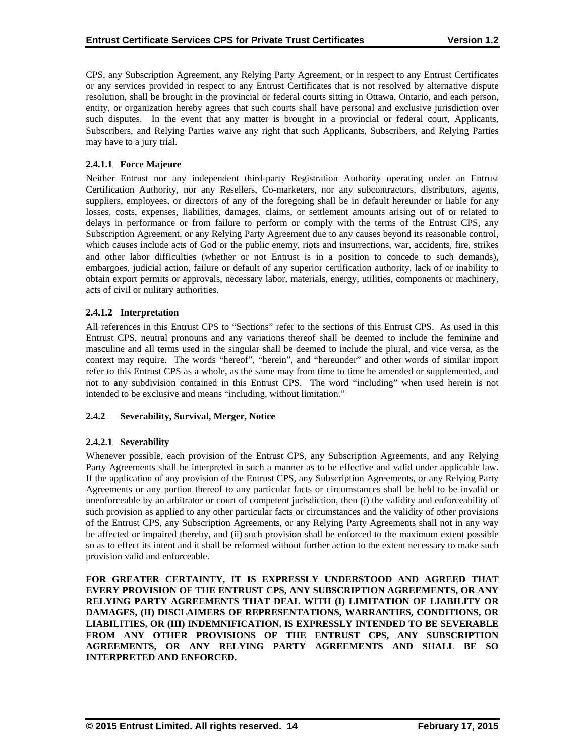CPS, any Subscription Agreement, any Relying Party Agreement, or in respect to any Entrust Certificates or any services provided in respect to any Entrust Certificates that is not resolved by alternative dispute resolution, shall be brought in the provincial or federal courts sitting in Ottawa, Ontario, and each person, entity, or organization hereby agrees that such courts shall have personal and exclusive jurisdiction over such disputes. In the event that any matter is brought in a provincial or federal court, Applicants, Subscribers, and Relying Parties waive any right that such Applicants, Subscribers, and Relying Parties may have to a jury trial.

#### 2.4.1.1 Force Majeure

Neither Entrust nor any independent third-party Registration Authority operating under an Entrust Certification Authority, nor any Resellers, Co-marketers, nor any subcontractors, distributors, agents, suppliers, employees, or directors of any of the foregoing shall be in default hereunder or liable for any losses, costs, expenses, liabilities, damages, claims, or settlement amounts arising out of or related to delays in performance or from failure to perform or comply with the terms of the Entrust CPS, any Subscription Agreement, or any Relying Party Agreement due to any causes beyond its reasonable control, which causes include acts of God or the public enemy, riots and insurrections, war, accidents, fire, strikes and other labor difficulties (whether or not Entrust is in a position to concede to such demands), embargoes, judicial action, failure or default of any superior certification authority, lack of or inability to obtain export permits or approvals, necessary labor, materials, energy, utilities, components or machinery, acts of civil or military authorities.

#### 2.4.1.2 Interpretation

All references in this Entrust CPS to "Sections" refer to the sections of this Entrust CPS. As used in this Entrust CPS, neutral pronouns and any variations thereof shall be deemed to include the feminine and masculine and all terms used in the singular shall be deemed to include the plural, and vice versa, as the context may require. The words "hereof", "herein", and "hereunder" and other words of similar import refer to this Entrust CPS as a whole, as the same may from time to time be amended or supplemented, and not to any subdivision contained in this Entrust CPS. The word "including" when used herein is not intended to be exclusive and means "including, without limitation."

### 2.4.2 Severability, Survival, Merger, Notice

#### 2.4.2.1 Severability

Whenever possible, each provision of the Entrust CPS, any Subscription Agreements, and any Relying Party Agreements shall be interpreted in such a manner as to be effective and valid under applicable law. If the application of any provision of the Entrust CPS, any Subscription Agreements, or any Relying Party Agreements or any portion thereof to any particular facts or circumstances shall be held to be invalid or unenforceable by an arbitrator or court of competent jurisdiction, then (i) the validity and enforceability of such provision as applied to any other particular facts or circumstances and the validity of other provisions of the Entrust CPS, any Subscription Agreements, or any Relying Party Agreements shall not in any way be affected or impaired thereby, and (ii) such provision shall be enforced to the maximum extent possible so as to effect its intent and it shall be reformed without further action to the extent necessary to make such provision valid and enforceable.

**FOR GREATER CERTAINTY, IT IS EXPRESSLY UNDERSTOOD AND AGREED THAT EVERY PROVISION OF THE ENTRUST CPS, ANY SUBSCRIPTION AGREEMENTS, OR ANY RELYING PARTY AGREEMENTS THAT DEAL WITH (I) LIMITATION OF LIABILITY OR DAMAGES, (II) DISCLAIMERS OF REPRESENTATIONS, WARRANTIES, CONDITIONS, OR LIABILITIES, OR (III) INDEMNIFICATION, IS EXPRESSLY INTENDED TO BE SEVERABLE FROM ANY OTHER PROVISIONS OF THE ENTRUST CPS, ANY SUBSCRIPTION AGREEMENTS, OR ANY RELYING PARTY AGREEMENTS AND SHALL BE SO INTERPRETED AND ENFORCED.**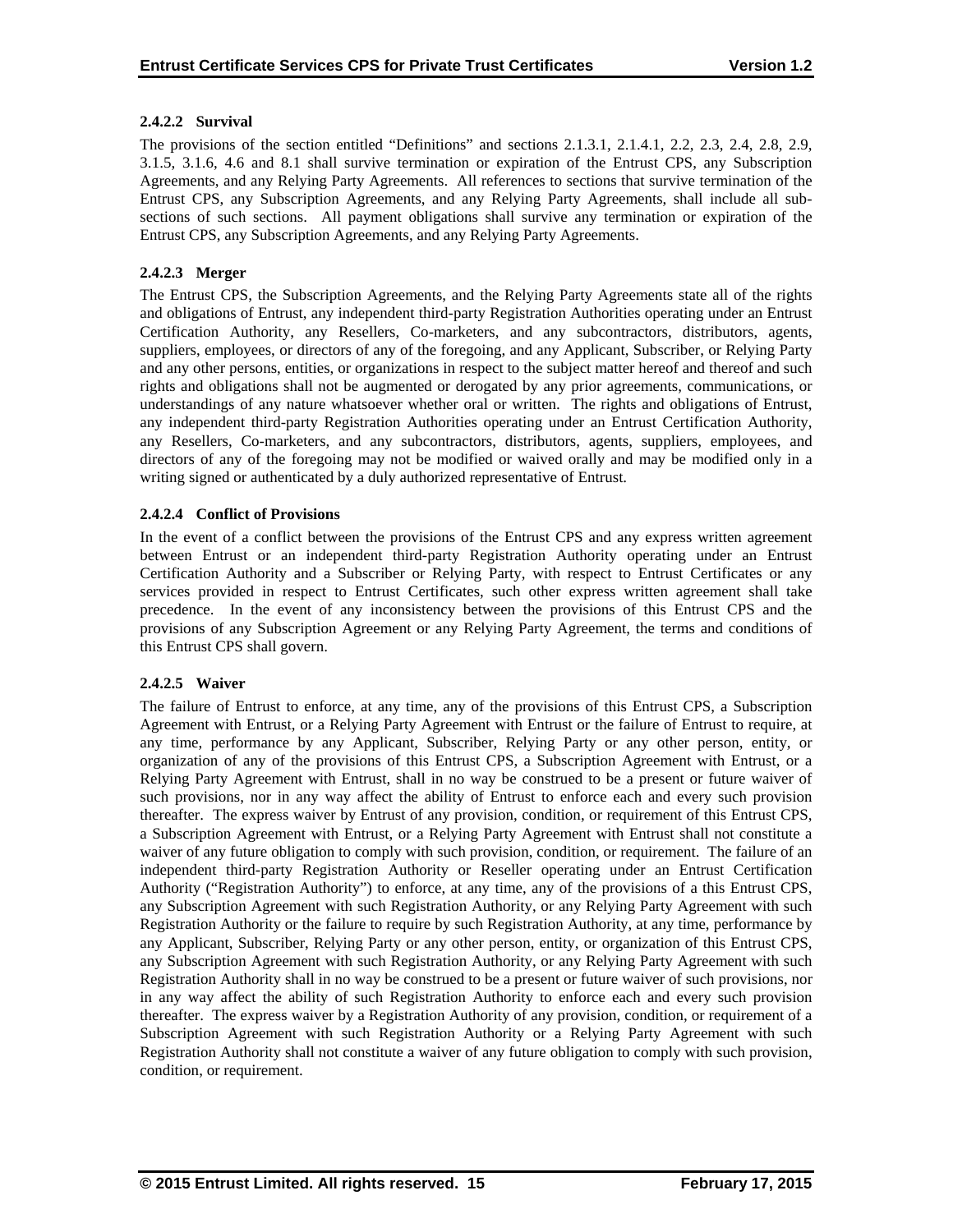#### 2.4.2.2 Survival

The provisions of the section entitled "Definitions" and sections 2.1.3.1, 2.1.4.1, 2.2, 2.3, 2.4, 2.8, 2.9, 3.1.5, 3.1.6, 4.6 and 8.1 shall survive termination or expiration of the Entrust CPS, any Subscription Agreements, and any Relying Party Agreements. All references to sections that survive termination of the Entrust CPS, any Subscription Agreements, and any Relying Party Agreements, shall include all sub-sections of such sections. All payment obligations shall survive any termination or expiration of the Entrust CPS, any Subscription Agreements, and any Relying Party Agreements.

#### 2.4.2.3 Merger

The Entrust CPS, the Subscription Agreements, and the Relying Party Agreements state all of the rights and obligations of Entrust, any independent third-party Registration Authorities operating under an Entrust Certification Authority, any Resellers, Co-marketers, and any subcontractors, distributors, agents, suppliers, employees, or directors of any of the foregoing, and any Applicant, Subscriber, or Relying Party and any other persons, entities, or organizations in respect to the subject matter hereof and thereof and such rights and obligations shall not be augmented or derogated by any prior agreements, communications, or understandings of any nature whatsoever whether oral or written. The rights and obligations of Entrust, any independent third-party Registration Authorities operating under an Entrust Certification Authority, any Resellers, Co-marketers, and any subcontractors, distributors, agents, suppliers, employees, and directors of any of the foregoing may not be modified or waived orally and may be modified only in a writing signed or authenticated by a duly authorized representative of Entrust.

#### 2.4.2.4 Conflict of Provisions

In the event of a conflict between the provisions of the Entrust CPS and any express written agreement between Entrust or an independent third-party Registration Authority operating under an Entrust Certification Authority and a Subscriber or Relying Party, with respect to Entrust Certificates or any services provided in respect to Entrust Certificates, such other express written agreement shall take precedence. In the event of any inconsistency between the provisions of this Entrust CPS and the provisions of any Subscription Agreement or any Relying Party Agreement, the terms and conditions of this Entrust CPS shall govern.

#### 2.4.2.5 Waiver

The failure of Entrust to enforce, at any time, any of the provisions of this Entrust CPS, a Subscription Agreement with Entrust, or a Relying Party Agreement with Entrust or the failure of Entrust to require, at any time, performance by any Applicant, Subscriber, Relying Party or any other person, entity, or organization of any of the provisions of this Entrust CPS, a Subscription Agreement with Entrust, or a Relying Party Agreement with Entrust, shall in no way be construed to be a present or future waiver of such provisions, nor in any way affect the ability of Entrust to enforce each and every such provision thereafter. The express waiver by Entrust of any provision, condition, or requirement of this Entrust CPS, a Subscription Agreement with Entrust, or a Relying Party Agreement with Entrust shall not constitute a waiver of any future obligation to comply with such provision, condition, or requirement. The failure of an independent third-party Registration Authority or Reseller operating under an Entrust Certification Authority ("Registration Authority") to enforce, at any time, any of the provisions of a this Entrust CPS, any Subscription Agreement with such Registration Authority, or any Relying Party Agreement with such Registration Authority or the failure to require by such Registration Authority, at any time, performance by any Applicant, Subscriber, Relying Party or any other person, entity, or organization of this Entrust CPS, any Subscription Agreement with such Registration Authority, or any Relying Party Agreement with such Registration Authority shall in no way be construed to be a present or future waiver of such provisions, nor in any way affect the ability of such Registration Authority to enforce each and every such provision thereafter. The express waiver by a Registration Authority of any provision, condition, or requirement of a Subscription Agreement with such Registration Authority or a Relying Party Agreement with such Registration Authority shall not constitute a waiver of any future obligation to comply with such provision, condition, or requirement.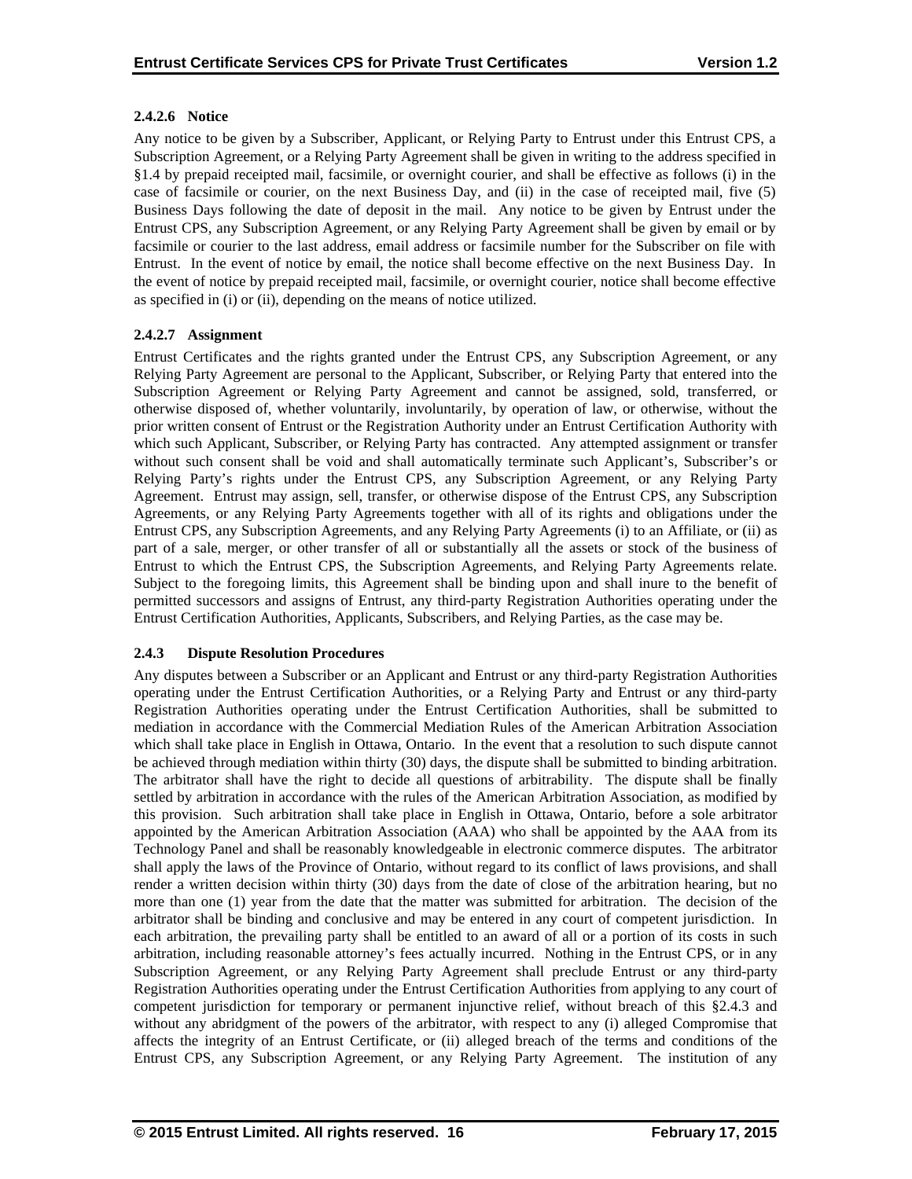#### 2.4.2.6 Notice

Any notice to be given by a Subscriber, Applicant, or Relying Party to Entrust under this Entrust CPS, a Subscription Agreement, or a Relying Party Agreement shall be given in writing to the address specified in §1.4 by prepaid receipted mail, facsimile, or overnight courier, and shall be effective as follows (i) in the case of facsimile or courier, on the next Business Day, and (ii) in the case of receipted mail, five (5) Business Days following the date of deposit in the mail. Any notice to be given by Entrust under the Entrust CPS, any Subscription Agreement, or any Relying Party Agreement shall be given by email or by facsimile or courier to the last address, email address or facsimile number for the Subscriber on file with Entrust. In the event of notice by email, the notice shall become effective on the next Business Day. In the event of notice by prepaid receipted mail, facsimile, or overnight courier, notice shall become effective as specified in (i) or (ii), depending on the means of notice utilized.

#### 2.4.2.7 Assignment

Entrust Certificates and the rights granted under the Entrust CPS, any Subscription Agreement, or any Relying Party Agreement are personal to the Applicant, Subscriber, or Relying Party that entered into the Subscription Agreement or Relying Party Agreement and cannot be assigned, sold, transferred, or otherwise disposed of, whether voluntarily, involuntarily, by operation of law, or otherwise, without the prior written consent of Entrust or the Registration Authority under an Entrust Certification Authority with which such Applicant, Subscriber, or Relying Party has contracted. Any attempted assignment or transfer without such consent shall be void and shall automatically terminate such Applicant's, Subscriber's or Relying Party's rights under the Entrust CPS, any Subscription Agreement, or any Relying Party Agreement. Entrust may assign, sell, transfer, or otherwise dispose of the Entrust CPS, any Subscription Agreements, or any Relying Party Agreements together with all of its rights and obligations under the Entrust CPS, any Subscription Agreements, and any Relying Party Agreements (i) to an Affiliate, or (ii) as part of a sale, merger, or other transfer of all or substantially all the assets or stock of the business of Entrust to which the Entrust CPS, the Subscription Agreements, and Relying Party Agreements relate. Subject to the foregoing limits, this Agreement shall be binding upon and shall inure to the benefit of permitted successors and assigns of Entrust, any third-party Registration Authorities operating under the Entrust Certification Authorities, Applicants, Subscribers, and Relying Parties, as the case may be.

### 2.4.3 Dispute Resolution Procedures

Any disputes between a Subscriber or an Applicant and Entrust or any third-party Registration Authorities operating under the Entrust Certification Authorities, or a Relying Party and Entrust or any third-party Registration Authorities operating under the Entrust Certification Authorities, shall be submitted to mediation in accordance with the Commercial Mediation Rules of the American Arbitration Association which shall take place in English in Ottawa, Ontario. In the event that a resolution to such dispute cannot be achieved through mediation within thirty (30) days, the dispute shall be submitted to binding arbitration. The arbitrator shall have the right to decide all questions of arbitrability. The dispute shall be finally settled by arbitration in accordance with the rules of the American Arbitration Association, as modified by this provision. Such arbitration shall take place in English in Ottawa, Ontario, before a sole arbitrator appointed by the American Arbitration Association (AAA) who shall be appointed by the AAA from its Technology Panel and shall be reasonably knowledgeable in electronic commerce disputes. The arbitrator shall apply the laws of the Province of Ontario, without regard to its conflict of laws provisions, and shall render a written decision within thirty (30) days from the date of close of the arbitration hearing, but no more than one (1) year from the date that the matter was submitted for arbitration. The decision of the arbitrator shall be binding and conclusive and may be entered in any court of competent jurisdiction. In each arbitration, the prevailing party shall be entitled to an award of all or a portion of its costs in such arbitration, including reasonable attorney's fees actually incurred. Nothing in the Entrust CPS, or in any Subscription Agreement, or any Relying Party Agreement shall preclude Entrust or any third-party Registration Authorities operating under the Entrust Certification Authorities from applying to any court of competent jurisdiction for temporary or permanent injunctive relief, without breach of this §2.4.3 and without any abridgment of the powers of the arbitrator, with respect to any (i) alleged Compromise that affects the integrity of an Entrust Certificate, or (ii) alleged breach of the terms and conditions of the Entrust CPS, any Subscription Agreement, or any Relying Party Agreement. The institution of any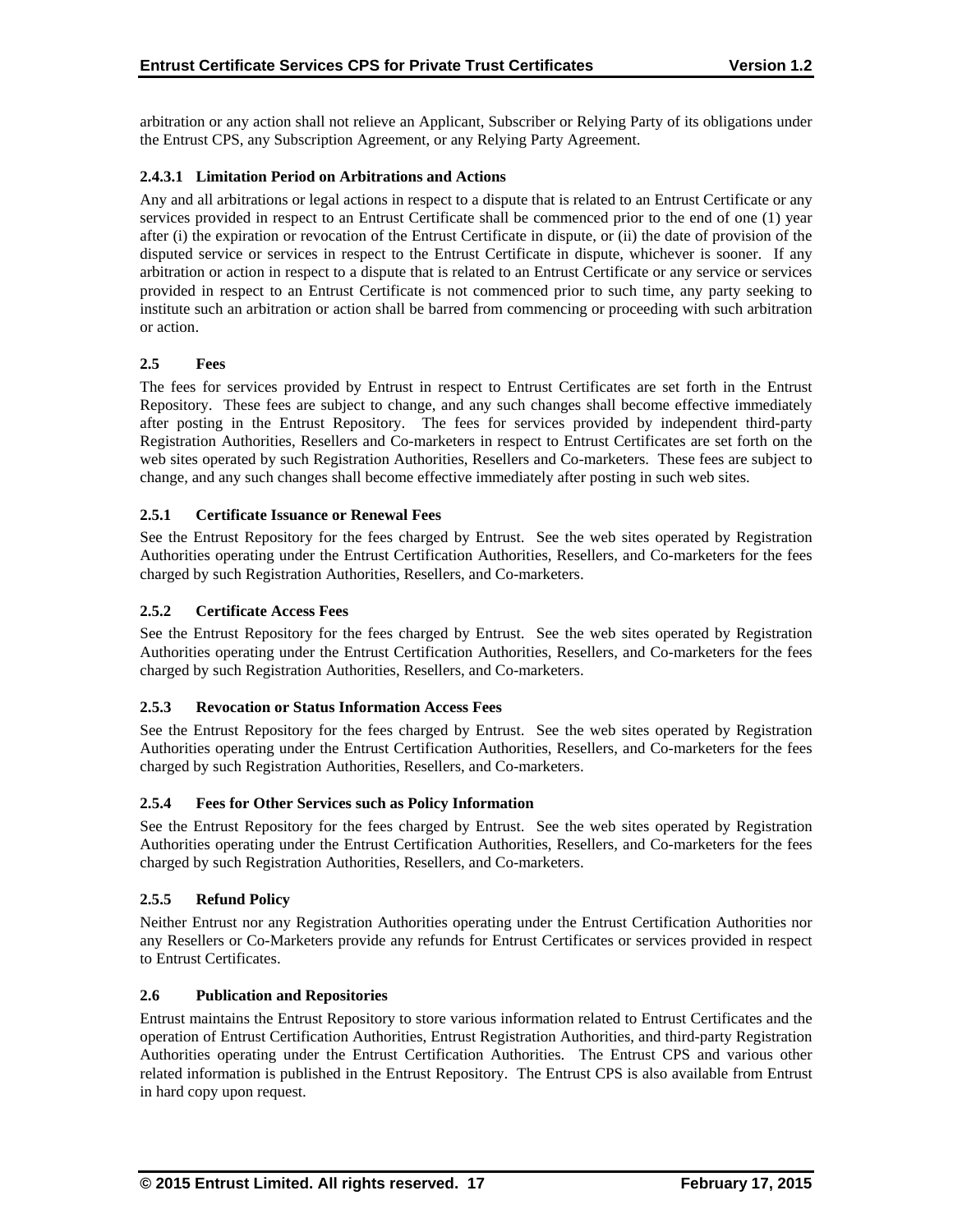arbitration or any action shall not relieve an Applicant, Subscriber or Relying Party of its obligations under the Entrust CPS, any Subscription Agreement, or any Relying Party Agreement.

#### 2.4.3.1 Limitation Period on Arbitrations and Actions

Any and all arbitrations or legal actions in respect to a dispute that is related to an Entrust Certificate or any services provided in respect to an Entrust Certificate shall be commenced prior to the end of one (1) year after (i) the expiration or revocation of the Entrust Certificate in dispute, or (ii) the date of provision of the disputed service or services in respect to the Entrust Certificate in dispute, whichever is sooner. If any arbitration or action in respect to a dispute that is related to an Entrust Certificate or any service or services provided in respect to an Entrust Certificate is not commenced prior to such time, any party seeking to institute such an arbitration or action shall be barred from commencing or proceeding with such arbitration or action.

## 2.5 Fees

The fees for services provided by Entrust in respect to Entrust Certificates are set forth in the Entrust Repository. These fees are subject to change, and any such changes shall become effective immediately after posting in the Entrust Repository. The fees for services provided by independent third-party Registration Authorities, Resellers and Co-marketers in respect to Entrust Certificates are set forth on the web sites operated by such Registration Authorities, Resellers and Co-marketers. These fees are subject to change, and any such changes shall become effective immediately after posting in such web sites.

### 2.5.1 Certificate Issuance or Renewal Fees

See the Entrust Repository for the fees charged by Entrust. See the web sites operated by Registration Authorities operating under the Entrust Certification Authorities, Resellers, and Co-marketers for the fees charged by such Registration Authorities, Resellers, and Co-marketers.

### 2.5.2 Certificate Access Fees

See the Entrust Repository for the fees charged by Entrust. See the web sites operated by Registration Authorities operating under the Entrust Certification Authorities, Resellers, and Co-marketers for the fees charged by such Registration Authorities, Resellers, and Co-marketers.

### 2.5.3 Revocation or Status Information Access Fees

See the Entrust Repository for the fees charged by Entrust. See the web sites operated by Registration Authorities operating under the Entrust Certification Authorities, Resellers, and Co-marketers for the fees charged by such Registration Authorities, Resellers, and Co-marketers.

### 2.5.4 Fees for Other Services such as Policy Information

See the Entrust Repository for the fees charged by Entrust. See the web sites operated by Registration Authorities operating under the Entrust Certification Authorities, Resellers, and Co-marketers for the fees charged by such Registration Authorities, Resellers, and Co-marketers.

### 2.5.5 Refund Policy

Neither Entrust nor any Registration Authorities operating under the Entrust Certification Authorities nor any Resellers or Co-Marketers provide any refunds for Entrust Certificates or services provided in respect to Entrust Certificates.

## 2.6 Publication and Repositories

Entrust maintains the Entrust Repository to store various information related to Entrust Certificates and the operation of Entrust Certification Authorities, Entrust Registration Authorities, and third-party Registration Authorities operating under the Entrust Certification Authorities. The Entrust CPS and various other related information is published in the Entrust Repository. The Entrust CPS is also available from Entrust in hard copy upon request.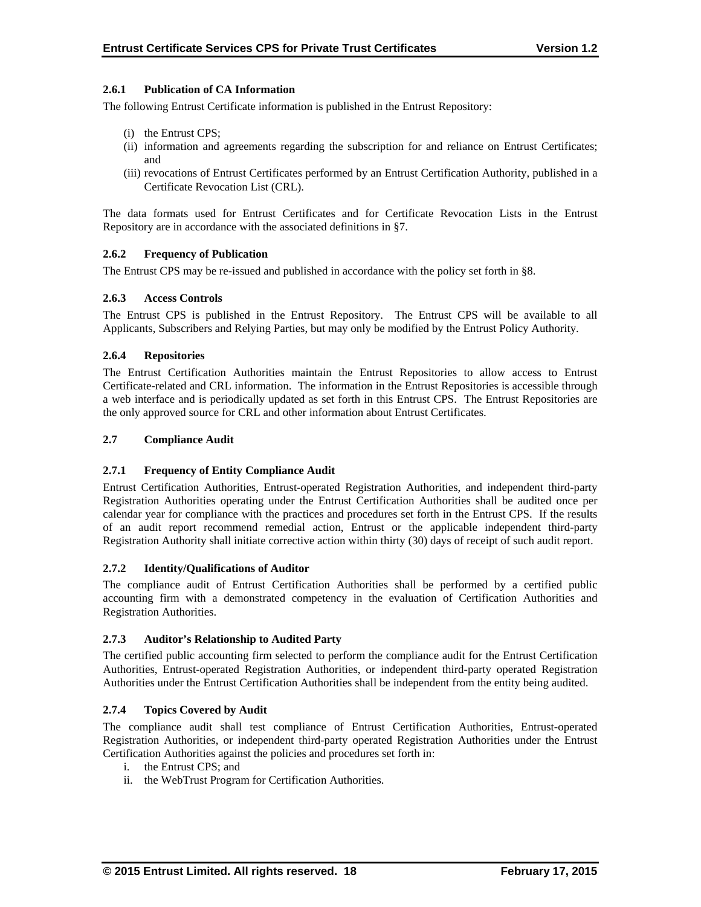### 2.6.1 Publication of CA Information

The following Entrust Certificate information is published in the Entrust Repository:

(i) the Entrust CPS;
(ii) information and agreements regarding the subscription for and reliance on Entrust Certificates; and
(iii) revocations of Entrust Certificates performed by an Entrust Certification Authority, published in a Certificate Revocation List (CRL).

The data formats used for Entrust Certificates and for Certificate Revocation Lists in the Entrust Repository are in accordance with the associated definitions in §7.

### 2.6.2 Frequency of Publication

The Entrust CPS may be re-issued and published in accordance with the policy set forth in §8.

### 2.6.3 Access Controls

The Entrust CPS is published in the Entrust Repository. The Entrust CPS will be available to all Applicants, Subscribers and Relying Parties, but may only be modified by the Entrust Policy Authority.

### 2.6.4 Repositories

The Entrust Certification Authorities maintain the Entrust Repositories to allow access to Entrust Certificate-related and CRL information. The information in the Entrust Repositories is accessible through a web interface and is periodically updated as set forth in this Entrust CPS. The Entrust Repositories are the only approved source for CRL and other information about Entrust Certificates.

## 2.7 Compliance Audit

### 2.7.1 Frequency of Entity Compliance Audit

Entrust Certification Authorities, Entrust-operated Registration Authorities, and independent third-party Registration Authorities operating under the Entrust Certification Authorities shall be audited once per calendar year for compliance with the practices and procedures set forth in the Entrust CPS. If the results of an audit report recommend remedial action, Entrust or the applicable independent third-party Registration Authority shall initiate corrective action within thirty (30) days of receipt of such audit report.

### 2.7.2 Identity/Qualifications of Auditor

The compliance audit of Entrust Certification Authorities shall be performed by a certified public accounting firm with a demonstrated competency in the evaluation of Certification Authorities and Registration Authorities.

### 2.7.3 Auditor's Relationship to Audited Party

The certified public accounting firm selected to perform the compliance audit for the Entrust Certification Authorities, Entrust-operated Registration Authorities, or independent third-party operated Registration Authorities under the Entrust Certification Authorities shall be independent from the entity being audited.

### 2.7.4 Topics Covered by Audit

The compliance audit shall test compliance of Entrust Certification Authorities, Entrust-operated Registration Authorities, or independent third-party operated Registration Authorities under the Entrust Certification Authorities against the policies and procedures set forth in:

i. the Entrust CPS; and
ii. the WebTrust Program for Certification Authorities.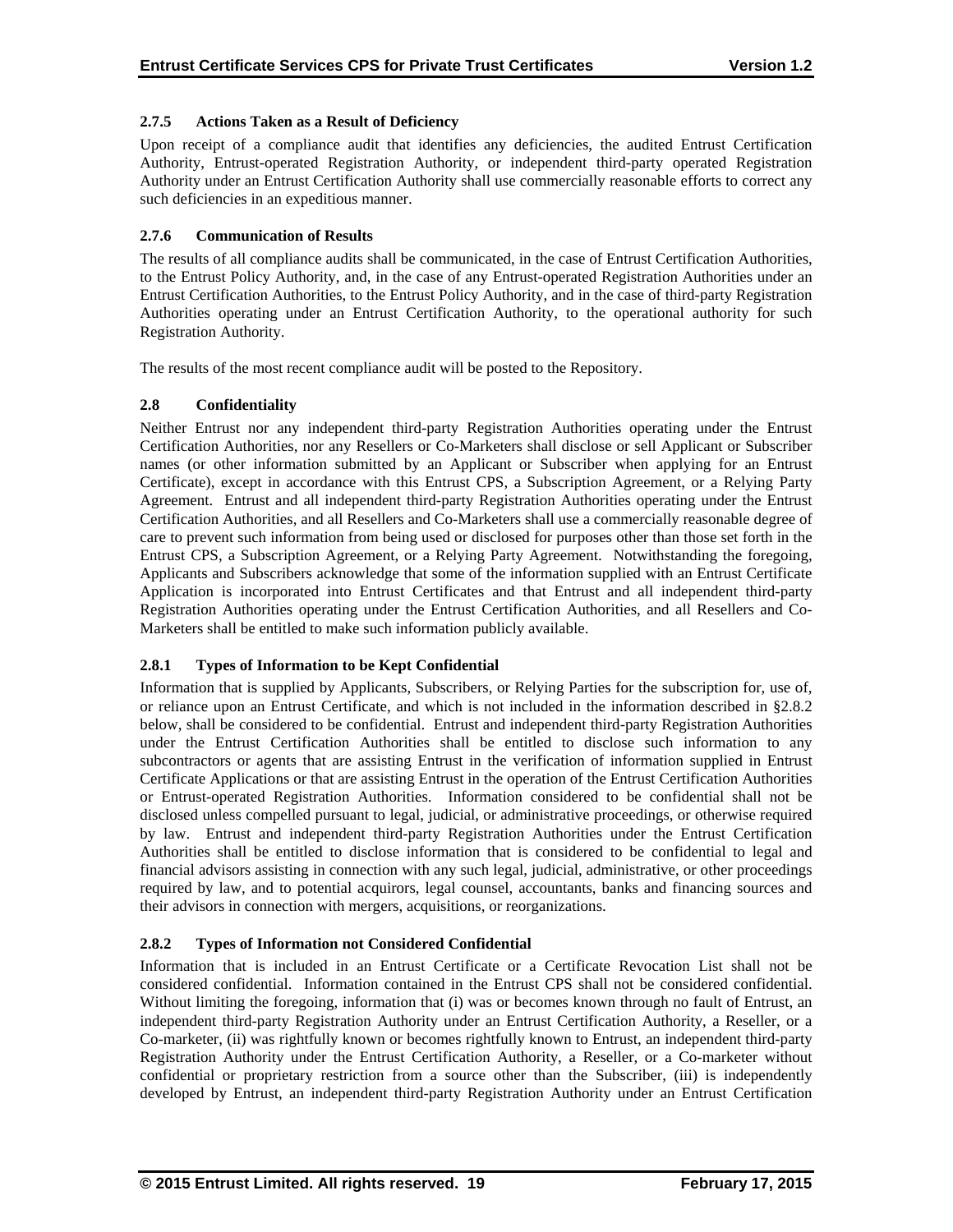### 2.7.5 Actions Taken as a Result of Deficiency

Upon receipt of a compliance audit that identifies any deficiencies, the audited Entrust Certification Authority, Entrust-operated Registration Authority, or independent third-party operated Registration Authority under an Entrust Certification Authority shall use commercially reasonable efforts to correct any such deficiencies in an expeditious manner.

### 2.7.6 Communication of Results

The results of all compliance audits shall be communicated, in the case of Entrust Certification Authorities, to the Entrust Policy Authority, and, in the case of any Entrust-operated Registration Authorities under an Entrust Certification Authorities, to the Entrust Policy Authority, and in the case of third-party Registration Authorities operating under an Entrust Certification Authority, to the operational authority for such Registration Authority.

The results of the most recent compliance audit will be posted to the Repository.

## 2.8 Confidentiality

Neither Entrust nor any independent third-party Registration Authorities operating under the Entrust Certification Authorities, nor any Resellers or Co-Marketers shall disclose or sell Applicant or Subscriber names (or other information submitted by an Applicant or Subscriber when applying for an Entrust Certificate), except in accordance with this Entrust CPS, a Subscription Agreement, or a Relying Party Agreement. Entrust and all independent third-party Registration Authorities operating under the Entrust Certification Authorities, and all Resellers and Co-Marketers shall use a commercially reasonable degree of care to prevent such information from being used or disclosed for purposes other than those set forth in the Entrust CPS, a Subscription Agreement, or a Relying Party Agreement. Notwithstanding the foregoing, Applicants and Subscribers acknowledge that some of the information supplied with an Entrust Certificate Application is incorporated into Entrust Certificates and that Entrust and all independent third-party Registration Authorities operating under the Entrust Certification Authorities, and all Resellers and Co-Marketers shall be entitled to make such information publicly available.

### 2.8.1 Types of Information to be Kept Confidential

Information that is supplied by Applicants, Subscribers, or Relying Parties for the subscription for, use of, or reliance upon an Entrust Certificate, and which is not included in the information described in §2.8.2 below, shall be considered to be confidential. Entrust and independent third-party Registration Authorities under the Entrust Certification Authorities shall be entitled to disclose such information to any subcontractors or agents that are assisting Entrust in the verification of information supplied in Entrust Certificate Applications or that are assisting Entrust in the operation of the Entrust Certification Authorities or Entrust-operated Registration Authorities. Information considered to be confidential shall not be disclosed unless compelled pursuant to legal, judicial, or administrative proceedings, or otherwise required by law. Entrust and independent third-party Registration Authorities under the Entrust Certification Authorities shall be entitled to disclose information that is considered to be confidential to legal and financial advisors assisting in connection with any such legal, judicial, administrative, or other proceedings required by law, and to potential acquirors, legal counsel, accountants, banks and financing sources and their advisors in connection with mergers, acquisitions, or reorganizations.

### 2.8.2 Types of Information not Considered Confidential

Information that is included in an Entrust Certificate or a Certificate Revocation List shall not be considered confidential. Information contained in the Entrust CPS shall not be considered confidential. Without limiting the foregoing, information that (i) was or becomes known through no fault of Entrust, an independent third-party Registration Authority under an Entrust Certification Authority, a Reseller, or a Co-marketer, (ii) was rightfully known or becomes rightfully known to Entrust, an independent third-party Registration Authority under the Entrust Certification Authority, a Reseller, or a Co-marketer without confidential or proprietary restriction from a source other than the Subscriber, (iii) is independently developed by Entrust, an independent third-party Registration Authority under an Entrust Certification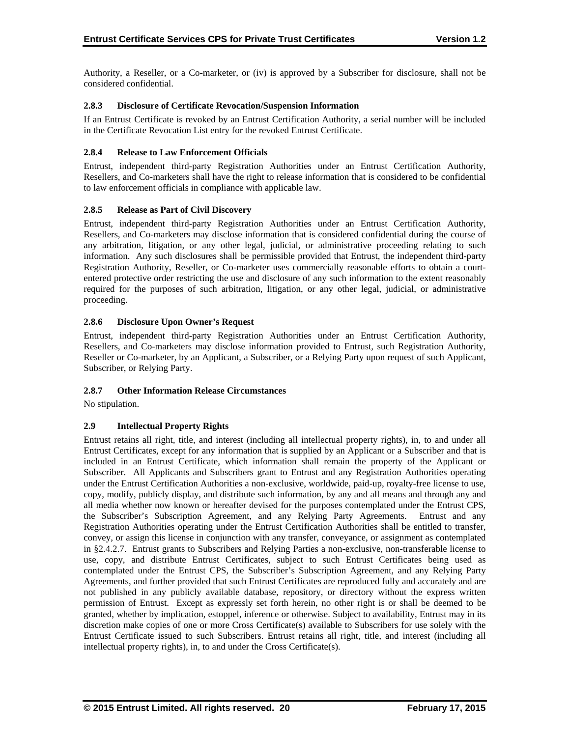Authority, a Reseller, or a Co-marketer, or (iv) is approved by a Subscriber for disclosure, shall not be considered confidential.

### 2.8.3 Disclosure of Certificate Revocation/Suspension Information

If an Entrust Certificate is revoked by an Entrust Certification Authority, a serial number will be included in the Certificate Revocation List entry for the revoked Entrust Certificate.

### 2.8.4 Release to Law Enforcement Officials

Entrust, independent third-party Registration Authorities under an Entrust Certification Authority, Resellers, and Co-marketers shall have the right to release information that is considered to be confidential to law enforcement officials in compliance with applicable law.

### 2.8.5 Release as Part of Civil Discovery

Entrust, independent third-party Registration Authorities under an Entrust Certification Authority, Resellers, and Co-marketers may disclose information that is considered confidential during the course of any arbitration, litigation, or any other legal, judicial, or administrative proceeding relating to such information. Any such disclosures shall be permissible provided that Entrust, the independent third-party Registration Authority, Reseller, or Co-marketer uses commercially reasonable efforts to obtain a court-entered protective order restricting the use and disclosure of any such information to the extent reasonably required for the purposes of such arbitration, litigation, or any other legal, judicial, or administrative proceeding.

### 2.8.6 Disclosure Upon Owner's Request

Entrust, independent third-party Registration Authorities under an Entrust Certification Authority, Resellers, and Co-marketers may disclose information provided to Entrust, such Registration Authority, Reseller or Co-marketer, by an Applicant, a Subscriber, or a Relying Party upon request of such Applicant, Subscriber, or Relying Party.

### 2.8.7 Other Information Release Circumstances

No stipulation.

## 2.9 Intellectual Property Rights

Entrust retains all right, title, and interest (including all intellectual property rights), in, to and under all Entrust Certificates, except for any information that is supplied by an Applicant or a Subscriber and that is included in an Entrust Certificate, which information shall remain the property of the Applicant or Subscriber. All Applicants and Subscribers grant to Entrust and any Registration Authorities operating under the Entrust Certification Authorities a non-exclusive, worldwide, paid-up, royalty-free license to use, copy, modify, publicly display, and distribute such information, by any and all means and through any and all media whether now known or hereafter devised for the purposes contemplated under the Entrust CPS, the Subscriber's Subscription Agreement, and any Relying Party Agreements. Entrust and any Registration Authorities operating under the Entrust Certification Authorities shall be entitled to transfer, convey, or assign this license in conjunction with any transfer, conveyance, or assignment as contemplated in §2.4.2.7. Entrust grants to Subscribers and Relying Parties a non-exclusive, non-transferable license to use, copy, and distribute Entrust Certificates, subject to such Entrust Certificates being used as contemplated under the Entrust CPS, the Subscriber's Subscription Agreement, and any Relying Party Agreements, and further provided that such Entrust Certificates are reproduced fully and accurately and are not published in any publicly available database, repository, or directory without the express written permission of Entrust. Except as expressly set forth herein, no other right is or shall be deemed to be granted, whether by implication, estoppel, inference or otherwise. Subject to availability, Entrust may in its discretion make copies of one or more Cross Certificate(s) available to Subscribers for use solely with the Entrust Certificate issued to such Subscribers. Entrust retains all right, title, and interest (including all intellectual property rights), in, to and under the Cross Certificate(s).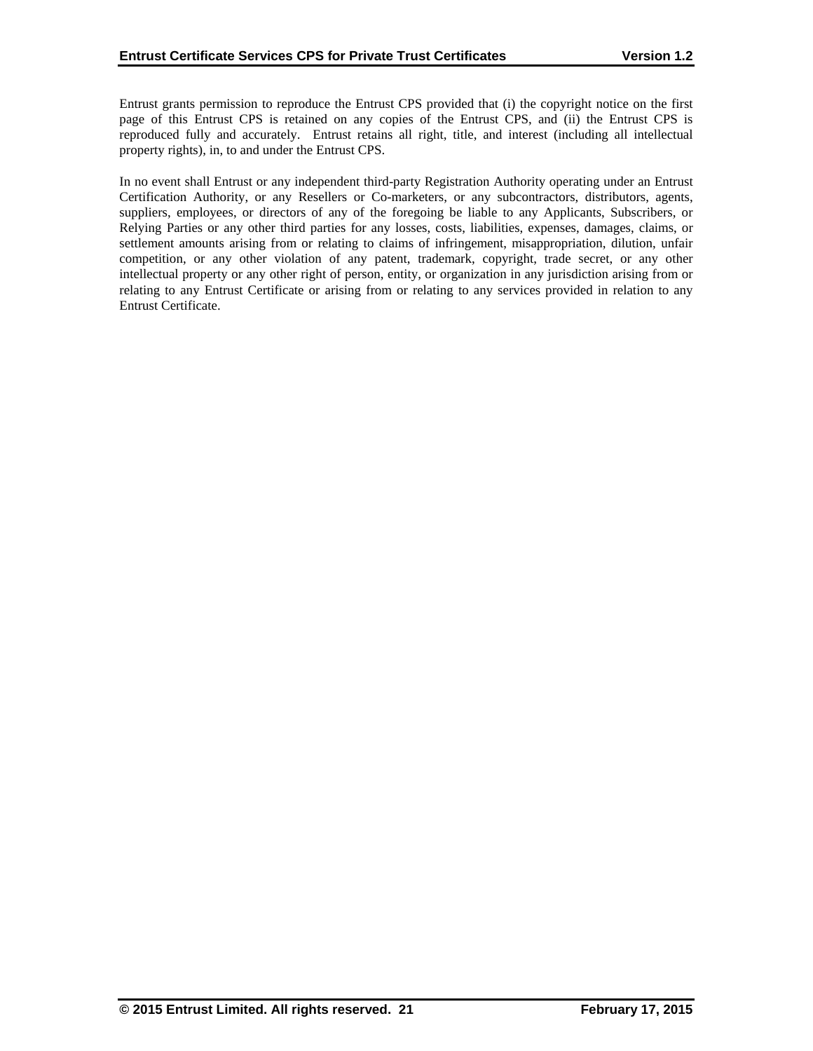Entrust grants permission to reproduce the Entrust CPS provided that (i) the copyright notice on the first page of this Entrust CPS is retained on any copies of the Entrust CPS, and (ii) the Entrust CPS is reproduced fully and accurately. Entrust retains all right, title, and interest (including all intellectual property rights), in, to and under the Entrust CPS.

In no event shall Entrust or any independent third-party Registration Authority operating under an Entrust Certification Authority, or any Resellers or Co-marketers, or any subcontractors, distributors, agents, suppliers, employees, or directors of any of the foregoing be liable to any Applicants, Subscribers, or Relying Parties or any other third parties for any losses, costs, liabilities, expenses, damages, claims, or settlement amounts arising from or relating to claims of infringement, misappropriation, dilution, unfair competition, or any other violation of any patent, trademark, copyright, trade secret, or any other intellectual property or any other right of person, entity, or organization in any jurisdiction arising from or relating to any Entrust Certificate or arising from or relating to any services provided in relation to any Entrust Certificate.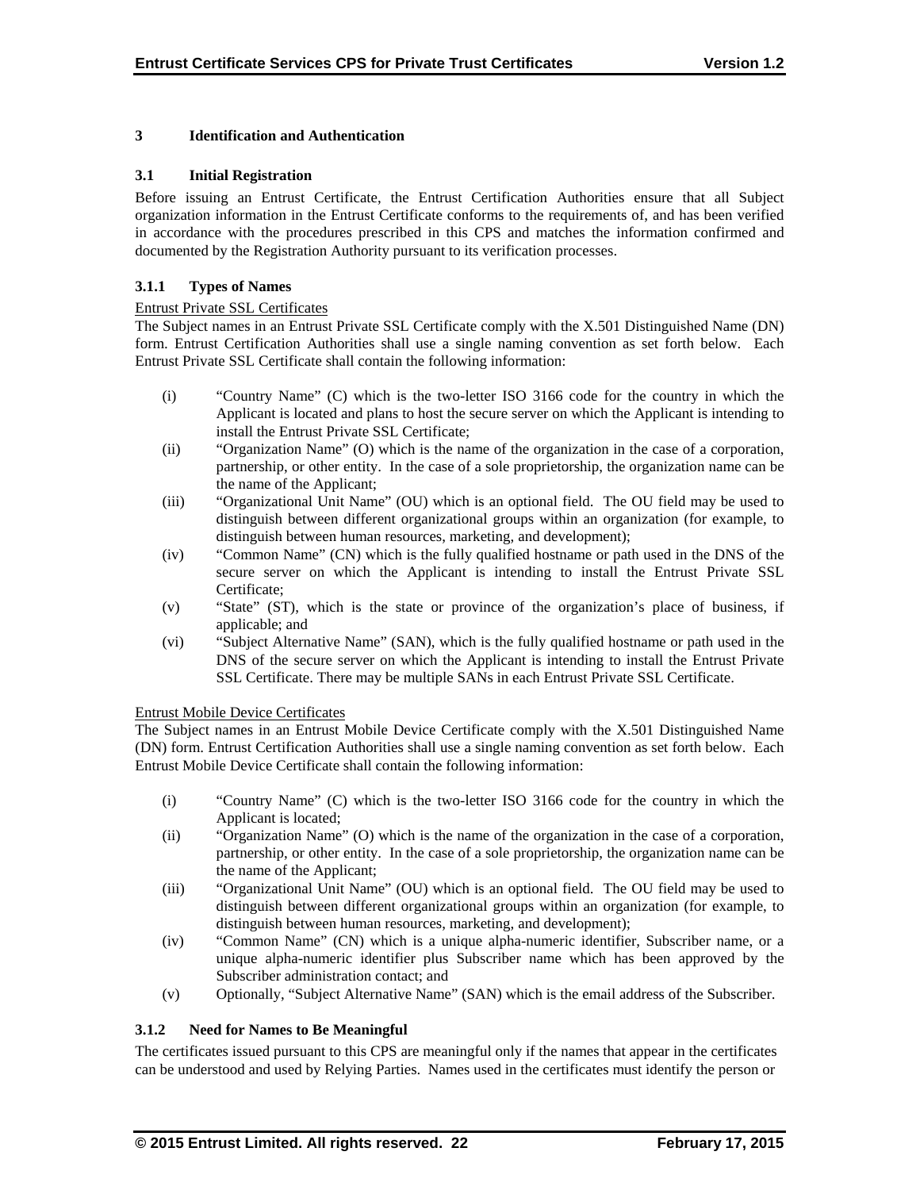# 3 Identification and Authentication

## 3.1 Initial Registration

Before issuing an Entrust Certificate, the Entrust Certification Authorities ensure that all Subject organization information in the Entrust Certificate conforms to the requirements of, and has been verified in accordance with the procedures prescribed in this CPS and matches the information confirmed and documented by the Registration Authority pursuant to its verification processes.

### 3.1.1 Types of Names

Entrust Private SSL Certificates

The Subject names in an Entrust Private SSL Certificate comply with the X.501 Distinguished Name (DN) form. Entrust Certification Authorities shall use a single naming convention as set forth below. Each Entrust Private SSL Certificate shall contain the following information:

(i) "Country Name" (C) which is the two-letter ISO 3166 code for the country in which the Applicant is located and plans to host the secure server on which the Applicant is intending to install the Entrust Private SSL Certificate;

(ii) "Organization Name" (O) which is the name of the organization in the case of a corporation, partnership, or other entity. In the case of a sole proprietorship, the organization name can be the name of the Applicant;

(iii) "Organizational Unit Name" (OU) which is an optional field. The OU field may be used to distinguish between different organizational groups within an organization (for example, to distinguish between human resources, marketing, and development);

(iv) "Common Name" (CN) which is the fully qualified hostname or path used in the DNS of the secure server on which the Applicant is intending to install the Entrust Private SSL Certificate;

(v) "State" (ST), which is the state or province of the organization's place of business, if applicable; and

(vi) "Subject Alternative Name" (SAN), which is the fully qualified hostname or path used in the DNS of the secure server on which the Applicant is intending to install the Entrust Private SSL Certificate. There may be multiple SANs in each Entrust Private SSL Certificate.

Entrust Mobile Device Certificates

The Subject names in an Entrust Mobile Device Certificate comply with the X.501 Distinguished Name (DN) form. Entrust Certification Authorities shall use a single naming convention as set forth below. Each Entrust Mobile Device Certificate shall contain the following information:

(i) "Country Name" (C) which is the two-letter ISO 3166 code for the country in which the Applicant is located;

(ii) "Organization Name" (O) which is the name of the organization in the case of a corporation, partnership, or other entity. In the case of a sole proprietorship, the organization name can be the name of the Applicant;

(iii) "Organizational Unit Name" (OU) which is an optional field. The OU field may be used to distinguish between different organizational groups within an organization (for example, to distinguish between human resources, marketing, and development);

(iv) "Common Name" (CN) which is a unique alpha-numeric identifier, Subscriber name, or a unique alpha-numeric identifier plus Subscriber name which has been approved by the Subscriber administration contact; and

(v) Optionally, "Subject Alternative Name" (SAN) which is the email address of the Subscriber.

### 3.1.2 Need for Names to Be Meaningful

The certificates issued pursuant to this CPS are meaningful only if the names that appear in the certificates can be understood and used by Relying Parties. Names used in the certificates must identify the person or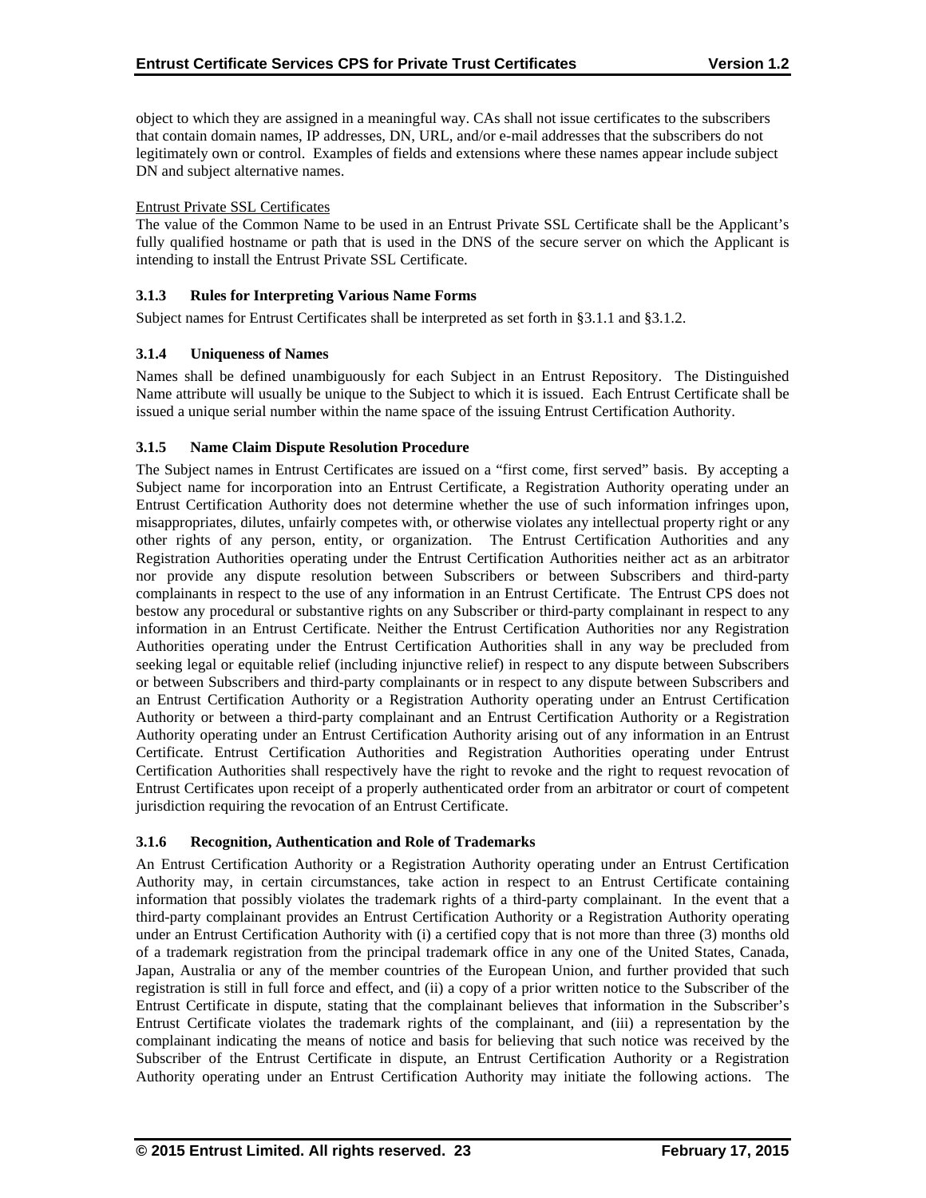object to which they are assigned in a meaningful way. CAs shall not issue certificates to the subscribers that contain domain names, IP addresses, DN, URL, and/or e-mail addresses that the subscribers do not legitimately own or control. Examples of fields and extensions where these names appear include subject DN and subject alternative names.

Entrust Private SSL Certificates

The value of the Common Name to be used in an Entrust Private SSL Certificate shall be the Applicant's fully qualified hostname or path that is used in the DNS of the secure server on which the Applicant is intending to install the Entrust Private SSL Certificate.

### 3.1.3 Rules for Interpreting Various Name Forms

Subject names for Entrust Certificates shall be interpreted as set forth in §3.1.1 and §3.1.2.

### 3.1.4 Uniqueness of Names

Names shall be defined unambiguously for each Subject in an Entrust Repository. The Distinguished Name attribute will usually be unique to the Subject to which it is issued. Each Entrust Certificate shall be issued a unique serial number within the name space of the issuing Entrust Certification Authority.

### 3.1.5 Name Claim Dispute Resolution Procedure

The Subject names in Entrust Certificates are issued on a "first come, first served" basis. By accepting a Subject name for incorporation into an Entrust Certificate, a Registration Authority operating under an Entrust Certification Authority does not determine whether the use of such information infringes upon, misappropriates, dilutes, unfairly competes with, or otherwise violates any intellectual property right or any other rights of any person, entity, or organization. The Entrust Certification Authorities and any Registration Authorities operating under the Entrust Certification Authorities neither act as an arbitrator nor provide any dispute resolution between Subscribers or between Subscribers and third-party complainants in respect to the use of any information in an Entrust Certificate. The Entrust CPS does not bestow any procedural or substantive rights on any Subscriber or third-party complainant in respect to any information in an Entrust Certificate. Neither the Entrust Certification Authorities nor any Registration Authorities operating under the Entrust Certification Authorities shall in any way be precluded from seeking legal or equitable relief (including injunctive relief) in respect to any dispute between Subscribers or between Subscribers and third-party complainants or in respect to any dispute between Subscribers and an Entrust Certification Authority or a Registration Authority operating under an Entrust Certification Authority or between a third-party complainant and an Entrust Certification Authority or a Registration Authority operating under an Entrust Certification Authority arising out of any information in an Entrust Certificate. Entrust Certification Authorities and Registration Authorities operating under Entrust Certification Authorities shall respectively have the right to revoke and the right to request revocation of Entrust Certificates upon receipt of a properly authenticated order from an arbitrator or court of competent jurisdiction requiring the revocation of an Entrust Certificate.

### 3.1.6 Recognition, Authentication and Role of Trademarks

An Entrust Certification Authority or a Registration Authority operating under an Entrust Certification Authority may, in certain circumstances, take action in respect to an Entrust Certificate containing information that possibly violates the trademark rights of a third-party complainant. In the event that a third-party complainant provides an Entrust Certification Authority or a Registration Authority operating under an Entrust Certification Authority with (i) a certified copy that is not more than three (3) months old of a trademark registration from the principal trademark office in any one of the United States, Canada, Japan, Australia or any of the member countries of the European Union, and further provided that such registration is still in full force and effect, and (ii) a copy of a prior written notice to the Subscriber of the Entrust Certificate in dispute, stating that the complainant believes that information in the Subscriber's Entrust Certificate violates the trademark rights of the complainant, and (iii) a representation by the complainant indicating the means of notice and basis for believing that such notice was received by the Subscriber of the Entrust Certificate in dispute, an Entrust Certification Authority or a Registration Authority operating under an Entrust Certification Authority may initiate the following actions. The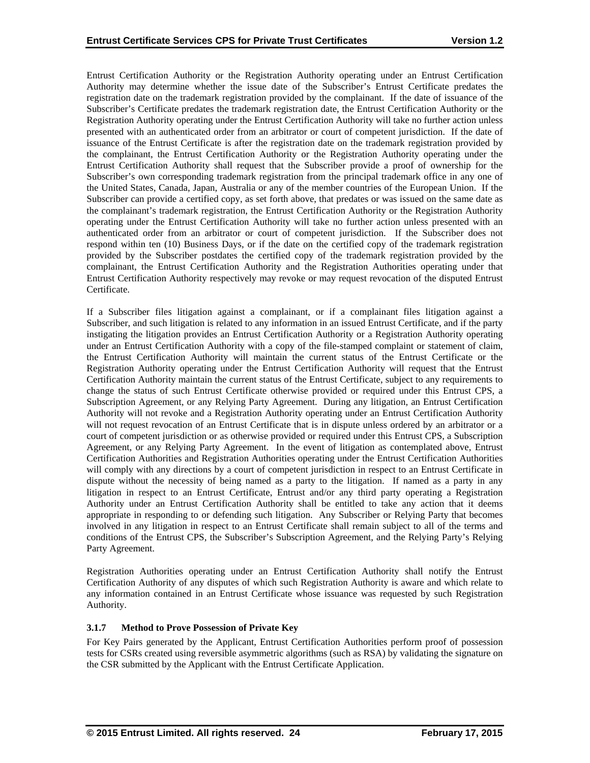Entrust Certification Authority or the Registration Authority operating under an Entrust Certification Authority may determine whether the issue date of the Subscriber's Entrust Certificate predates the registration date on the trademark registration provided by the complainant. If the date of issuance of the Subscriber's Certificate predates the trademark registration date, the Entrust Certification Authority or the Registration Authority operating under the Entrust Certification Authority will take no further action unless presented with an authenticated order from an arbitrator or court of competent jurisdiction. If the date of issuance of the Entrust Certificate is after the registration date on the trademark registration provided by the complainant, the Entrust Certification Authority or the Registration Authority operating under the Entrust Certification Authority shall request that the Subscriber provide a proof of ownership for the Subscriber's own corresponding trademark registration from the principal trademark office in any one of the United States, Canada, Japan, Australia or any of the member countries of the European Union. If the Subscriber can provide a certified copy, as set forth above, that predates or was issued on the same date as the complainant's trademark registration, the Entrust Certification Authority or the Registration Authority operating under the Entrust Certification Authority will take no further action unless presented with an authenticated order from an arbitrator or court of competent jurisdiction. If the Subscriber does not respond within ten (10) Business Days, or if the date on the certified copy of the trademark registration provided by the Subscriber postdates the certified copy of the trademark registration provided by the complainant, the Entrust Certification Authority and the Registration Authorities operating under that Entrust Certification Authority respectively may revoke or may request revocation of the disputed Entrust Certificate.

If a Subscriber files litigation against a complainant, or if a complainant files litigation against a Subscriber, and such litigation is related to any information in an issued Entrust Certificate, and if the party instigating the litigation provides an Entrust Certification Authority or a Registration Authority operating under an Entrust Certification Authority with a copy of the file-stamped complaint or statement of claim, the Entrust Certification Authority will maintain the current status of the Entrust Certificate or the Registration Authority operating under the Entrust Certification Authority will request that the Entrust Certification Authority maintain the current status of the Entrust Certificate, subject to any requirements to change the status of such Entrust Certificate otherwise provided or required under this Entrust CPS, a Subscription Agreement, or any Relying Party Agreement. During any litigation, an Entrust Certification Authority will not revoke and a Registration Authority operating under an Entrust Certification Authority will not request revocation of an Entrust Certificate that is in dispute unless ordered by an arbitrator or a court of competent jurisdiction or as otherwise provided or required under this Entrust CPS, a Subscription Agreement, or any Relying Party Agreement. In the event of litigation as contemplated above, Entrust Certification Authorities and Registration Authorities operating under the Entrust Certification Authorities will comply with any directions by a court of competent jurisdiction in respect to an Entrust Certificate in dispute without the necessity of being named as a party to the litigation. If named as a party in any litigation in respect to an Entrust Certificate, Entrust and/or any third party operating a Registration Authority under an Entrust Certification Authority shall be entitled to take any action that it deems appropriate in responding to or defending such litigation. Any Subscriber or Relying Party that becomes involved in any litigation in respect to an Entrust Certificate shall remain subject to all of the terms and conditions of the Entrust CPS, the Subscriber's Subscription Agreement, and the Relying Party's Relying Party Agreement.

Registration Authorities operating under an Entrust Certification Authority shall notify the Entrust Certification Authority of any disputes of which such Registration Authority is aware and which relate to any information contained in an Entrust Certificate whose issuance was requested by such Registration Authority.

### 3.1.7 Method to Prove Possession of Private Key

For Key Pairs generated by the Applicant, Entrust Certification Authorities perform proof of possession tests for CSRs created using reversible asymmetric algorithms (such as RSA) by validating the signature on the CSR submitted by the Applicant with the Entrust Certificate Application.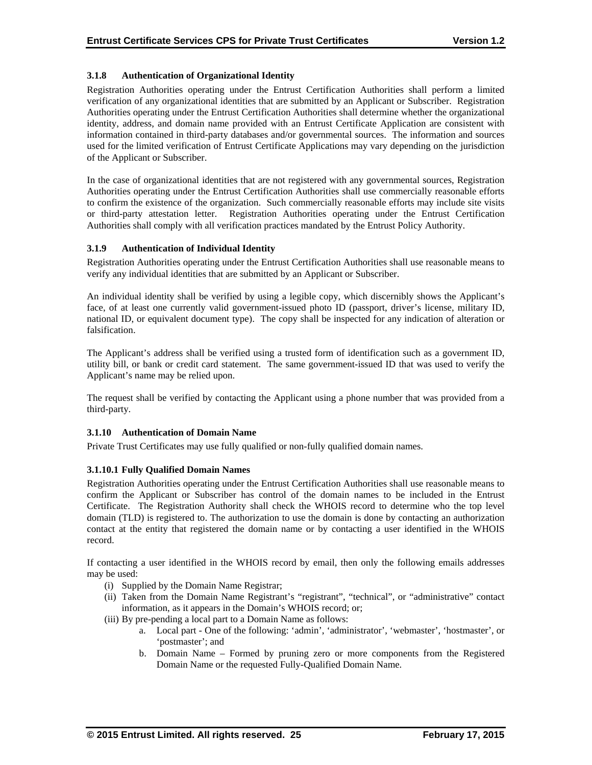### 3.1.8 Authentication of Organizational Identity

Registration Authorities operating under the Entrust Certification Authorities shall perform a limited verification of any organizational identities that are submitted by an Applicant or Subscriber. Registration Authorities operating under the Entrust Certification Authorities shall determine whether the organizational identity, address, and domain name provided with an Entrust Certificate Application are consistent with information contained in third-party databases and/or governmental sources. The information and sources used for the limited verification of Entrust Certificate Applications may vary depending on the jurisdiction of the Applicant or Subscriber.

In the case of organizational identities that are not registered with any governmental sources, Registration Authorities operating under the Entrust Certification Authorities shall use commercially reasonable efforts to confirm the existence of the organization. Such commercially reasonable efforts may include site visits or third-party attestation letter. Registration Authorities operating under the Entrust Certification Authorities shall comply with all verification practices mandated by the Entrust Policy Authority.

### 3.1.9 Authentication of Individual Identity

Registration Authorities operating under the Entrust Certification Authorities shall use reasonable means to verify any individual identities that are submitted by an Applicant or Subscriber.

An individual identity shall be verified by using a legible copy, which discernibly shows the Applicant's face, of at least one currently valid government-issued photo ID (passport, driver's license, military ID, national ID, or equivalent document type). The copy shall be inspected for any indication of alteration or falsification.

The Applicant's address shall be verified using a trusted form of identification such as a government ID, utility bill, or bank or credit card statement. The same government-issued ID that was used to verify the Applicant's name may be relied upon.

The request shall be verified by contacting the Applicant using a phone number that was provided from a third-party.

### 3.1.10 Authentication of Domain Name

Private Trust Certificates may use fully qualified or non-fully qualified domain names.

#### 3.1.10.1 Fully Qualified Domain Names

Registration Authorities operating under the Entrust Certification Authorities shall use reasonable means to confirm the Applicant or Subscriber has control of the domain names to be included in the Entrust Certificate. The Registration Authority shall check the WHOIS record to determine who the top level domain (TLD) is registered to. The authorization to use the domain is done by contacting an authorization contact at the entity that registered the domain name or by contacting a user identified in the WHOIS record.

If contacting a user identified in the WHOIS record by email, then only the following emails addresses may be used:

(i) Supplied by the Domain Name Registrar;
(ii) Taken from the Domain Name Registrant's "registrant", "technical", or "administrative" contact information, as it appears in the Domain's WHOIS record; or;
(iii) By pre-pending a local part to a Domain Name as follows:
    a. Local part - One of the following: 'admin', 'administrator', 'webmaster', 'hostmaster', or 'postmaster'; and
    b. Domain Name – Formed by pruning zero or more components from the Registered Domain Name or the requested Fully-Qualified Domain Name.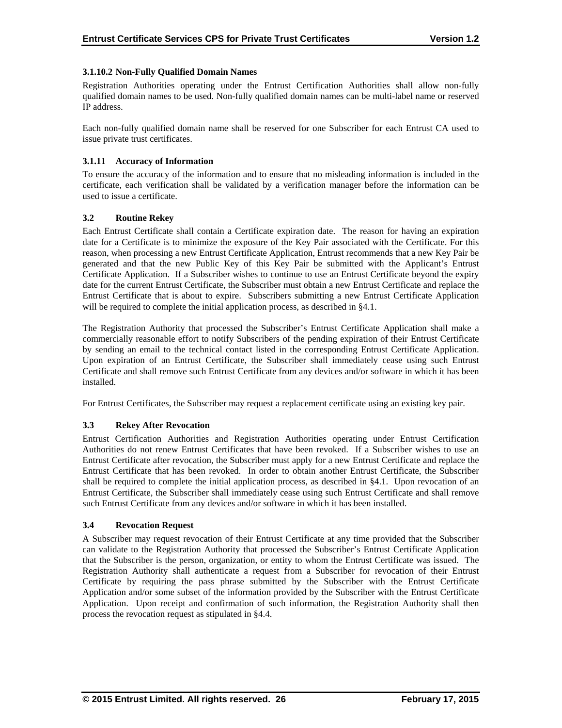#### 3.1.10.2 Non-Fully Qualified Domain Names

Registration Authorities operating under the Entrust Certification Authorities shall allow non-fully qualified domain names to be used. Non-fully qualified domain names can be multi-label name or reserved IP address.

Each non-fully qualified domain name shall be reserved for one Subscriber for each Entrust CA used to issue private trust certificates.

### 3.1.11 Accuracy of Information

To ensure the accuracy of the information and to ensure that no misleading information is included in the certificate, each verification shall be validated by a verification manager before the information can be used to issue a certificate.

## 3.2 Routine Rekey

Each Entrust Certificate shall contain a Certificate expiration date. The reason for having an expiration date for a Certificate is to minimize the exposure of the Key Pair associated with the Certificate. For this reason, when processing a new Entrust Certificate Application, Entrust recommends that a new Key Pair be generated and that the new Public Key of this Key Pair be submitted with the Applicant's Entrust Certificate Application. If a Subscriber wishes to continue to use an Entrust Certificate beyond the expiry date for the current Entrust Certificate, the Subscriber must obtain a new Entrust Certificate and replace the Entrust Certificate that is about to expire. Subscribers submitting a new Entrust Certificate Application will be required to complete the initial application process, as described in §4.1.

The Registration Authority that processed the Subscriber's Entrust Certificate Application shall make a commercially reasonable effort to notify Subscribers of the pending expiration of their Entrust Certificate by sending an email to the technical contact listed in the corresponding Entrust Certificate Application. Upon expiration of an Entrust Certificate, the Subscriber shall immediately cease using such Entrust Certificate and shall remove such Entrust Certificate from any devices and/or software in which it has been installed.

For Entrust Certificates, the Subscriber may request a replacement certificate using an existing key pair.

## 3.3 Rekey After Revocation

Entrust Certification Authorities and Registration Authorities operating under Entrust Certification Authorities do not renew Entrust Certificates that have been revoked. If a Subscriber wishes to use an Entrust Certificate after revocation, the Subscriber must apply for a new Entrust Certificate and replace the Entrust Certificate that has been revoked. In order to obtain another Entrust Certificate, the Subscriber shall be required to complete the initial application process, as described in §4.1. Upon revocation of an Entrust Certificate, the Subscriber shall immediately cease using such Entrust Certificate and shall remove such Entrust Certificate from any devices and/or software in which it has been installed.

## 3.4 Revocation Request

A Subscriber may request revocation of their Entrust Certificate at any time provided that the Subscriber can validate to the Registration Authority that processed the Subscriber's Entrust Certificate Application that the Subscriber is the person, organization, or entity to whom the Entrust Certificate was issued. The Registration Authority shall authenticate a request from a Subscriber for revocation of their Entrust Certificate by requiring the pass phrase submitted by the Subscriber with the Entrust Certificate Application and/or some subset of the information provided by the Subscriber with the Entrust Certificate Application. Upon receipt and confirmation of such information, the Registration Authority shall then process the revocation request as stipulated in §4.4.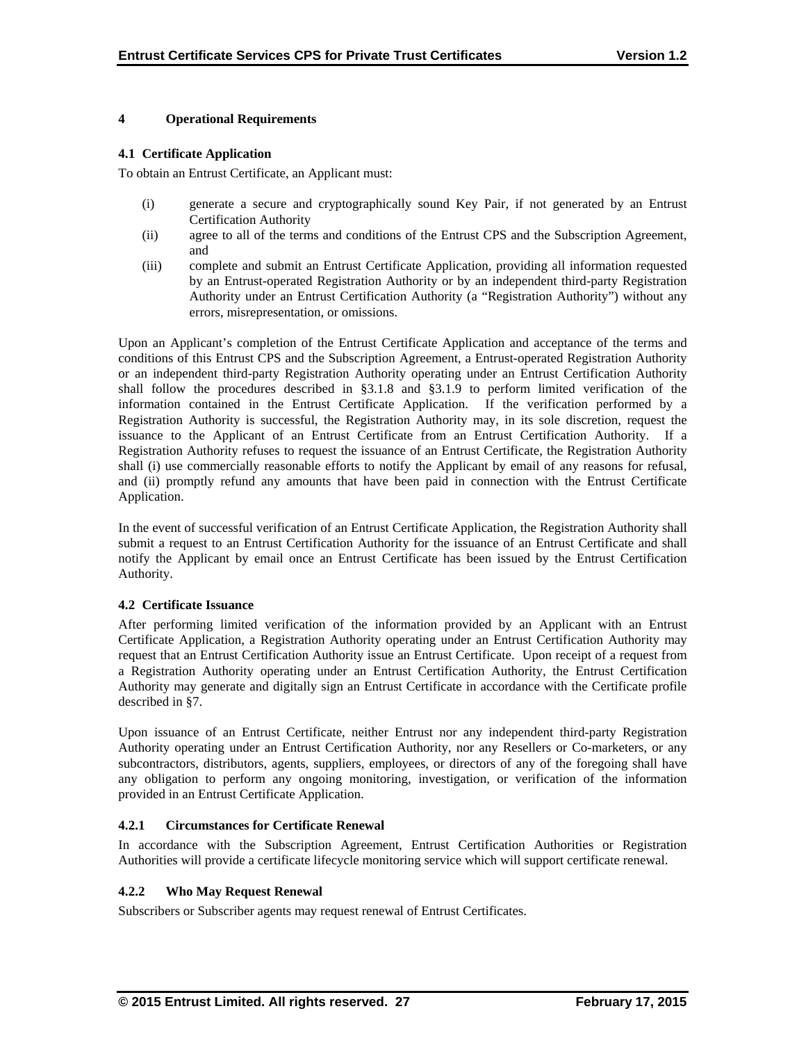# 4 Operational Requirements

## 4.1 Certificate Application

To obtain an Entrust Certificate, an Applicant must:

(i) generate a secure and cryptographically sound Key Pair, if not generated by an Entrust Certification Authority

(ii) agree to all of the terms and conditions of the Entrust CPS and the Subscription Agreement, and

(iii) complete and submit an Entrust Certificate Application, providing all information requested by an Entrust-operated Registration Authority or by an independent third-party Registration Authority under an Entrust Certification Authority (a "Registration Authority") without any errors, misrepresentation, or omissions.

Upon an Applicant's completion of the Entrust Certificate Application and acceptance of the terms and conditions of this Entrust CPS and the Subscription Agreement, a Entrust-operated Registration Authority or an independent third-party Registration Authority operating under an Entrust Certification Authority shall follow the procedures described in §3.1.8 and §3.1.9 to perform limited verification of the information contained in the Entrust Certificate Application. If the verification performed by a Registration Authority is successful, the Registration Authority may, in its sole discretion, request the issuance to the Applicant of an Entrust Certificate from an Entrust Certification Authority. If a Registration Authority refuses to request the issuance of an Entrust Certificate, the Registration Authority shall (i) use commercially reasonable efforts to notify the Applicant by email of any reasons for refusal, and (ii) promptly refund any amounts that have been paid in connection with the Entrust Certificate Application.

In the event of successful verification of an Entrust Certificate Application, the Registration Authority shall submit a request to an Entrust Certification Authority for the issuance of an Entrust Certificate and shall notify the Applicant by email once an Entrust Certificate has been issued by the Entrust Certification Authority.

## 4.2 Certificate Issuance

After performing limited verification of the information provided by an Applicant with an Entrust Certificate Application, a Registration Authority operating under an Entrust Certification Authority may request that an Entrust Certification Authority issue an Entrust Certificate. Upon receipt of a request from a Registration Authority operating under an Entrust Certification Authority, the Entrust Certification Authority may generate and digitally sign an Entrust Certificate in accordance with the Certificate profile described in §7.

Upon issuance of an Entrust Certificate, neither Entrust nor any independent third-party Registration Authority operating under an Entrust Certification Authority, nor any Resellers or Co-marketers, or any subcontractors, distributors, agents, suppliers, employees, or directors of any of the foregoing shall have any obligation to perform any ongoing monitoring, investigation, or verification of the information provided in an Entrust Certificate Application.

### 4.2.1 Circumstances for Certificate Renewal

In accordance with the Subscription Agreement, Entrust Certification Authorities or Registration Authorities will provide a certificate lifecycle monitoring service which will support certificate renewal.

### 4.2.2 Who May Request Renewal

Subscribers or Subscriber agents may request renewal of Entrust Certificates.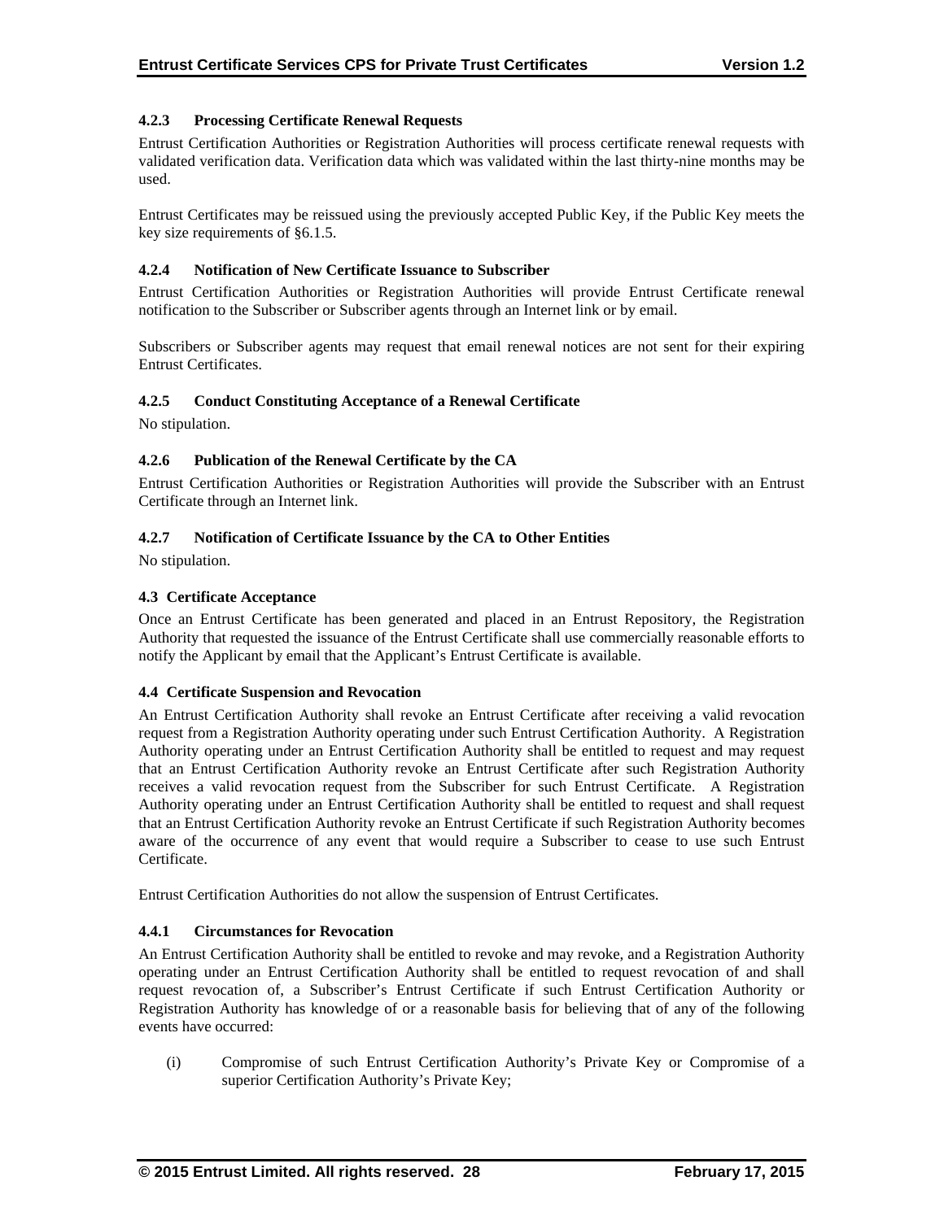#### 4.2.3 Processing Certificate Renewal Requests

Entrust Certification Authorities or Registration Authorities will process certificate renewal requests with validated verification data. Verification data which was validated within the last thirty-nine months may be used.

Entrust Certificates may be reissued using the previously accepted Public Key, if the Public Key meets the key size requirements of §6.1.5.

#### 4.2.4 Notification of New Certificate Issuance to Subscriber

Entrust Certification Authorities or Registration Authorities will provide Entrust Certificate renewal notification to the Subscriber or Subscriber agents through an Internet link or by email.

Subscribers or Subscriber agents may request that email renewal notices are not sent for their expiring Entrust Certificates.

#### 4.2.5 Conduct Constituting Acceptance of a Renewal Certificate

No stipulation.

#### 4.2.6 Publication of the Renewal Certificate by the CA

Entrust Certification Authorities or Registration Authorities will provide the Subscriber with an Entrust Certificate through an Internet link.

#### 4.2.7 Notification of Certificate Issuance by the CA to Other Entities

No stipulation.

### 4.3 Certificate Acceptance

Once an Entrust Certificate has been generated and placed in an Entrust Repository, the Registration Authority that requested the issuance of the Entrust Certificate shall use commercially reasonable efforts to notify the Applicant by email that the Applicant's Entrust Certificate is available.

### 4.4 Certificate Suspension and Revocation

An Entrust Certification Authority shall revoke an Entrust Certificate after receiving a valid revocation request from a Registration Authority operating under such Entrust Certification Authority. A Registration Authority operating under an Entrust Certification Authority shall be entitled to request and may request that an Entrust Certification Authority revoke an Entrust Certificate after such Registration Authority receives a valid revocation request from the Subscriber for such Entrust Certificate. A Registration Authority operating under an Entrust Certification Authority shall be entitled to request and shall request that an Entrust Certification Authority revoke an Entrust Certificate if such Registration Authority becomes aware of the occurrence of any event that would require a Subscriber to cease to use such Entrust Certificate.

Entrust Certification Authorities do not allow the suspension of Entrust Certificates.

#### 4.4.1 Circumstances for Revocation

An Entrust Certification Authority shall be entitled to revoke and may revoke, and a Registration Authority operating under an Entrust Certification Authority shall be entitled to request revocation of and shall request revocation of, a Subscriber's Entrust Certificate if such Entrust Certification Authority or Registration Authority has knowledge of or a reasonable basis for believing that of any of the following events have occurred:

(i) Compromise of such Entrust Certification Authority's Private Key or Compromise of a superior Certification Authority's Private Key;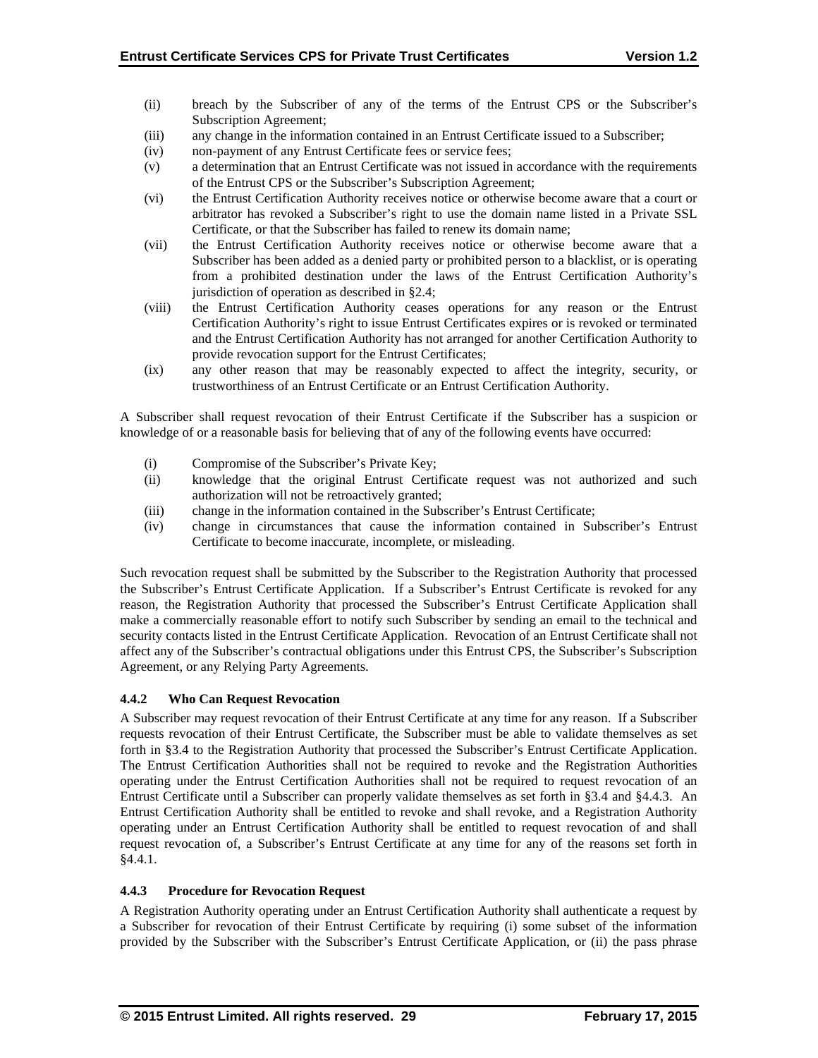(ii) breach by the Subscriber of any of the terms of the Entrust CPS or the Subscriber's Subscription Agreement;

(iii) any change in the information contained in an Entrust Certificate issued to a Subscriber;

(iv) non-payment of any Entrust Certificate fees or service fees;

(v) a determination that an Entrust Certificate was not issued in accordance with the requirements of the Entrust CPS or the Subscriber's Subscription Agreement;

(vi) the Entrust Certification Authority receives notice or otherwise become aware that a court or arbitrator has revoked a Subscriber's right to use the domain name listed in a Private SSL Certificate, or that the Subscriber has failed to renew its domain name;

(vii) the Entrust Certification Authority receives notice or otherwise become aware that a Subscriber has been added as a denied party or prohibited person to a blacklist, or is operating from a prohibited destination under the laws of the Entrust Certification Authority's jurisdiction of operation as described in §2.4;

(viii) the Entrust Certification Authority ceases operations for any reason or the Entrust Certification Authority's right to issue Entrust Certificates expires or is revoked or terminated and the Entrust Certification Authority has not arranged for another Certification Authority to provide revocation support for the Entrust Certificates;

(ix) any other reason that may be reasonably expected to affect the integrity, security, or trustworthiness of an Entrust Certificate or an Entrust Certification Authority.

A Subscriber shall request revocation of their Entrust Certificate if the Subscriber has a suspicion or knowledge of or a reasonable basis for believing that of any of the following events have occurred:

(i) Compromise of the Subscriber's Private Key;

(ii) knowledge that the original Entrust Certificate request was not authorized and such authorization will not be retroactively granted;

(iii) change in the information contained in the Subscriber's Entrust Certificate;

(iv) change in circumstances that cause the information contained in Subscriber's Entrust Certificate to become inaccurate, incomplete, or misleading.

Such revocation request shall be submitted by the Subscriber to the Registration Authority that processed the Subscriber's Entrust Certificate Application. If a Subscriber's Entrust Certificate is revoked for any reason, the Registration Authority that processed the Subscriber's Entrust Certificate Application shall make a commercially reasonable effort to notify such Subscriber by sending an email to the technical and security contacts listed in the Entrust Certificate Application. Revocation of an Entrust Certificate shall not affect any of the Subscriber's contractual obligations under this Entrust CPS, the Subscriber's Subscription Agreement, or any Relying Party Agreements.

### 4.4.2 Who Can Request Revocation

A Subscriber may request revocation of their Entrust Certificate at any time for any reason. If a Subscriber requests revocation of their Entrust Certificate, the Subscriber must be able to validate themselves as set forth in §3.4 to the Registration Authority that processed the Subscriber's Entrust Certificate Application. The Entrust Certification Authorities shall not be required to revoke and the Registration Authorities operating under the Entrust Certification Authorities shall not be required to request revocation of an Entrust Certificate until a Subscriber can properly validate themselves as set forth in §3.4 and §4.4.3. An Entrust Certification Authority shall be entitled to revoke and shall revoke, and a Registration Authority operating under an Entrust Certification Authority shall be entitled to request revocation of and shall request revocation of, a Subscriber's Entrust Certificate at any time for any of the reasons set forth in §4.4.1.

### 4.4.3 Procedure for Revocation Request

A Registration Authority operating under an Entrust Certification Authority shall authenticate a request by a Subscriber for revocation of their Entrust Certificate by requiring (i) some subset of the information provided by the Subscriber with the Subscriber's Entrust Certificate Application, or (ii) the pass phrase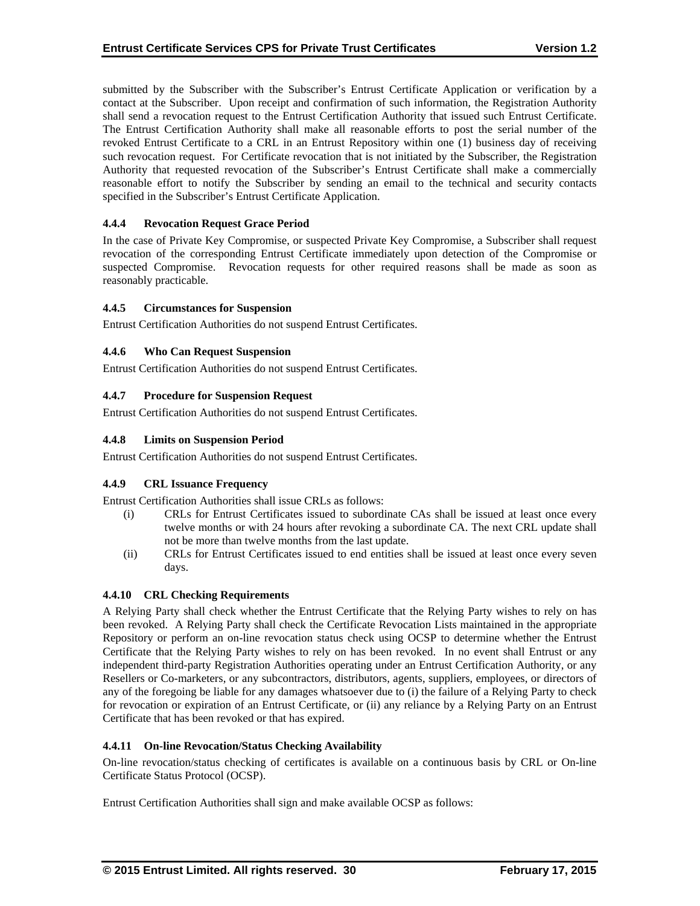submitted by the Subscriber with the Subscriber's Entrust Certificate Application or verification by a contact at the Subscriber. Upon receipt and confirmation of such information, the Registration Authority shall send a revocation request to the Entrust Certification Authority that issued such Entrust Certificate. The Entrust Certification Authority shall make all reasonable efforts to post the serial number of the revoked Entrust Certificate to a CRL in an Entrust Repository within one (1) business day of receiving such revocation request. For Certificate revocation that is not initiated by the Subscriber, the Registration Authority that requested revocation of the Subscriber's Entrust Certificate shall make a commercially reasonable effort to notify the Subscriber by sending an email to the technical and security contacts specified in the Subscriber's Entrust Certificate Application.

### 4.4.4 Revocation Request Grace Period

In the case of Private Key Compromise, or suspected Private Key Compromise, a Subscriber shall request revocation of the corresponding Entrust Certificate immediately upon detection of the Compromise or suspected Compromise. Revocation requests for other required reasons shall be made as soon as reasonably practicable.

### 4.4.5 Circumstances for Suspension

Entrust Certification Authorities do not suspend Entrust Certificates.

### 4.4.6 Who Can Request Suspension

Entrust Certification Authorities do not suspend Entrust Certificates.

### 4.4.7 Procedure for Suspension Request

Entrust Certification Authorities do not suspend Entrust Certificates.

### 4.4.8 Limits on Suspension Period

Entrust Certification Authorities do not suspend Entrust Certificates.

### 4.4.9 CRL Issuance Frequency

Entrust Certification Authorities shall issue CRLs as follows:

(i) CRLs for Entrust Certificates issued to subordinate CAs shall be issued at least once every twelve months or with 24 hours after revoking a subordinate CA. The next CRL update shall not be more than twelve months from the last update.

(ii) CRLs for Entrust Certificates issued to end entities shall be issued at least once every seven days.

### 4.4.10 CRL Checking Requirements

A Relying Party shall check whether the Entrust Certificate that the Relying Party wishes to rely on has been revoked. A Relying Party shall check the Certificate Revocation Lists maintained in the appropriate Repository or perform an on-line revocation status check using OCSP to determine whether the Entrust Certificate that the Relying Party wishes to rely on has been revoked. In no event shall Entrust or any independent third-party Registration Authorities operating under an Entrust Certification Authority, or any Resellers or Co-marketers, or any subcontractors, distributors, agents, suppliers, employees, or directors of any of the foregoing be liable for any damages whatsoever due to (i) the failure of a Relying Party to check for revocation or expiration of an Entrust Certificate, or (ii) any reliance by a Relying Party on an Entrust Certificate that has been revoked or that has expired.

### 4.4.11 On-line Revocation/Status Checking Availability

On-line revocation/status checking of certificates is available on a continuous basis by CRL or On-line Certificate Status Protocol (OCSP).

Entrust Certification Authorities shall sign and make available OCSP as follows: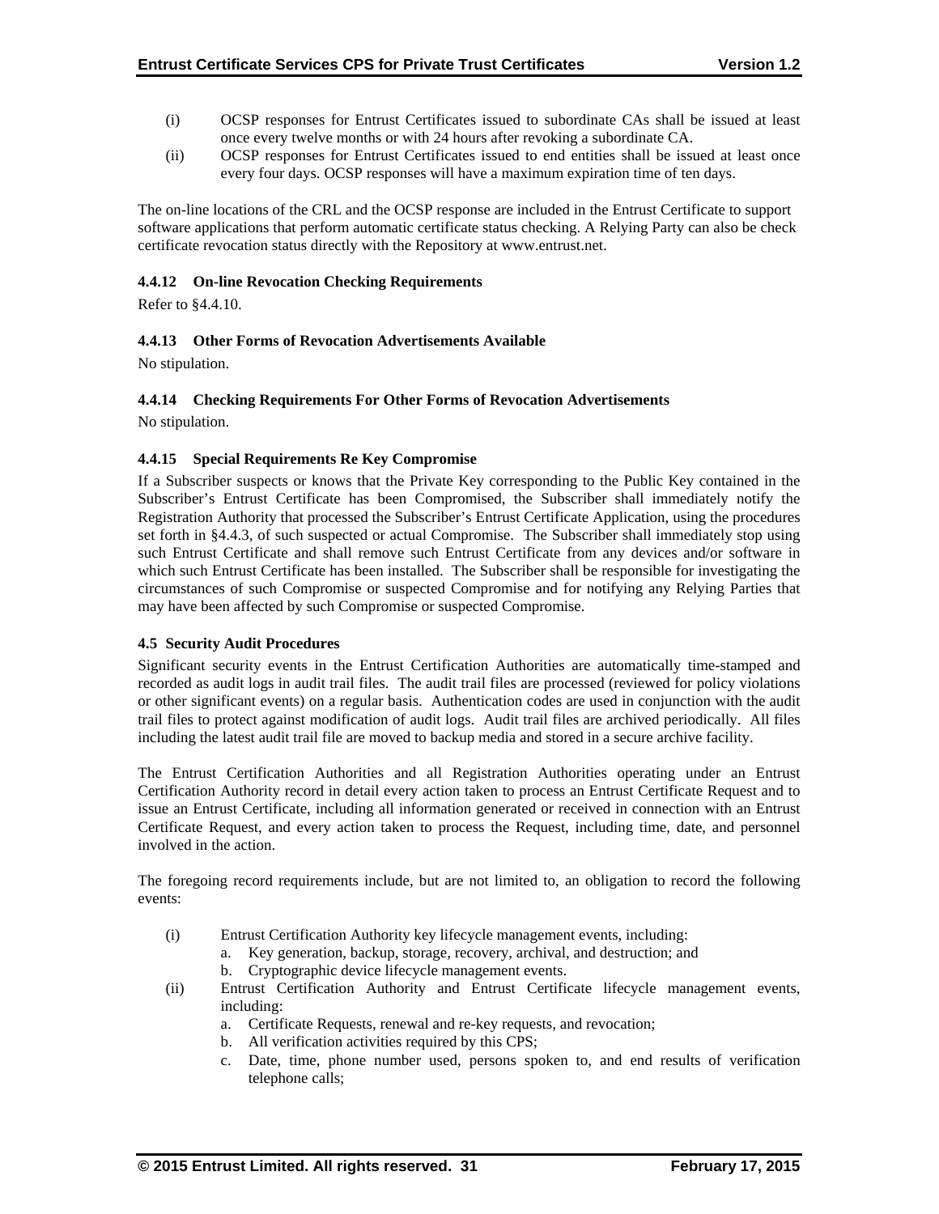(i) OCSP responses for Entrust Certificates issued to subordinate CAs shall be issued at least once every twelve months or with 24 hours after revoking a subordinate CA.

(ii) OCSP responses for Entrust Certificates issued to end entities shall be issued at least once every four days. OCSP responses will have a maximum expiration time of ten days.

The on-line locations of the CRL and the OCSP response are included in the Entrust Certificate to support software applications that perform automatic certificate status checking. A Relying Party can also be check certificate revocation status directly with the Repository at www.entrust.net.

#### 4.4.12 On-line Revocation Checking Requirements

Refer to §4.4.10.

#### 4.4.13 Other Forms of Revocation Advertisements Available

No stipulation.

#### 4.4.14 Checking Requirements For Other Forms of Revocation Advertisements

No stipulation.

#### 4.4.15 Special Requirements Re Key Compromise

If a Subscriber suspects or knows that the Private Key corresponding to the Public Key contained in the Subscriber's Entrust Certificate has been Compromised, the Subscriber shall immediately notify the Registration Authority that processed the Subscriber's Entrust Certificate Application, using the procedures set forth in §4.4.3, of such suspected or actual Compromise. The Subscriber shall immediately stop using such Entrust Certificate and shall remove such Entrust Certificate from any devices and/or software in which such Entrust Certificate has been installed. The Subscriber shall be responsible for investigating the circumstances of such Compromise or suspected Compromise and for notifying any Relying Parties that may have been affected by such Compromise or suspected Compromise.

### 4.5 Security Audit Procedures

Significant security events in the Entrust Certification Authorities are automatically time-stamped and recorded as audit logs in audit trail files. The audit trail files are processed (reviewed for policy violations or other significant events) on a regular basis. Authentication codes are used in conjunction with the audit trail files to protect against modification of audit logs. Audit trail files are archived periodically. All files including the latest audit trail file are moved to backup media and stored in a secure archive facility.

The Entrust Certification Authorities and all Registration Authorities operating under an Entrust Certification Authority record in detail every action taken to process an Entrust Certificate Request and to issue an Entrust Certificate, including all information generated or received in connection with an Entrust Certificate Request, and every action taken to process the Request, including time, date, and personnel involved in the action.

The foregoing record requirements include, but are not limited to, an obligation to record the following events:

(i) Entrust Certification Authority key lifecycle management events, including:
   a. Key generation, backup, storage, recovery, archival, and destruction; and
   b. Cryptographic device lifecycle management events.

(ii) Entrust Certification Authority and Entrust Certificate lifecycle management events, including:
   a. Certificate Requests, renewal and re-key requests, and revocation;
   b. All verification activities required by this CPS;
   c. Date, time, phone number used, persons spoken to, and end results of verification telephone calls;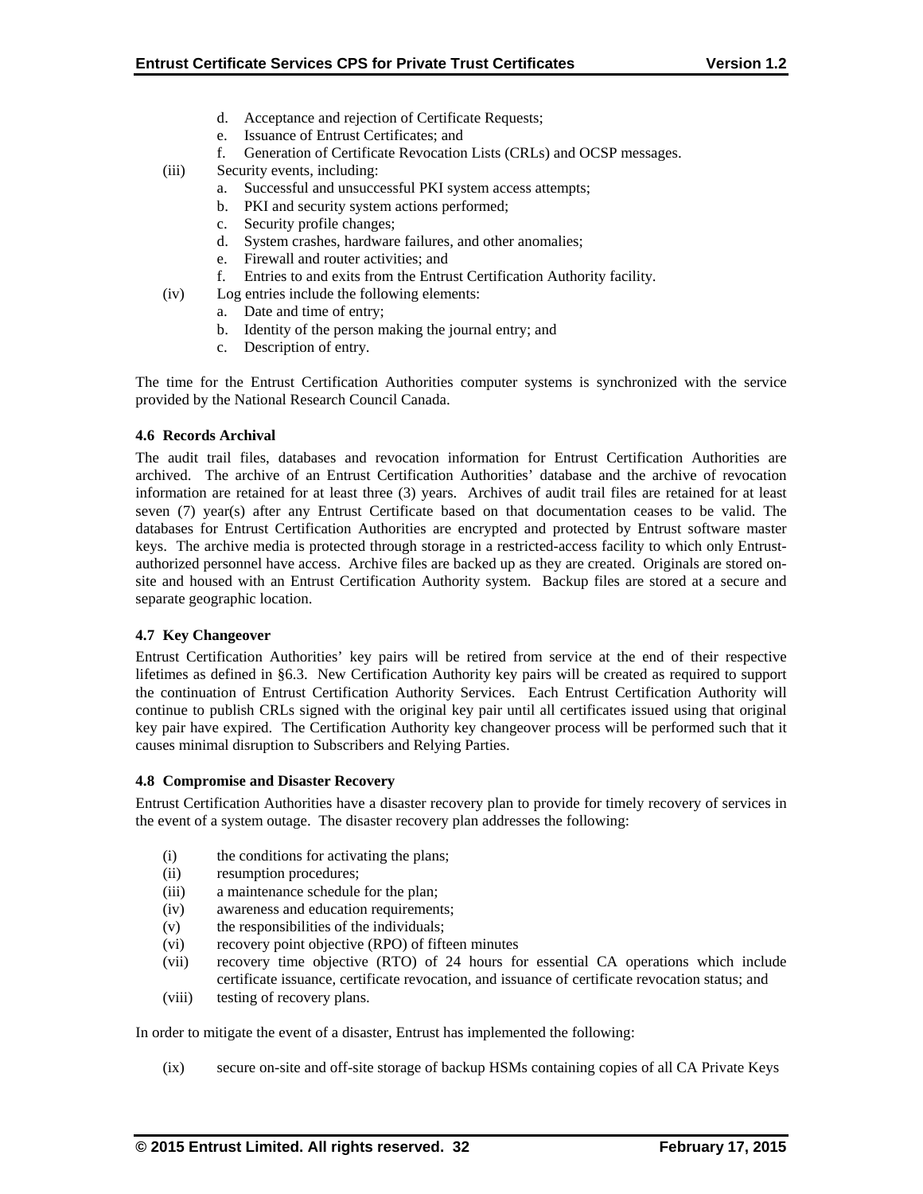- d. Acceptance and rejection of Certificate Requests;
   - e. Issuance of Entrust Certificates; and
   - f. Generation of Certificate Revocation Lists (CRLs) and OCSP messages.

(iii) Security events, including:
   - a. Successful and unsuccessful PKI system access attempts;
   - b. PKI and security system actions performed;
   - c. Security profile changes;
   - d. System crashes, hardware failures, and other anomalies;
   - e. Firewall and router activities; and
   - f. Entries to and exits from the Entrust Certification Authority facility.

(iv) Log entries include the following elements:
   - a. Date and time of entry;
   - b. Identity of the person making the journal entry; and
   - c. Description of entry.

The time for the Entrust Certification Authorities computer systems is synchronized with the service provided by the National Research Council Canada.

#### 4.6 Records Archival

The audit trail files, databases and revocation information for Entrust Certification Authorities are archived. The archive of an Entrust Certification Authorities' database and the archive of revocation information are retained for at least three (3) years. Archives of audit trail files are retained for at least seven (7) year(s) after any Entrust Certificate based on that documentation ceases to be valid. The databases for Entrust Certification Authorities are encrypted and protected by Entrust software master keys. The archive media is protected through storage in a restricted-access facility to which only Entrust-authorized personnel have access. Archive files are backed up as they are created. Originals are stored on-site and housed with an Entrust Certification Authority system. Backup files are stored at a secure and separate geographic location.

#### 4.7 Key Changeover

Entrust Certification Authorities' key pairs will be retired from service at the end of their respective lifetimes as defined in §6.3. New Certification Authority key pairs will be created as required to support the continuation of Entrust Certification Authority Services. Each Entrust Certification Authority will continue to publish CRLs signed with the original key pair until all certificates issued using that original key pair have expired. The Certification Authority key changeover process will be performed such that it causes minimal disruption to Subscribers and Relying Parties.

#### 4.8 Compromise and Disaster Recovery

Entrust Certification Authorities have a disaster recovery plan to provide for timely recovery of services in the event of a system outage. The disaster recovery plan addresses the following:

(i) the conditions for activating the plans;
(ii) resumption procedures;
(iii) a maintenance schedule for the plan;
(iv) awareness and education requirements;
(v) the responsibilities of the individuals;
(vi) recovery point objective (RPO) of fifteen minutes
(vii) recovery time objective (RTO) of 24 hours for essential CA operations which include certificate issuance, certificate revocation, and issuance of certificate revocation status; and
(viii) testing of recovery plans.

In order to mitigate the event of a disaster, Entrust has implemented the following:

(ix) secure on-site and off-site storage of backup HSMs containing copies of all CA Private Keys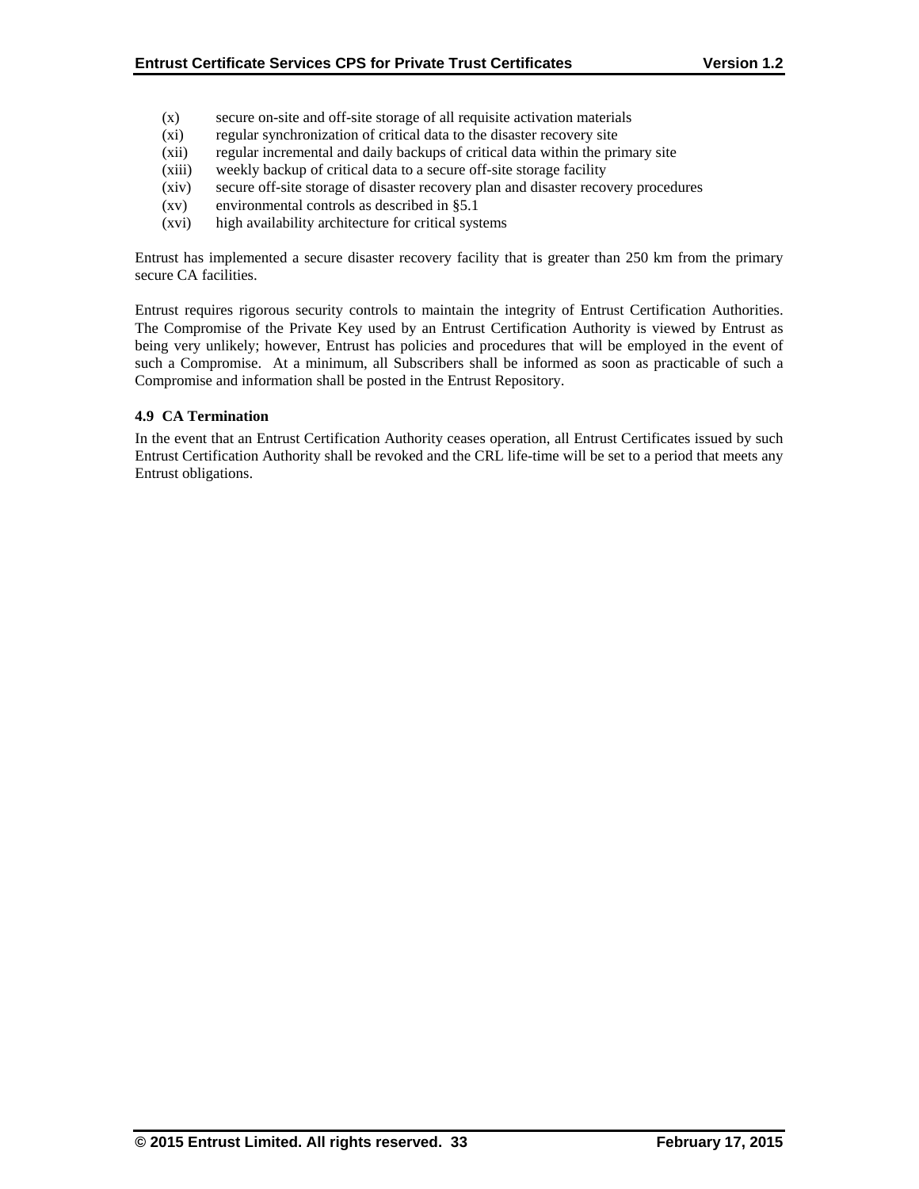(x) secure on-site and off-site storage of all requisite activation materials
(xi) regular synchronization of critical data to the disaster recovery site
(xii) regular incremental and daily backups of critical data within the primary site
(xiii) weekly backup of critical data to a secure off-site storage facility
(xiv) secure off-site storage of disaster recovery plan and disaster recovery procedures
(xv) environmental controls as described in §5.1
(xvi) high availability architecture for critical systems

Entrust has implemented a secure disaster recovery facility that is greater than 250 km from the primary secure CA facilities.

Entrust requires rigorous security controls to maintain the integrity of Entrust Certification Authorities. The Compromise of the Private Key used by an Entrust Certification Authority is viewed by Entrust as being very unlikely; however, Entrust has policies and procedures that will be employed in the event of such a Compromise. At a minimum, all Subscribers shall be informed as soon as practicable of such a Compromise and information shall be posted in the Entrust Repository.

### 4.9 CA Termination

In the event that an Entrust Certification Authority ceases operation, all Entrust Certificates issued by such Entrust Certification Authority shall be revoked and the CRL life-time will be set to a period that meets any Entrust obligations.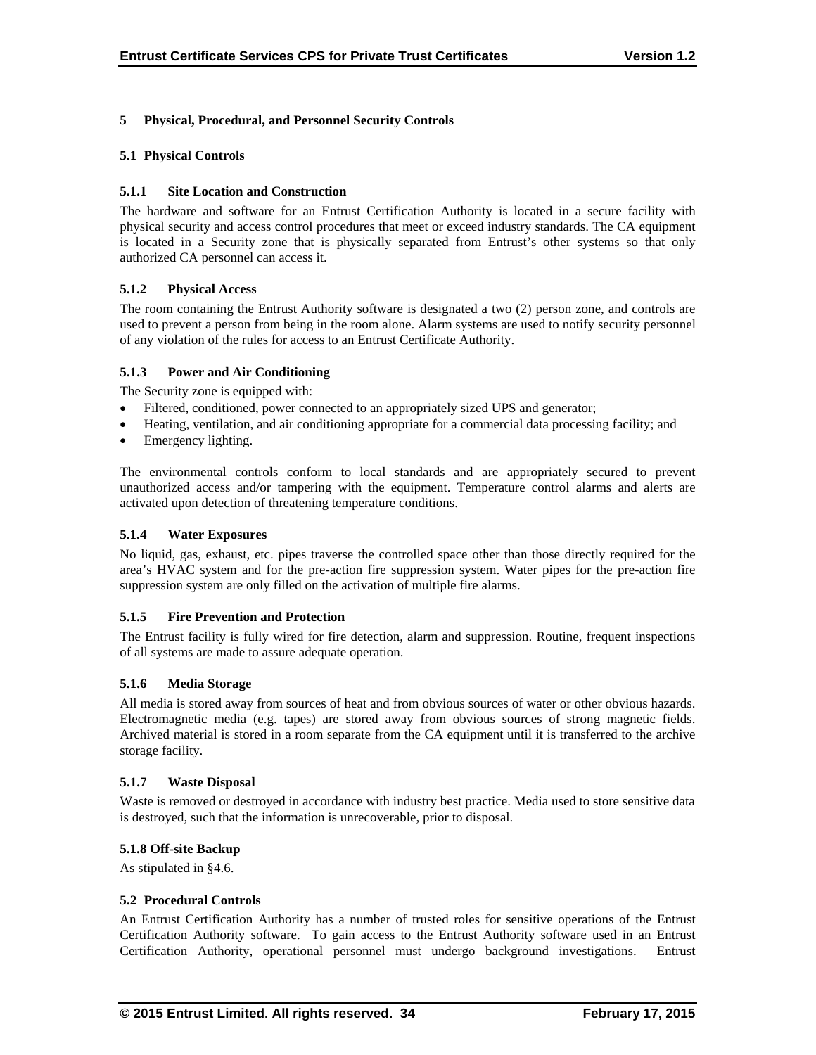# 5 Physical, Procedural, and Personnel Security Controls

## 5.1 Physical Controls

### 5.1.1 Site Location and Construction

The hardware and software for an Entrust Certification Authority is located in a secure facility with physical security and access control procedures that meet or exceed industry standards. The CA equipment is located in a Security zone that is physically separated from Entrust's other systems so that only authorized CA personnel can access it.

### 5.1.2 Physical Access

The room containing the Entrust Authority software is designated a two (2) person zone, and controls are used to prevent a person from being in the room alone. Alarm systems are used to notify security personnel of any violation of the rules for access to an Entrust Certificate Authority.

### 5.1.3 Power and Air Conditioning

The Security zone is equipped with:

- Filtered, conditioned, power connected to an appropriately sized UPS and generator;
- Heating, ventilation, and air conditioning appropriate for a commercial data processing facility; and
- Emergency lighting.

The environmental controls conform to local standards and are appropriately secured to prevent unauthorized access and/or tampering with the equipment. Temperature control alarms and alerts are activated upon detection of threatening temperature conditions.

### 5.1.4 Water Exposures

No liquid, gas, exhaust, etc. pipes traverse the controlled space other than those directly required for the area's HVAC system and for the pre-action fire suppression system. Water pipes for the pre-action fire suppression system are only filled on the activation of multiple fire alarms.

### 5.1.5 Fire Prevention and Protection

The Entrust facility is fully wired for fire detection, alarm and suppression. Routine, frequent inspections of all systems are made to assure adequate operation.

### 5.1.6 Media Storage

All media is stored away from sources of heat and from obvious sources of water or other obvious hazards. Electromagnetic media (e.g. tapes) are stored away from obvious sources of strong magnetic fields. Archived material is stored in a room separate from the CA equipment until it is transferred to the archive storage facility.

### 5.1.7 Waste Disposal

Waste is removed or destroyed in accordance with industry best practice. Media used to store sensitive data is destroyed, such that the information is unrecoverable, prior to disposal.

### 5.1.8 Off-site Backup

As stipulated in §4.6.

## 5.2 Procedural Controls

An Entrust Certification Authority has a number of trusted roles for sensitive operations of the Entrust Certification Authority software. To gain access to the Entrust Authority software used in an Entrust Certification Authority, operational personnel must undergo background investigations. Entrust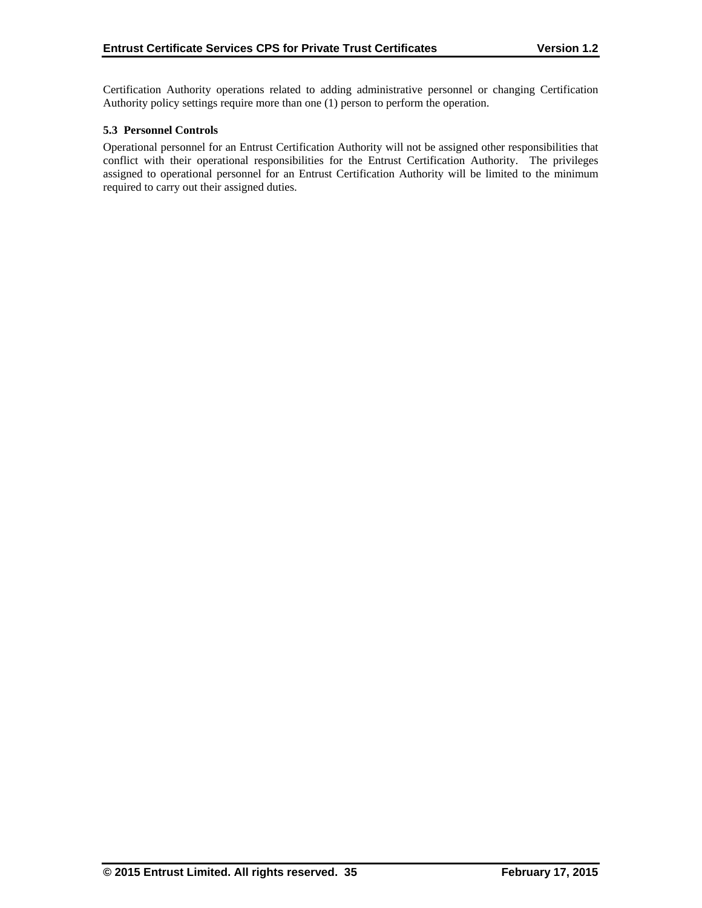Certification Authority operations related to adding administrative personnel or changing Certification Authority policy settings require more than one (1) person to perform the operation.

### 5.3 Personnel Controls

Operational personnel for an Entrust Certification Authority will not be assigned other responsibilities that conflict with their operational responsibilities for the Entrust Certification Authority. The privileges assigned to operational personnel for an Entrust Certification Authority will be limited to the minimum required to carry out their assigned duties.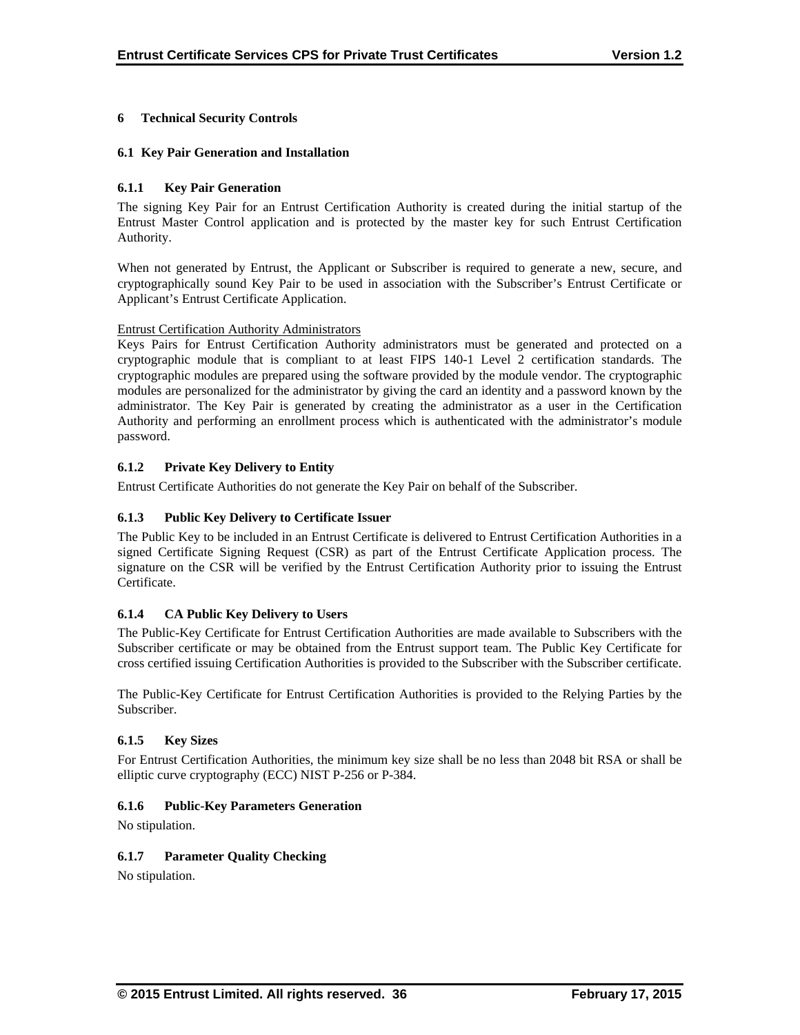# 6 Technical Security Controls

## 6.1 Key Pair Generation and Installation

### 6.1.1 Key Pair Generation

The signing Key Pair for an Entrust Certification Authority is created during the initial startup of the Entrust Master Control application and is protected by the master key for such Entrust Certification Authority.

When not generated by Entrust, the Applicant or Subscriber is required to generate a new, secure, and cryptographically sound Key Pair to be used in association with the Subscriber's Entrust Certificate or Applicant's Entrust Certificate Application.

Entrust Certification Authority Administrators

Keys Pairs for Entrust Certification Authority administrators must be generated and protected on a cryptographic module that is compliant to at least FIPS 140-1 Level 2 certification standards. The cryptographic modules are prepared using the software provided by the module vendor. The cryptographic modules are personalized for the administrator by giving the card an identity and a password known by the administrator. The Key Pair is generated by creating the administrator as a user in the Certification Authority and performing an enrollment process which is authenticated with the administrator's module password.

### 6.1.2 Private Key Delivery to Entity

Entrust Certificate Authorities do not generate the Key Pair on behalf of the Subscriber.

### 6.1.3 Public Key Delivery to Certificate Issuer

The Public Key to be included in an Entrust Certificate is delivered to Entrust Certification Authorities in a signed Certificate Signing Request (CSR) as part of the Entrust Certificate Application process. The signature on the CSR will be verified by the Entrust Certification Authority prior to issuing the Entrust Certificate.

### 6.1.4 CA Public Key Delivery to Users

The Public-Key Certificate for Entrust Certification Authorities are made available to Subscribers with the Subscriber certificate or may be obtained from the Entrust support team. The Public Key Certificate for cross certified issuing Certification Authorities is provided to the Subscriber with the Subscriber certificate.

The Public-Key Certificate for Entrust Certification Authorities is provided to the Relying Parties by the Subscriber.

### 6.1.5 Key Sizes

For Entrust Certification Authorities, the minimum key size shall be no less than 2048 bit RSA or shall be elliptic curve cryptography (ECC) NIST P-256 or P-384.

### 6.1.6 Public-Key Parameters Generation

No stipulation.

### 6.1.7 Parameter Quality Checking

No stipulation.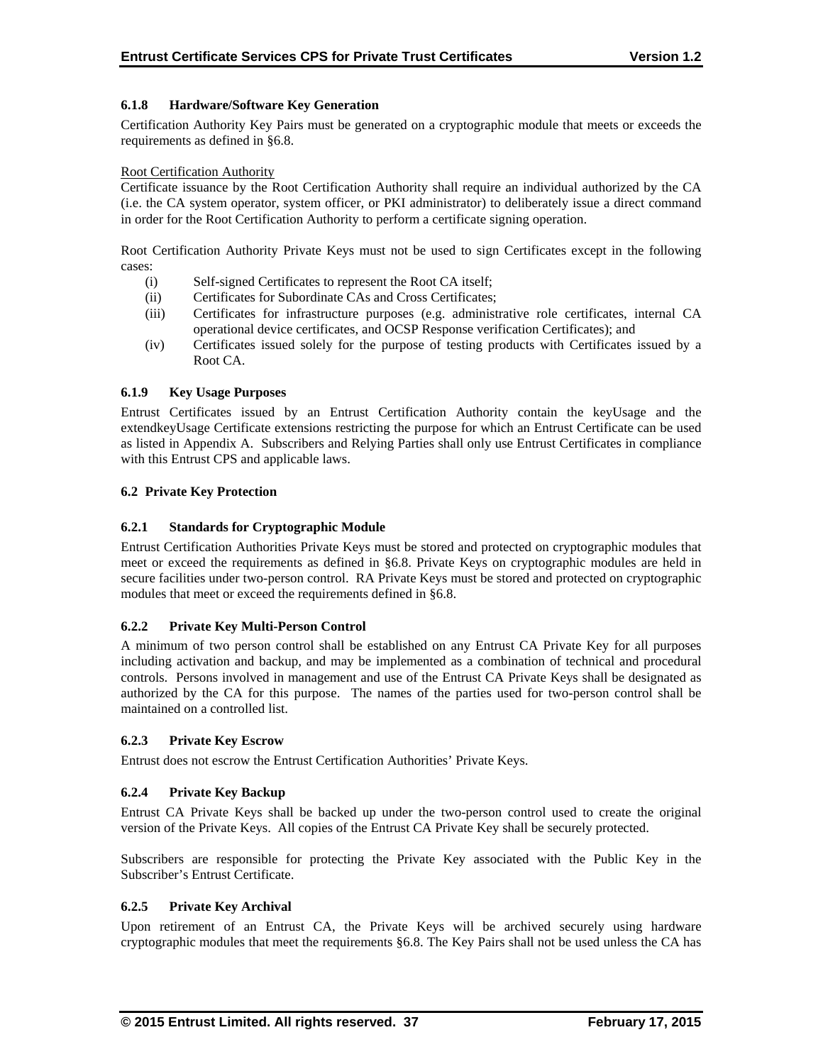### 6.1.8 Hardware/Software Key Generation

Certification Authority Key Pairs must be generated on a cryptographic module that meets or exceeds the requirements as defined in §6.8.

Root Certification Authority

Certificate issuance by the Root Certification Authority shall require an individual authorized by the CA (i.e. the CA system operator, system officer, or PKI administrator) to deliberately issue a direct command in order for the Root Certification Authority to perform a certificate signing operation.

Root Certification Authority Private Keys must not be used to sign Certificates except in the following cases:

(i) Self-signed Certificates to represent the Root CA itself;

(ii) Certificates for Subordinate CAs and Cross Certificates;

(iii) Certificates for infrastructure purposes (e.g. administrative role certificates, internal CA operational device certificates, and OCSP Response verification Certificates); and

(iv) Certificates issued solely for the purpose of testing products with Certificates issued by a Root CA.

### 6.1.9 Key Usage Purposes

Entrust Certificates issued by an Entrust Certification Authority contain the keyUsage and the extendkeyUsage Certificate extensions restricting the purpose for which an Entrust Certificate can be used as listed in Appendix A. Subscribers and Relying Parties shall only use Entrust Certificates in compliance with this Entrust CPS and applicable laws.

## 6.2 Private Key Protection

### 6.2.1 Standards for Cryptographic Module

Entrust Certification Authorities Private Keys must be stored and protected on cryptographic modules that meet or exceed the requirements as defined in §6.8. Private Keys on cryptographic modules are held in secure facilities under two-person control. RA Private Keys must be stored and protected on cryptographic modules that meet or exceed the requirements defined in §6.8.

### 6.2.2 Private Key Multi-Person Control

A minimum of two person control shall be established on any Entrust CA Private Key for all purposes including activation and backup, and may be implemented as a combination of technical and procedural controls. Persons involved in management and use of the Entrust CA Private Keys shall be designated as authorized by the CA for this purpose. The names of the parties used for two-person control shall be maintained on a controlled list.

### 6.2.3 Private Key Escrow

Entrust does not escrow the Entrust Certification Authorities' Private Keys.

### 6.2.4 Private Key Backup

Entrust CA Private Keys shall be backed up under the two-person control used to create the original version of the Private Keys. All copies of the Entrust CA Private Key shall be securely protected.

Subscribers are responsible for protecting the Private Key associated with the Public Key in the Subscriber's Entrust Certificate.

### 6.2.5 Private Key Archival

Upon retirement of an Entrust CA, the Private Keys will be archived securely using hardware cryptographic modules that meet the requirements §6.8. The Key Pairs shall not be used unless the CA has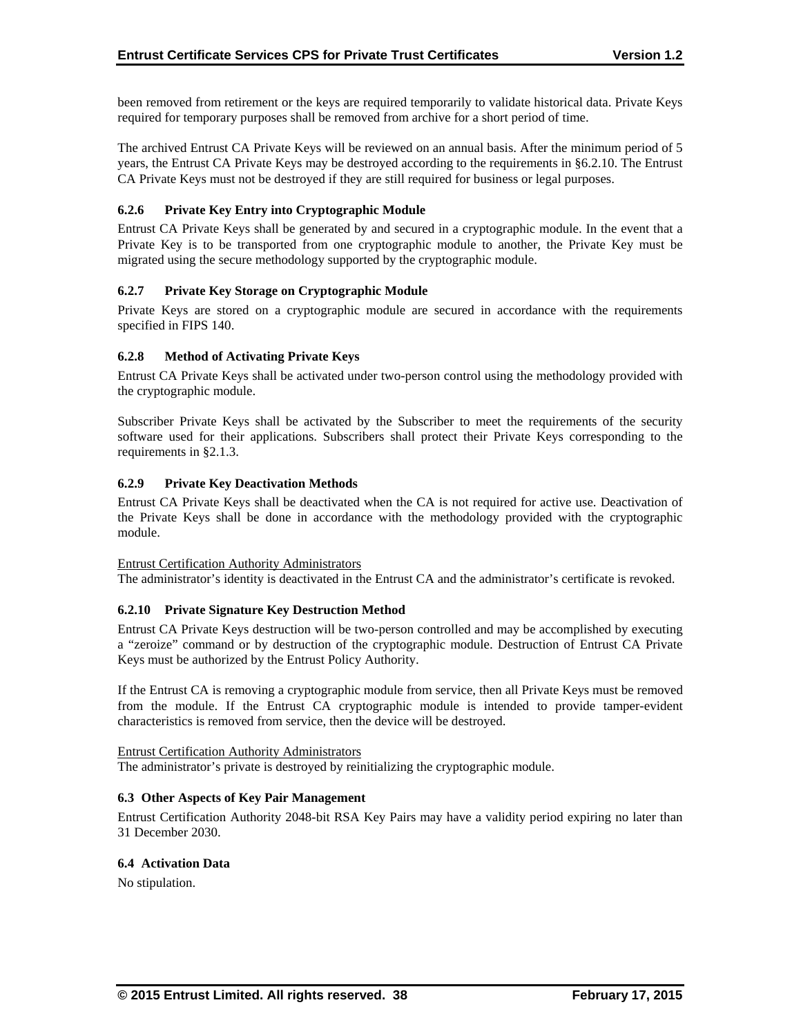been removed from retirement or the keys are required temporarily to validate historical data. Private Keys required for temporary purposes shall be removed from archive for a short period of time.

The archived Entrust CA Private Keys will be reviewed on an annual basis. After the minimum period of 5 years, the Entrust CA Private Keys may be destroyed according to the requirements in §6.2.10. The Entrust CA Private Keys must not be destroyed if they are still required for business or legal purposes.

#### 6.2.6 Private Key Entry into Cryptographic Module

Entrust CA Private Keys shall be generated by and secured in a cryptographic module. In the event that a Private Key is to be transported from one cryptographic module to another, the Private Key must be migrated using the secure methodology supported by the cryptographic module.

#### 6.2.7 Private Key Storage on Cryptographic Module

Private Keys are stored on a cryptographic module are secured in accordance with the requirements specified in FIPS 140.

#### 6.2.8 Method of Activating Private Keys

Entrust CA Private Keys shall be activated under two-person control using the methodology provided with the cryptographic module.

Subscriber Private Keys shall be activated by the Subscriber to meet the requirements of the security software used for their applications. Subscribers shall protect their Private Keys corresponding to the requirements in §2.1.3.

#### 6.2.9 Private Key Deactivation Methods

Entrust CA Private Keys shall be deactivated when the CA is not required for active use. Deactivation of the Private Keys shall be done in accordance with the methodology provided with the cryptographic module.

<u>Entrust Certification Authority Administrators</u>
The administrator's identity is deactivated in the Entrust CA and the administrator's certificate is revoked.

#### 6.2.10 Private Signature Key Destruction Method

Entrust CA Private Keys destruction will be two-person controlled and may be accomplished by executing a "zeroize" command or by destruction of the cryptographic module. Destruction of Entrust CA Private Keys must be authorized by the Entrust Policy Authority.

If the Entrust CA is removing a cryptographic module from service, then all Private Keys must be removed from the module. If the Entrust CA cryptographic module is intended to provide tamper-evident characteristics is removed from service, then the device will be destroyed.

<u>Entrust Certification Authority Administrators</u>
The administrator's private is destroyed by reinitializing the cryptographic module.

### 6.3 Other Aspects of Key Pair Management

Entrust Certification Authority 2048-bit RSA Key Pairs may have a validity period expiring no later than 31 December 2030.

### 6.4 Activation Data

No stipulation.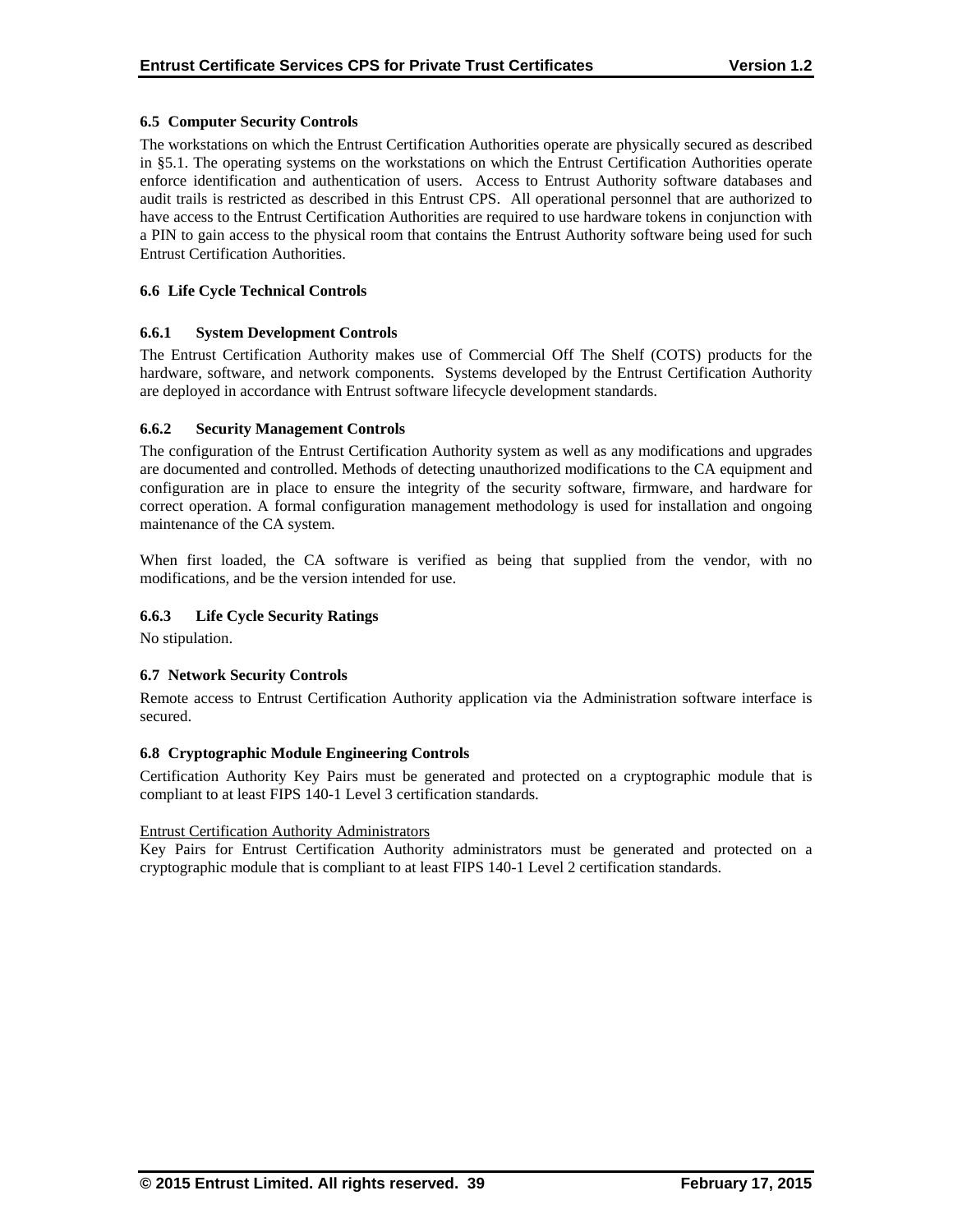### 6.5 Computer Security Controls

The workstations on which the Entrust Certification Authorities operate are physically secured as described in §5.1. The operating systems on the workstations on which the Entrust Certification Authorities operate enforce identification and authentication of users. Access to Entrust Authority software databases and audit trails is restricted as described in this Entrust CPS. All operational personnel that are authorized to have access to the Entrust Certification Authorities are required to use hardware tokens in conjunction with a PIN to gain access to the physical room that contains the Entrust Authority software being used for such Entrust Certification Authorities.

### 6.6 Life Cycle Technical Controls

#### 6.6.1 System Development Controls

The Entrust Certification Authority makes use of Commercial Off The Shelf (COTS) products for the hardware, software, and network components. Systems developed by the Entrust Certification Authority are deployed in accordance with Entrust software lifecycle development standards.

#### 6.6.2 Security Management Controls

The configuration of the Entrust Certification Authority system as well as any modifications and upgrades are documented and controlled. Methods of detecting unauthorized modifications to the CA equipment and configuration are in place to ensure the integrity of the security software, firmware, and hardware for correct operation. A formal configuration management methodology is used for installation and ongoing maintenance of the CA system.

When first loaded, the CA software is verified as being that supplied from the vendor, with no modifications, and be the version intended for use.

#### 6.6.3 Life Cycle Security Ratings

No stipulation.

### 6.7 Network Security Controls

Remote access to Entrust Certification Authority application via the Administration software interface is secured.

### 6.8 Cryptographic Module Engineering Controls

Certification Authority Key Pairs must be generated and protected on a cryptographic module that is compliant to at least FIPS 140-1 Level 3 certification standards.

<u>Entrust Certification Authority Administrators</u>
Key Pairs for Entrust Certification Authority administrators must be generated and protected on a cryptographic module that is compliant to at least FIPS 140-1 Level 2 certification standards.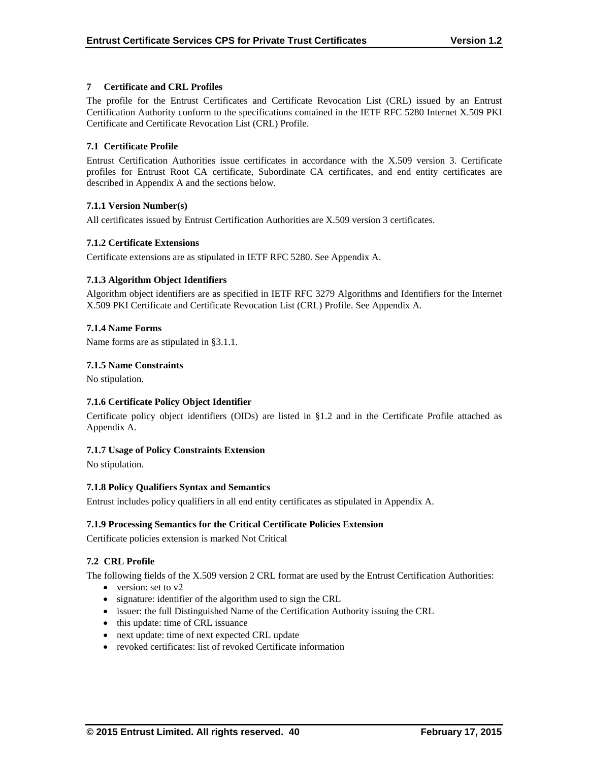# 7 Certificate and CRL Profiles

The profile for the Entrust Certificates and Certificate Revocation List (CRL) issued by an Entrust Certification Authority conform to the specifications contained in the IETF RFC 5280 Internet X.509 PKI Certificate and Certificate Revocation List (CRL) Profile.

## 7.1 Certificate Profile

Entrust Certification Authorities issue certificates in accordance with the X.509 version 3. Certificate profiles for Entrust Root CA certificate, Subordinate CA certificates, and end entity certificates are described in Appendix A and the sections below.

### 7.1.1 Version Number(s)

All certificates issued by Entrust Certification Authorities are X.509 version 3 certificates.

### 7.1.2 Certificate Extensions

Certificate extensions are as stipulated in IETF RFC 5280. See Appendix A.

### 7.1.3 Algorithm Object Identifiers

Algorithm object identifiers are as specified in IETF RFC 3279 Algorithms and Identifiers for the Internet X.509 PKI Certificate and Certificate Revocation List (CRL) Profile. See Appendix A.

### 7.1.4 Name Forms

Name forms are as stipulated in §3.1.1.

### 7.1.5 Name Constraints

No stipulation.

### 7.1.6 Certificate Policy Object Identifier

Certificate policy object identifiers (OIDs) are listed in §1.2 and in the Certificate Profile attached as Appendix A.

### 7.1.7 Usage of Policy Constraints Extension

No stipulation.

### 7.1.8 Policy Qualifiers Syntax and Semantics

Entrust includes policy qualifiers in all end entity certificates as stipulated in Appendix A.

### 7.1.9 Processing Semantics for the Critical Certificate Policies Extension

Certificate policies extension is marked Not Critical

## 7.2 CRL Profile

The following fields of the X.509 version 2 CRL format are used by the Entrust Certification Authorities:

- version: set to v2
- signature: identifier of the algorithm used to sign the CRL
- issuer: the full Distinguished Name of the Certification Authority issuing the CRL
- this update: time of CRL issuance
- next update: time of next expected CRL update
- revoked certificates: list of revoked Certificate information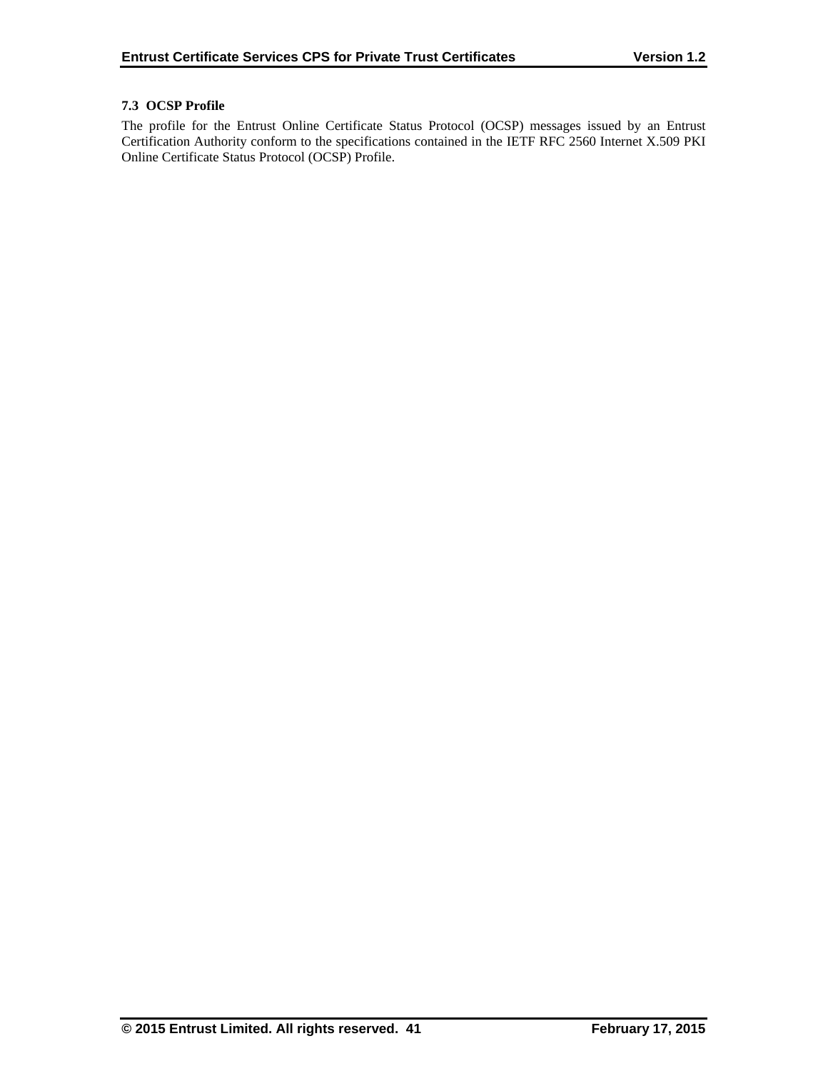### 7.3 OCSP Profile

The profile for the Entrust Online Certificate Status Protocol (OCSP) messages issued by an Entrust Certification Authority conform to the specifications contained in the IETF RFC 2560 Internet X.509 PKI Online Certificate Status Protocol (OCSP) Profile.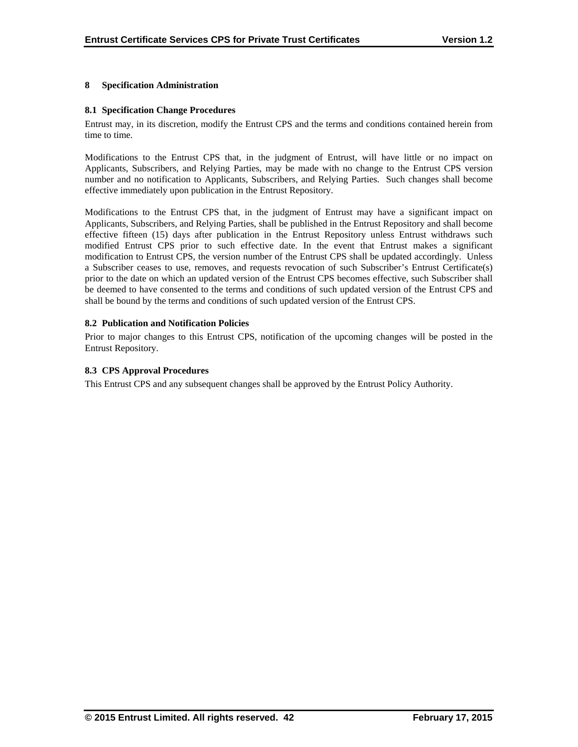# 8 Specification Administration

## 8.1 Specification Change Procedures

Entrust may, in its discretion, modify the Entrust CPS and the terms and conditions contained herein from time to time.

Modifications to the Entrust CPS that, in the judgment of Entrust, will have little or no impact on Applicants, Subscribers, and Relying Parties, may be made with no change to the Entrust CPS version number and no notification to Applicants, Subscribers, and Relying Parties. Such changes shall become effective immediately upon publication in the Entrust Repository.

Modifications to the Entrust CPS that, in the judgment of Entrust may have a significant impact on Applicants, Subscribers, and Relying Parties, shall be published in the Entrust Repository and shall become effective fifteen (15) days after publication in the Entrust Repository unless Entrust withdraws such modified Entrust CPS prior to such effective date. In the event that Entrust makes a significant modification to Entrust CPS, the version number of the Entrust CPS shall be updated accordingly. Unless a Subscriber ceases to use, removes, and requests revocation of such Subscriber's Entrust Certificate(s) prior to the date on which an updated version of the Entrust CPS becomes effective, such Subscriber shall be deemed to have consented to the terms and conditions of such updated version of the Entrust CPS and shall be bound by the terms and conditions of such updated version of the Entrust CPS.

## 8.2 Publication and Notification Policies

Prior to major changes to this Entrust CPS, notification of the upcoming changes will be posted in the Entrust Repository.

## 8.3 CPS Approval Procedures

This Entrust CPS and any subsequent changes shall be approved by the Entrust Policy Authority.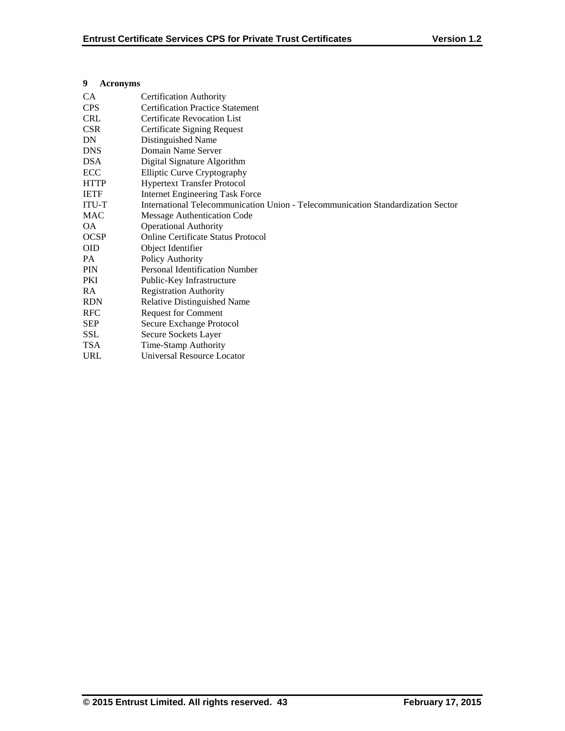## 9 Acronyms

| | |
|---|---|
| CA | Certification Authority |
| CPS | Certification Practice Statement |
| CRL | Certificate Revocation List |
| CSR | Certificate Signing Request |
| DN | Distinguished Name |
| DNS | Domain Name Server |
| DSA | Digital Signature Algorithm |
| ECC | Elliptic Curve Cryptography |
| HTTP | Hypertext Transfer Protocol |
| IETF | Internet Engineering Task Force |
| ITU-T | International Telecommunication Union - Telecommunication Standardization Sector |
| MAC | Message Authentication Code |
| OA | Operational Authority |
| OCSP | Online Certificate Status Protocol |
| OID | Object Identifier |
| PA | Policy Authority |
| PIN | Personal Identification Number |
| PKI | Public-Key Infrastructure |
| RA | Registration Authority |
| RDN | Relative Distinguished Name |
| RFC | Request for Comment |
| SEP | Secure Exchange Protocol |
| SSL | Secure Sockets Layer |
| TSA | Time-Stamp Authority |
| URL | Universal Resource Locator |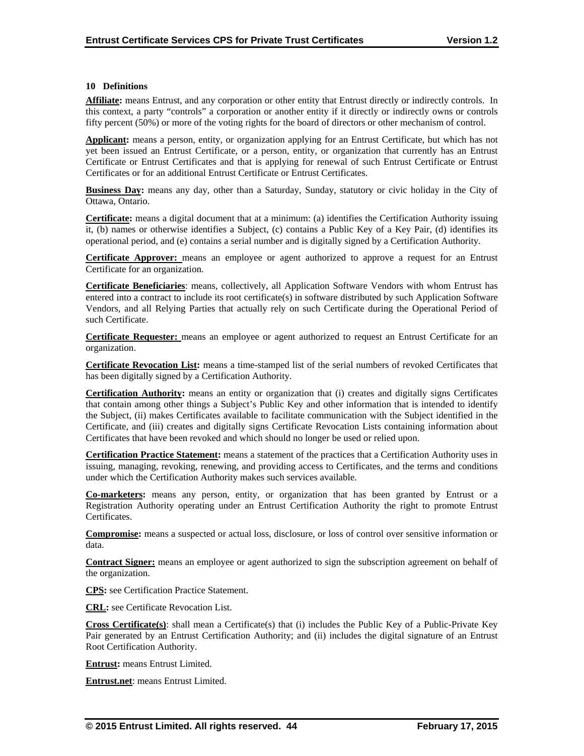## 10 Definitions

**Affiliate:** means Entrust, and any corporation or other entity that Entrust directly or indirectly controls. In this context, a party "controls" a corporation or another entity if it directly or indirectly owns or controls fifty percent (50%) or more of the voting rights for the board of directors or other mechanism of control.

**Applicant:** means a person, entity, or organization applying for an Entrust Certificate, but which has not yet been issued an Entrust Certificate, or a person, entity, or organization that currently has an Entrust Certificate or Entrust Certificates and that is applying for renewal of such Entrust Certificate or Entrust Certificates or for an additional Entrust Certificate or Entrust Certificates.

**Business Day:** means any day, other than a Saturday, Sunday, statutory or civic holiday in the City of Ottawa, Ontario.

**Certificate:** means a digital document that at a minimum: (a) identifies the Certification Authority issuing it, (b) names or otherwise identifies a Subject, (c) contains a Public Key of a Key Pair, (d) identifies its operational period, and (e) contains a serial number and is digitally signed by a Certification Authority.

**Certificate Approver:** means an employee or agent authorized to approve a request for an Entrust Certificate for an organization.

**Certificate Beneficiaries**: means, collectively, all Application Software Vendors with whom Entrust has entered into a contract to include its root certificate(s) in software distributed by such Application Software Vendors, and all Relying Parties that actually rely on such Certificate during the Operational Period of such Certificate.

**Certificate Requester:** means an employee or agent authorized to request an Entrust Certificate for an organization.

**Certificate Revocation List:** means a time-stamped list of the serial numbers of revoked Certificates that has been digitally signed by a Certification Authority.

**Certification Authority:** means an entity or organization that (i) creates and digitally signs Certificates that contain among other things a Subject's Public Key and other information that is intended to identify the Subject, (ii) makes Certificates available to facilitate communication with the Subject identified in the Certificate, and (iii) creates and digitally signs Certificate Revocation Lists containing information about Certificates that have been revoked and which should no longer be used or relied upon.

**Certification Practice Statement:** means a statement of the practices that a Certification Authority uses in issuing, managing, revoking, renewing, and providing access to Certificates, and the terms and conditions under which the Certification Authority makes such services available.

**Co-marketers:** means any person, entity, or organization that has been granted by Entrust or a Registration Authority operating under an Entrust Certification Authority the right to promote Entrust Certificates.

**Compromise:** means a suspected or actual loss, disclosure, or loss of control over sensitive information or data.

**Contract Signer:** means an employee or agent authorized to sign the subscription agreement on behalf of the organization.

**CPS:** see Certification Practice Statement.

**CRL:** see Certificate Revocation List.

**Cross Certificate(s)**: shall mean a Certificate(s) that (i) includes the Public Key of a Public-Private Key Pair generated by an Entrust Certification Authority; and (ii) includes the digital signature of an Entrust Root Certification Authority.

**Entrust:** means Entrust Limited.

**Entrust.net**: means Entrust Limited.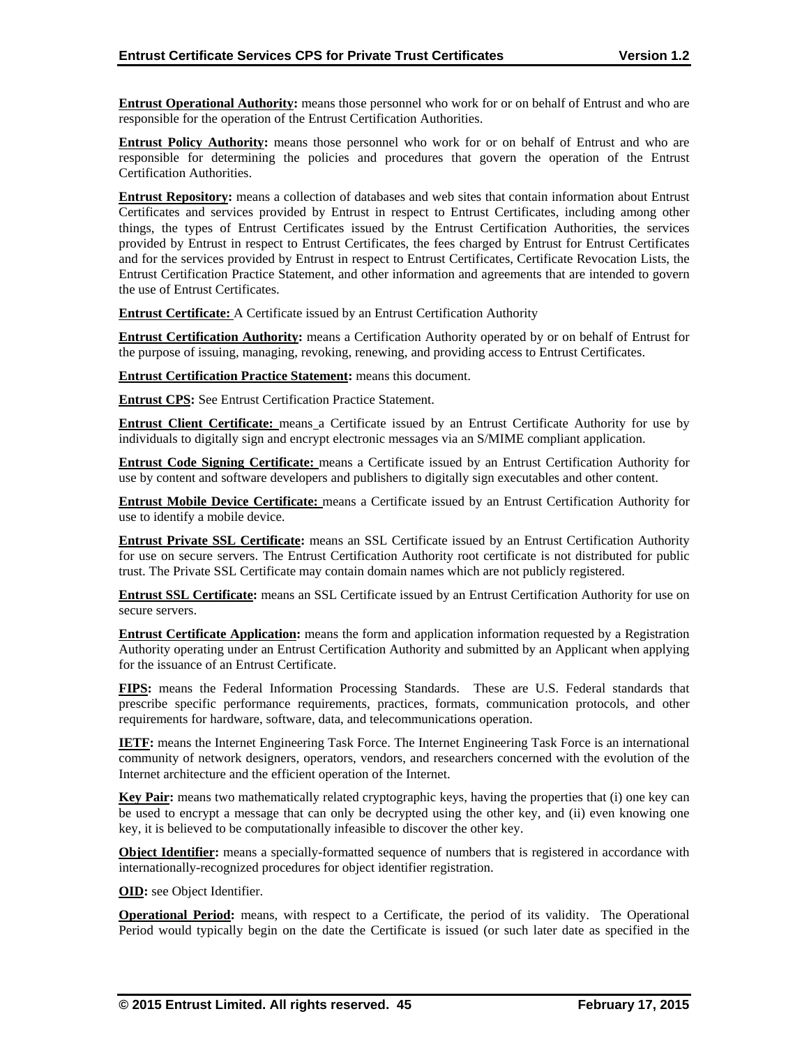**Entrust Operational Authority:** means those personnel who work for or on behalf of Entrust and who are responsible for the operation of the Entrust Certification Authorities.

**Entrust Policy Authority:** means those personnel who work for or on behalf of Entrust and who are responsible for determining the policies and procedures that govern the operation of the Entrust Certification Authorities.

**Entrust Repository:** means a collection of databases and web sites that contain information about Entrust Certificates and services provided by Entrust in respect to Entrust Certificates, including among other things, the types of Entrust Certificates issued by the Entrust Certification Authorities, the services provided by Entrust in respect to Entrust Certificates, the fees charged by Entrust for Entrust Certificates and for the services provided by Entrust in respect to Entrust Certificates, Certificate Revocation Lists, the Entrust Certification Practice Statement, and other information and agreements that are intended to govern the use of Entrust Certificates.

**Entrust Certificate:** A Certificate issued by an Entrust Certification Authority

**Entrust Certification Authority:** means a Certification Authority operated by or on behalf of Entrust for the purpose of issuing, managing, revoking, renewing, and providing access to Entrust Certificates.

**Entrust Certification Practice Statement:** means this document.

**Entrust CPS:** See Entrust Certification Practice Statement.

**Entrust Client Certificate:** means a Certificate issued by an Entrust Certificate Authority for use by individuals to digitally sign and encrypt electronic messages via an S/MIME compliant application.

**Entrust Code Signing Certificate:** means a Certificate issued by an Entrust Certification Authority for use by content and software developers and publishers to digitally sign executables and other content.

**Entrust Mobile Device Certificate:** means a Certificate issued by an Entrust Certification Authority for use to identify a mobile device.

**Entrust Private SSL Certificate:** means an SSL Certificate issued by an Entrust Certification Authority for use on secure servers. The Entrust Certification Authority root certificate is not distributed for public trust. The Private SSL Certificate may contain domain names which are not publicly registered.

**Entrust SSL Certificate:** means an SSL Certificate issued by an Entrust Certification Authority for use on secure servers.

**Entrust Certificate Application:** means the form and application information requested by a Registration Authority operating under an Entrust Certification Authority and submitted by an Applicant when applying for the issuance of an Entrust Certificate.

**FIPS:** means the Federal Information Processing Standards. These are U.S. Federal standards that prescribe specific performance requirements, practices, formats, communication protocols, and other requirements for hardware, software, data, and telecommunications operation.

**IETF:** means the Internet Engineering Task Force. The Internet Engineering Task Force is an international community of network designers, operators, vendors, and researchers concerned with the evolution of the Internet architecture and the efficient operation of the Internet.

**Key Pair:** means two mathematically related cryptographic keys, having the properties that (i) one key can be used to encrypt a message that can only be decrypted using the other key, and (ii) even knowing one key, it is believed to be computationally infeasible to discover the other key.

**Object Identifier:** means a specially-formatted sequence of numbers that is registered in accordance with internationally-recognized procedures for object identifier registration.

**OID:** see Object Identifier.

**Operational Period:** means, with respect to a Certificate, the period of its validity. The Operational Period would typically begin on the date the Certificate is issued (or such later date as specified in the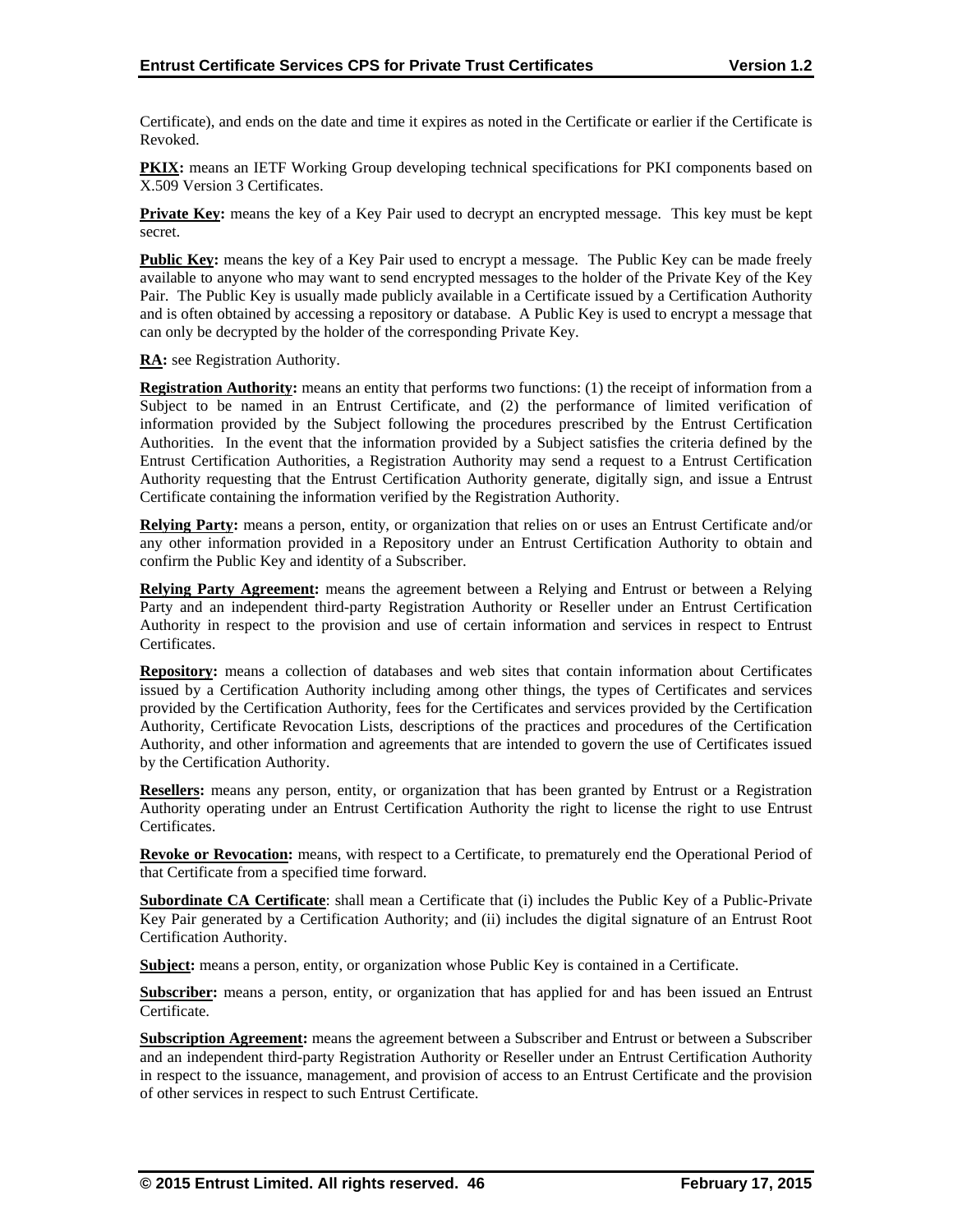Certificate), and ends on the date and time it expires as noted in the Certificate or earlier if the Certificate is Revoked.

**PKIX:** means an IETF Working Group developing technical specifications for PKI components based on X.509 Version 3 Certificates.

**Private Key:** means the key of a Key Pair used to decrypt an encrypted message. This key must be kept secret.

**Public Key:** means the key of a Key Pair used to encrypt a message. The Public Key can be made freely available to anyone who may want to send encrypted messages to the holder of the Private Key of the Key Pair. The Public Key is usually made publicly available in a Certificate issued by a Certification Authority and is often obtained by accessing a repository or database. A Public Key is used to encrypt a message that can only be decrypted by the holder of the corresponding Private Key.

**RA:** see Registration Authority.

**Registration Authority:** means an entity that performs two functions: (1) the receipt of information from a Subject to be named in an Entrust Certificate, and (2) the performance of limited verification of information provided by the Subject following the procedures prescribed by the Entrust Certification Authorities. In the event that the information provided by a Subject satisfies the criteria defined by the Entrust Certification Authorities, a Registration Authority may send a request to a Entrust Certification Authority requesting that the Entrust Certification Authority generate, digitally sign, and issue a Entrust Certificate containing the information verified by the Registration Authority.

**Relying Party:** means a person, entity, or organization that relies on or uses an Entrust Certificate and/or any other information provided in a Repository under an Entrust Certification Authority to obtain and confirm the Public Key and identity of a Subscriber.

**Relying Party Agreement:** means the agreement between a Relying and Entrust or between a Relying Party and an independent third-party Registration Authority or Reseller under an Entrust Certification Authority in respect to the provision and use of certain information and services in respect to Entrust Certificates.

**Repository:** means a collection of databases and web sites that contain information about Certificates issued by a Certification Authority including among other things, the types of Certificates and services provided by the Certification Authority, fees for the Certificates and services provided by the Certification Authority, Certificate Revocation Lists, descriptions of the practices and procedures of the Certification Authority, and other information and agreements that are intended to govern the use of Certificates issued by the Certification Authority.

**Resellers:** means any person, entity, or organization that has been granted by Entrust or a Registration Authority operating under an Entrust Certification Authority the right to license the right to use Entrust Certificates.

**Revoke or Revocation:** means, with respect to a Certificate, to prematurely end the Operational Period of that Certificate from a specified time forward.

**Subordinate CA Certificate**: shall mean a Certificate that (i) includes the Public Key of a Public-Private Key Pair generated by a Certification Authority; and (ii) includes the digital signature of an Entrust Root Certification Authority.

**Subject:** means a person, entity, or organization whose Public Key is contained in a Certificate.

**Subscriber:** means a person, entity, or organization that has applied for and has been issued an Entrust Certificate.

**Subscription Agreement:** means the agreement between a Subscriber and Entrust or between a Subscriber and an independent third-party Registration Authority or Reseller under an Entrust Certification Authority in respect to the issuance, management, and provision of access to an Entrust Certificate and the provision of other services in respect to such Entrust Certificate.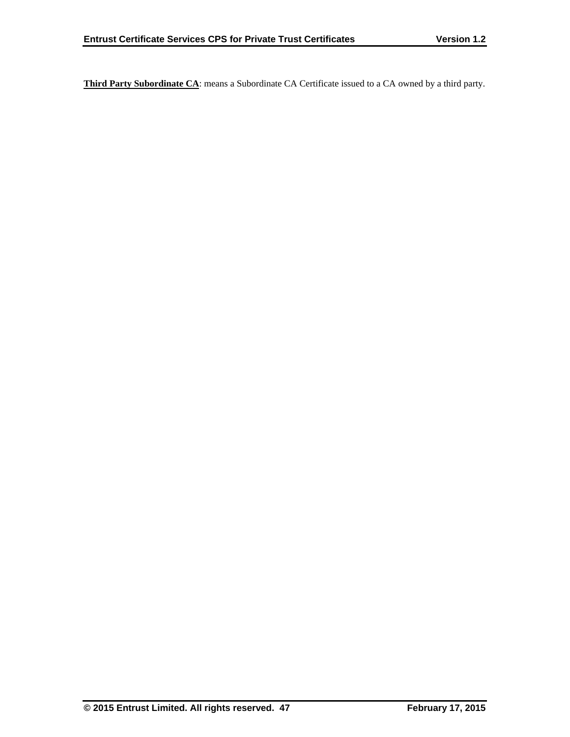**Third Party Subordinate CA**: means a Subordinate CA Certificate issued to a CA owned by a third party.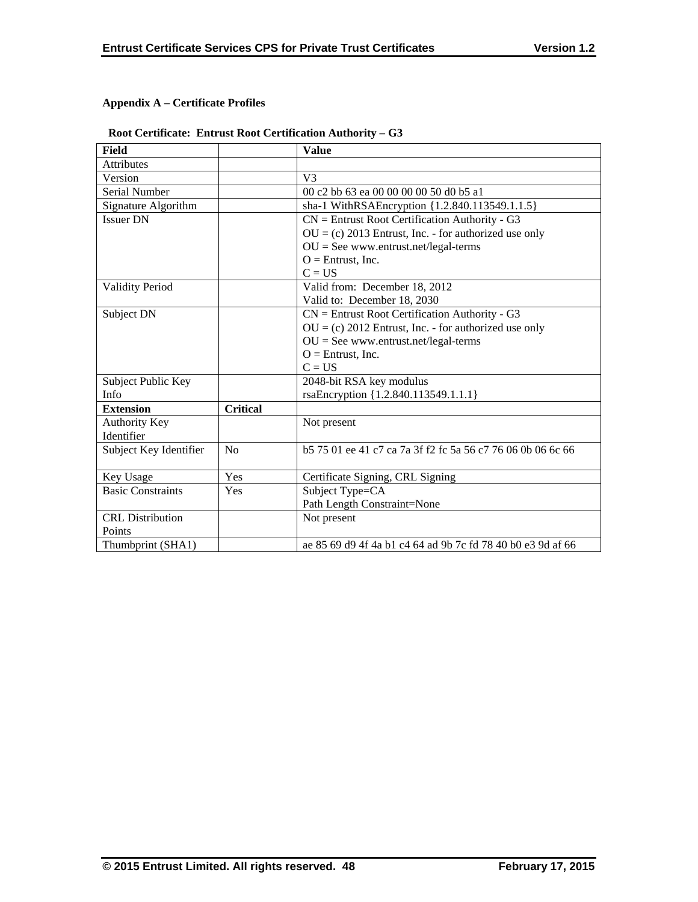**Appendix A – Certificate Profiles**

**Root Certificate: Entrust Root Certification Authority – G3**

| **Field** | | **Value** |
|---|---|---|
| Attributes | | |
| Version | | V3 |
| Serial Number | | 00 c2 bb 63 ea 00 00 00 00 50 d0 b5 a1 |
| Signature Algorithm | | sha-1 WithRSAEncryption {1.2.840.113549.1.1.5} |
| Issuer DN | | CN = Entrust Root Certification Authority - G3<br>OU = (c) 2013 Entrust, Inc. - for authorized use only<br>OU = See www.entrust.net/legal-terms<br>O = Entrust, Inc.<br>C = US |
| Validity Period | | Valid from: December 18, 2012<br>Valid to: December 18, 2030 |
| Subject DN | | CN = Entrust Root Certification Authority - G3<br>OU = (c) 2012 Entrust, Inc. - for authorized use only<br>OU = See www.entrust.net/legal-terms<br>O = Entrust, Inc.<br>C = US |
| Subject Public Key Info | | 2048-bit RSA key modulus<br>rsaEncryption {1.2.840.113549.1.1.1} |
| **Extension** | **Critical** | |
| Authority Key Identifier | | Not present |
| Subject Key Identifier | No | b5 75 01 ee 41 c7 ca 7a 3f f2 fc 5a 56 c7 76 06 0b 06 6c 66 |
| Key Usage | Yes | Certificate Signing, CRL Signing |
| Basic Constraints | Yes | Subject Type=CA<br>Path Length Constraint=None |
| CRL Distribution Points | | Not present |
| Thumbprint (SHA1) | | ae 85 69 d9 4f 4a b1 c4 64 ad 9b 7c fd 78 40 b0 e3 9d af 66 |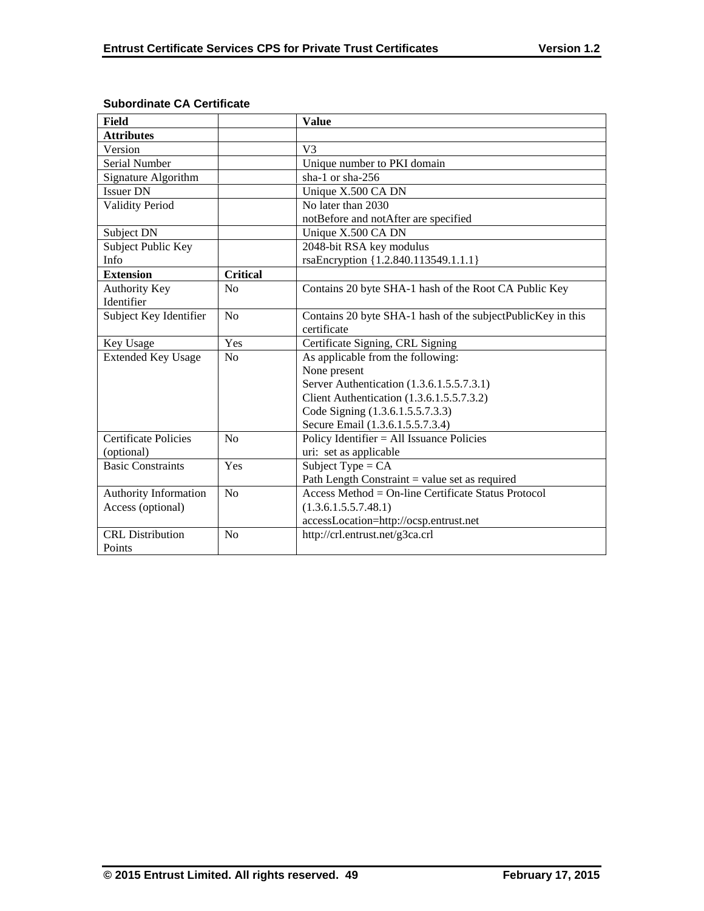**Subordinate CA Certificate**

| Field | | Value |
|---|---|---|
| **Attributes** | | |
| Version | | V3 |
| Serial Number | | Unique number to PKI domain |
| Signature Algorithm | | sha-1 or sha-256 |
| Issuer DN | | Unique X.500 CA DN |
| Validity Period | | No later than 2030<br>notBefore and notAfter are specified |
| Subject DN | | Unique X.500 CA DN |
| Subject Public Key Info | | 2048-bit RSA key modulus<br>rsaEncryption {1.2.840.113549.1.1.1} |
| **Extension** | **Critical** | |
| Authority Key Identifier | No | Contains 20 byte SHA-1 hash of the Root CA Public Key |
| Subject Key Identifier | No | Contains 20 byte SHA-1 hash of the subjectPublicKey in this certificate |
| Key Usage | Yes | Certificate Signing, CRL Signing |
| Extended Key Usage | No | As applicable from the following:<br>None present<br>Server Authentication (1.3.6.1.5.5.7.3.1)<br>Client Authentication (1.3.6.1.5.5.7.3.2)<br>Code Signing (1.3.6.1.5.5.7.3.3)<br>Secure Email (1.3.6.1.5.5.7.3.4) |
| Certificate Policies (optional) | No | Policy Identifier = All Issuance Policies<br>uri: set as applicable |
| Basic Constraints | Yes | Subject Type = CA<br>Path Length Constraint = value set as required |
| Authority Information Access (optional) | No | Access Method = On-line Certificate Status Protocol (1.3.6.1.5.5.7.48.1)<br>accessLocation=http://ocsp.entrust.net |
| CRL Distribution Points | No | http://crl.entrust.net/g3ca.crl |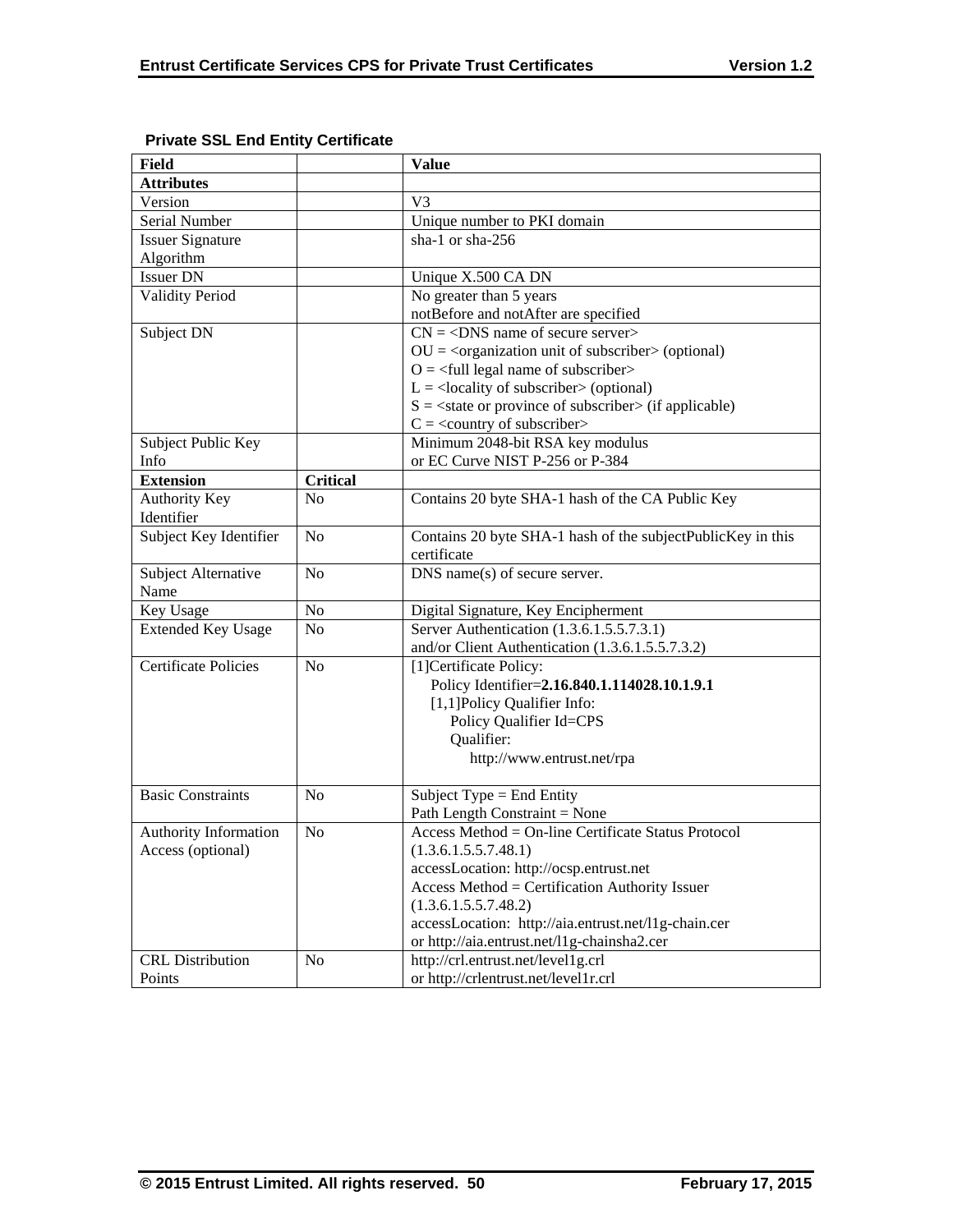**Private SSL End Entity Certificate**

| Field | | Value |
|---|---|---|
| **Attributes** | | |
| Version | | V3 |
| Serial Number | | Unique number to PKI domain |
| Issuer Signature Algorithm | | sha-1 or sha-256 |
| Issuer DN | | Unique X.500 CA DN |
| Validity Period | | No greater than 5 years<br>notBefore and notAfter are specified |
| Subject DN | | CN = <DNS name of secure server><br>OU = <organization unit of subscriber> (optional)<br>O = <full legal name of subscriber><br>L = <locality of subscriber> (optional)<br>S = <state or province of subscriber> (if applicable)<br>C = <country of subscriber> |
| Subject Public Key Info | | Minimum 2048-bit RSA key modulus<br>or EC Curve NIST P-256 or P-384 |
| **Extension** | **Critical** | |
| Authority Key Identifier | No | Contains 20 byte SHA-1 hash of the CA Public Key |
| Subject Key Identifier | No | Contains 20 byte SHA-1 hash of the subjectPublicKey in this certificate |
| Subject Alternative Name | No | DNS name(s) of secure server. |
| Key Usage | No | Digital Signature, Key Encipherment |
| Extended Key Usage | No | Server Authentication (1.3.6.1.5.5.7.3.1)<br>and/or Client Authentication (1.3.6.1.5.5.7.3.2) |
| Certificate Policies | No | [1]Certificate Policy:<br>Policy Identifier=**2.16.840.1.114028.10.1.9.1**<br>[1,1]Policy Qualifier Info:<br>Policy Qualifier Id=CPS<br>Qualifier:<br>http://www.entrust.net/rpa |
| Basic Constraints | No | Subject Type = End Entity<br>Path Length Constraint = None |
| Authority Information Access (optional) | No | Access Method = On-line Certificate Status Protocol (1.3.6.1.5.5.7.48.1)<br>accessLocation: http://ocsp.entrust.net<br>Access Method = Certification Authority Issuer (1.3.6.1.5.5.7.48.2)<br>accessLocation: http://aia.entrust.net/l1g-chain.cer<br>or http://aia.entrust.net/l1g-chainsha2.cer |
| CRL Distribution Points | No | http://crl.entrust.net/level1g.crl<br>or http://crlentrust.net/level1r.crl |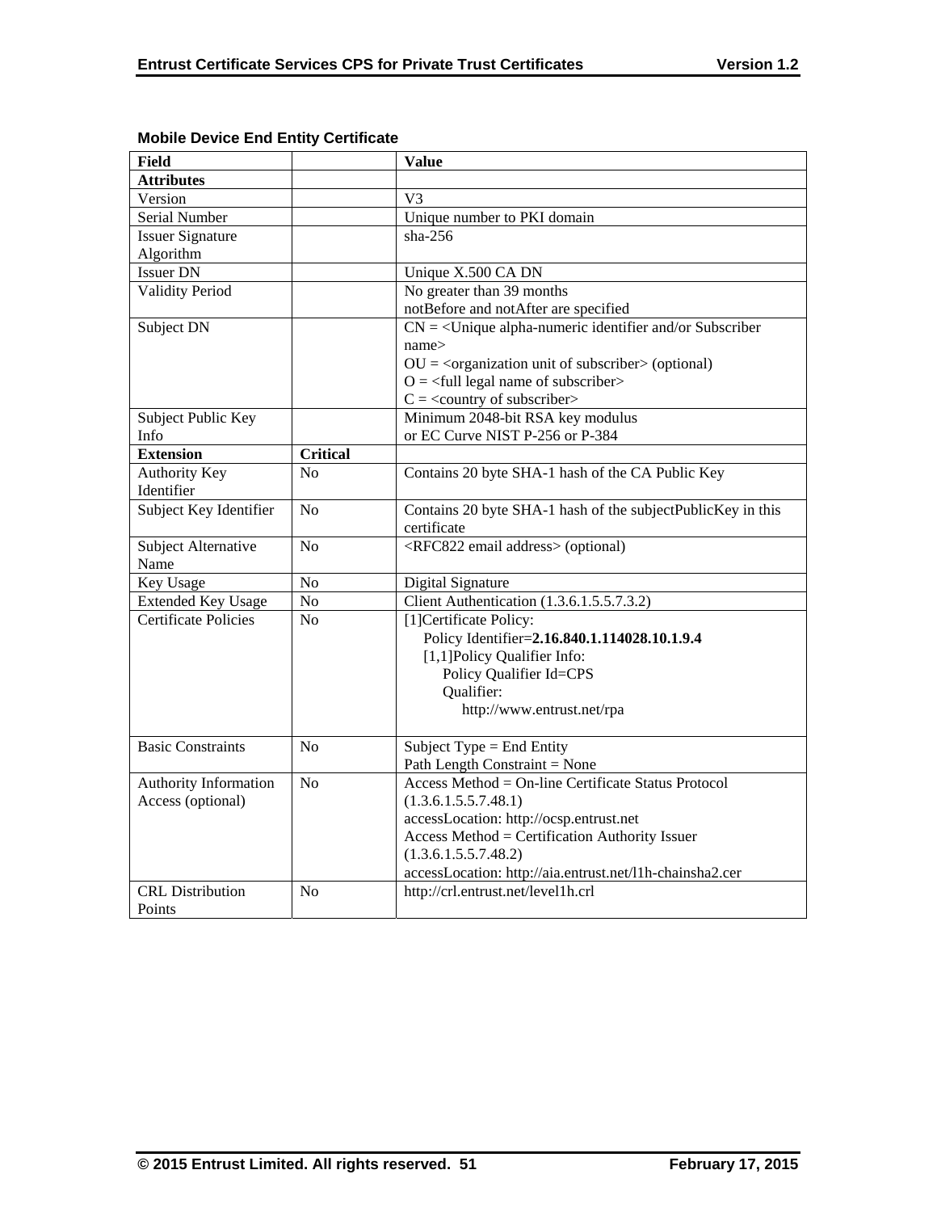**Mobile Device End Entity Certificate**

| Field | | Value |
|---|---|---|
| **Attributes** | | |
| Version | | V3 |
| Serial Number | | Unique number to PKI domain |
| Issuer Signature Algorithm | | sha-256 |
| Issuer DN | | Unique X.500 CA DN |
| Validity Period | | No greater than 39 months<br>notBefore and notAfter are specified |
| Subject DN | | CN = <Unique alpha-numeric identifier and/or Subscriber name><br>OU = <organization unit of subscriber> (optional)<br>O = <full legal name of subscriber><br>C = <country of subscriber> |
| Subject Public Key Info | | Minimum 2048-bit RSA key modulus<br>or EC Curve NIST P-256 or P-384 |
| **Extension** | **Critical** | |
| Authority Key Identifier | No | Contains 20 byte SHA-1 hash of the CA Public Key |
| Subject Key Identifier | No | Contains 20 byte SHA-1 hash of the subjectPublicKey in this certificate |
| Subject Alternative Name | No | <RFC822 email address> (optional) |
| Key Usage | No | Digital Signature |
| Extended Key Usage | No | Client Authentication (1.3.6.1.5.5.7.3.2) |
| Certificate Policies | No | [1]Certificate Policy:<br>Policy Identifier=**2.16.840.1.114028.10.1.9.4**<br>[1,1]Policy Qualifier Info:<br>Policy Qualifier Id=CPS<br>Qualifier:<br>http://www.entrust.net/rpa |
| Basic Constraints | No | Subject Type = End Entity<br>Path Length Constraint = None |
| Authority Information Access (optional) | No | Access Method = On-line Certificate Status Protocol (1.3.6.1.5.5.7.48.1)<br>accessLocation: http://ocsp.entrust.net<br>Access Method = Certification Authority Issuer (1.3.6.1.5.5.7.48.2)<br>accessLocation: http://aia.entrust.net/l1h-chainsha2.cer |
| CRL Distribution Points | No | http://crl.entrust.net/level1h.crl |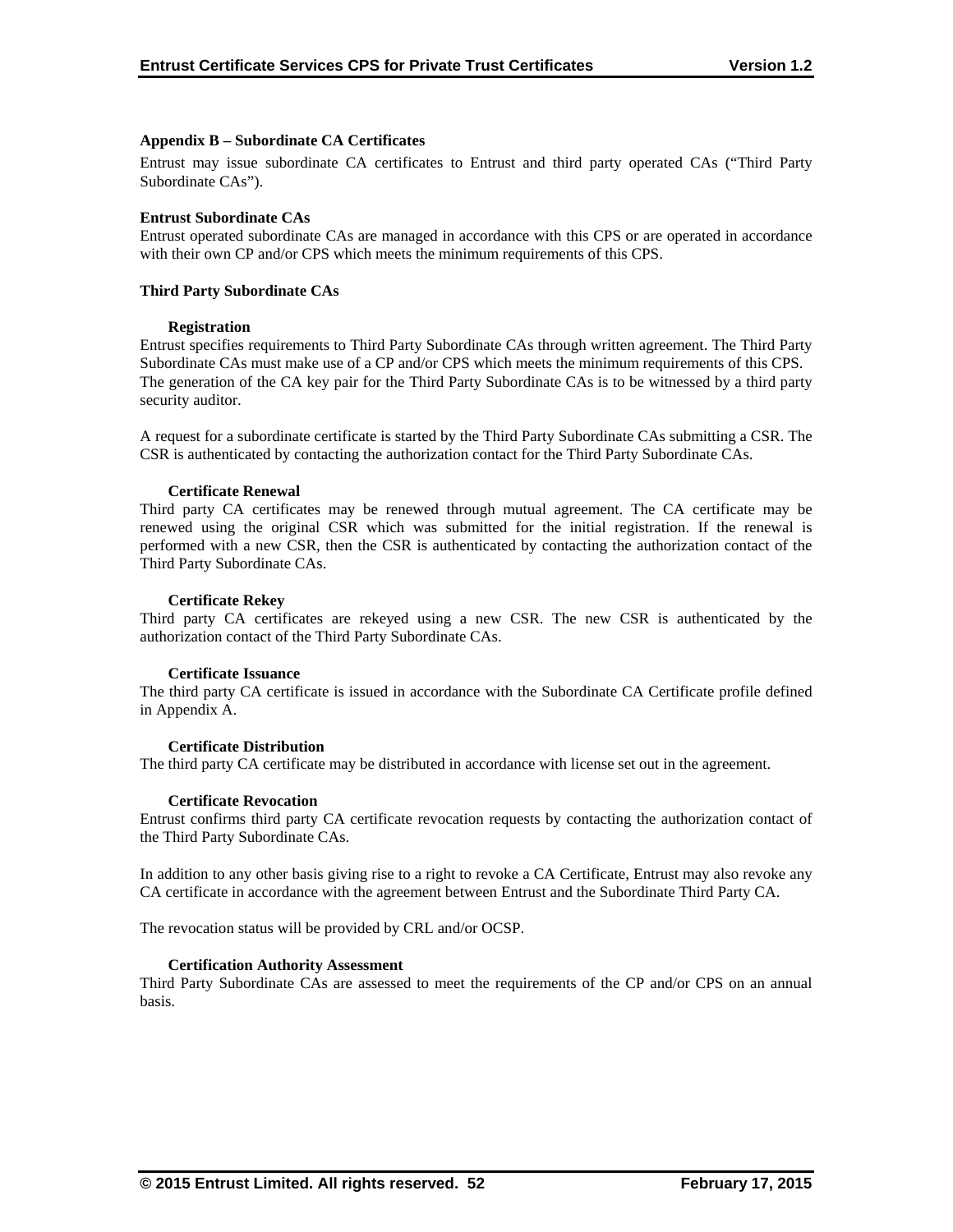## Appendix B – Subordinate CA Certificates

Entrust may issue subordinate CA certificates to Entrust and third party operated CAs ("Third Party Subordinate CAs").

### Entrust Subordinate CAs

Entrust operated subordinate CAs are managed in accordance with this CPS or are operated in accordance with their own CP and/or CPS which meets the minimum requirements of this CPS.

### Third Party Subordinate CAs

#### Registration

Entrust specifies requirements to Third Party Subordinate CAs through written agreement. The Third Party Subordinate CAs must make use of a CP and/or CPS which meets the minimum requirements of this CPS. The generation of the CA key pair for the Third Party Subordinate CAs is to be witnessed by a third party security auditor.

A request for a subordinate certificate is started by the Third Party Subordinate CAs submitting a CSR. The CSR is authenticated by contacting the authorization contact for the Third Party Subordinate CAs.

#### Certificate Renewal

Third party CA certificates may be renewed through mutual agreement. The CA certificate may be renewed using the original CSR which was submitted for the initial registration. If the renewal is performed with a new CSR, then the CSR is authenticated by contacting the authorization contact of the Third Party Subordinate CAs.

#### Certificate Rekey

Third party CA certificates are rekeyed using a new CSR. The new CSR is authenticated by the authorization contact of the Third Party Subordinate CAs.

#### Certificate Issuance

The third party CA certificate is issued in accordance with the Subordinate CA Certificate profile defined in Appendix A.

#### Certificate Distribution

The third party CA certificate may be distributed in accordance with license set out in the agreement.

#### Certificate Revocation

Entrust confirms third party CA certificate revocation requests by contacting the authorization contact of the Third Party Subordinate CAs.

In addition to any other basis giving rise to a right to revoke a CA Certificate, Entrust may also revoke any CA certificate in accordance with the agreement between Entrust and the Subordinate Third Party CA.

The revocation status will be provided by CRL and/or OCSP.

#### Certification Authority Assessment

Third Party Subordinate CAs are assessed to meet the requirements of the CP and/or CPS on an annual basis.